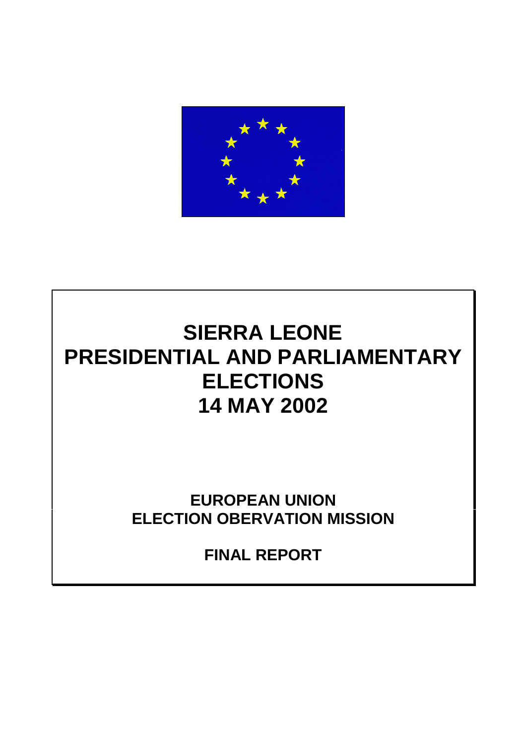# SIERRA LEONE PRESIDENTIAL AND PARLIAMENTARY ELECTIONS 14 MAY 2002

**EUROPEAN UNION ELECTION OBERVATION MISSION**

**FINAL REPORT**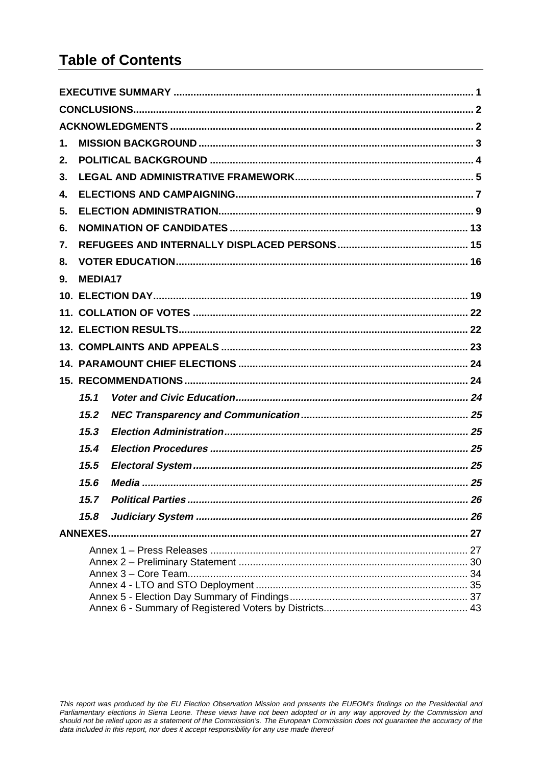# Table of Contents

EXECUTIVE SUMMARY ........................................................................................................ 1

CONCLUSIONS........................................................................................................................ 2

ACKNOWLEDGMENTS ........................................................................................................... 2

1. MISSION BACKGROUND ................................................................................................ 3
2. POLITICAL BACKGROUND ............................................................................................ 4
3. LEGAL AND ADMINISTRATIVE FRAMEWORK............................................................... 5
4. ELECTIONS AND CAMPAIGNING.................................................................................... 7
5. ELECTION ADMINISTRATION.......................................................................................... 9
6. NOMINATION OF CANDIDATES .................................................................................... 13
7. REFUGEES AND INTERNALLY DISPLACED PERSONS.............................................. 15
8. VOTER EDUCATION....................................................................................................... 16
9. MEDIA17
10. ELECTION DAY.............................................................................................................. 19
11. COLLATION OF VOTES ................................................................................................ 22
12. ELECTION RESULTS..................................................................................................... 22
13. COMPLAINTS AND APPEALS ....................................................................................... 23
14. PARAMOUNT CHIEF ELECTIONS ................................................................................ 24
15. RECOMMENDATIONS ................................................................................................... 24
    - *15.1 Voter and Civic Education................................................................................. 24*
    - *15.2 NEC Transparency and Communication.......................................................... 25*
    - *15.3 Election Administration..................................................................................... 25*
    - *15.4 Election Procedures .......................................................................................... 25*
    - *15.5 Electoral System................................................................................................ 25*
    - *15.6 Media .................................................................................................................. 25*
    - *15.7 Political Parties .................................................................................................. 26*
    - *15.8 Judiciary System ............................................................................................... 26*

ANNEXES.............................................................................................................................. 27

- Annex 1 – Press Releases ............................................................................................ 27
- Annex 2 – Preliminary Statement .................................................................................. 30
- Annex 3 – Core Team.................................................................................................... 34
- Annex 4 - LTO and STO Deployment ........................................................................... 35
- Annex 5 - Election Day Summary of Findings............................................................... 37
- Annex 6 - Summary of Registered Voters by Districts................................................... 43

*This report was produced by the EU Election Observation Mission and presents the EUEOM's findings on the Presidential and Parliamentary elections in Sierra Leone. These views have not been adopted or in any way approved by the Commission and should not be relied upon as a statement of the Commission's. The European Commission does not guarantee the accuracy of the data included in this report, nor does it accept responsibility for any use made thereof*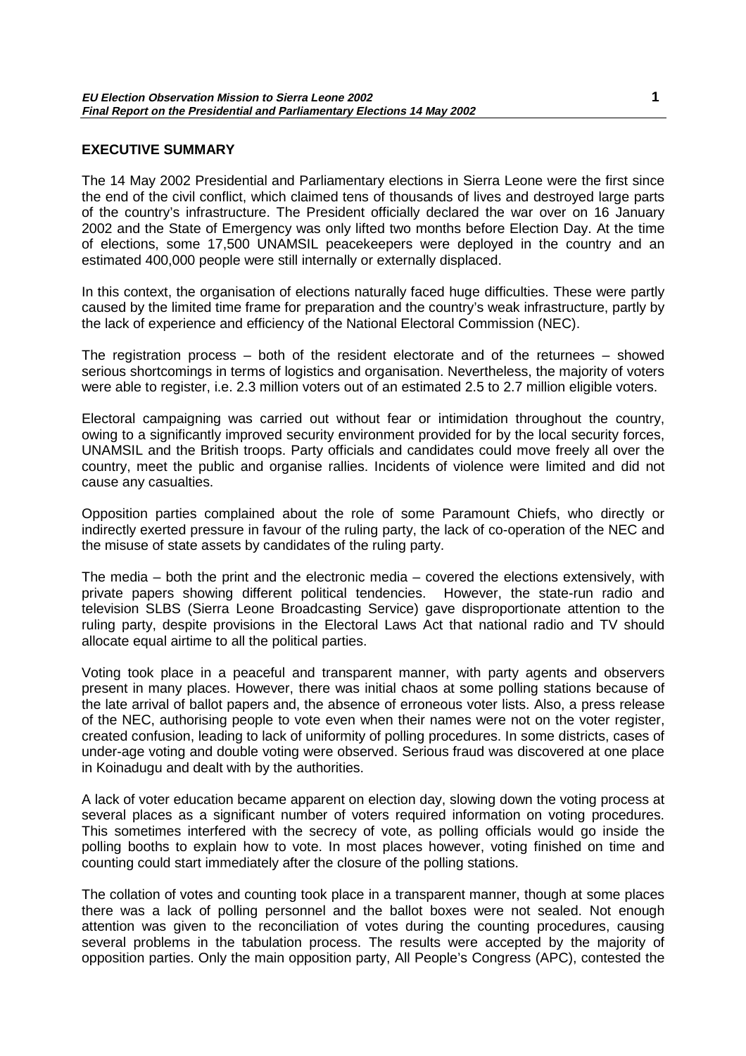## EXECUTIVE SUMMARY

The 14 May 2002 Presidential and Parliamentary elections in Sierra Leone were the first since the end of the civil conflict, which claimed tens of thousands of lives and destroyed large parts of the country's infrastructure. The President officially declared the war over on 16 January 2002 and the State of Emergency was only lifted two months before Election Day. At the time of elections, some 17,500 UNAMSIL peacekeepers were deployed in the country and an estimated 400,000 people were still internally or externally displaced.

In this context, the organisation of elections naturally faced huge difficulties. These were partly caused by the limited time frame for preparation and the country's weak infrastructure, partly by the lack of experience and efficiency of the National Electoral Commission (NEC).

The registration process – both of the resident electorate and of the returnees – showed serious shortcomings in terms of logistics and organisation. Nevertheless, the majority of voters were able to register, i.e. 2.3 million voters out of an estimated 2.5 to 2.7 million eligible voters.

Electoral campaigning was carried out without fear or intimidation throughout the country, owing to a significantly improved security environment provided for by the local security forces, UNAMSIL and the British troops. Party officials and candidates could move freely all over the country, meet the public and organise rallies. Incidents of violence were limited and did not cause any casualties.

Opposition parties complained about the role of some Paramount Chiefs, who directly or indirectly exerted pressure in favour of the ruling party, the lack of co-operation of the NEC and the misuse of state assets by candidates of the ruling party.

The media – both the print and the electronic media – covered the elections extensively, with private papers showing different political tendencies. However, the state-run radio and television SLBS (Sierra Leone Broadcasting Service) gave disproportionate attention to the ruling party, despite provisions in the Electoral Laws Act that national radio and TV should allocate equal airtime to all the political parties.

Voting took place in a peaceful and transparent manner, with party agents and observers present in many places. However, there was initial chaos at some polling stations because of the late arrival of ballot papers and, the absence of erroneous voter lists. Also, a press release of the NEC, authorising people to vote even when their names were not on the voter register, created confusion, leading to lack of uniformity of polling procedures. In some districts, cases of under-age voting and double voting were observed. Serious fraud was discovered at one place in Koinadugu and dealt with by the authorities.

A lack of voter education became apparent on election day, slowing down the voting process at several places as a significant number of voters required information on voting procedures. This sometimes interfered with the secrecy of vote, as polling officials would go inside the polling booths to explain how to vote. In most places however, voting finished on time and counting could start immediately after the closure of the polling stations.

The collation of votes and counting took place in a transparent manner, though at some places there was a lack of polling personnel and the ballot boxes were not sealed. Not enough attention was given to the reconciliation of votes during the counting procedures, causing several problems in the tabulation process. The results were accepted by the majority of opposition parties. Only the main opposition party, All People's Congress (APC), contested the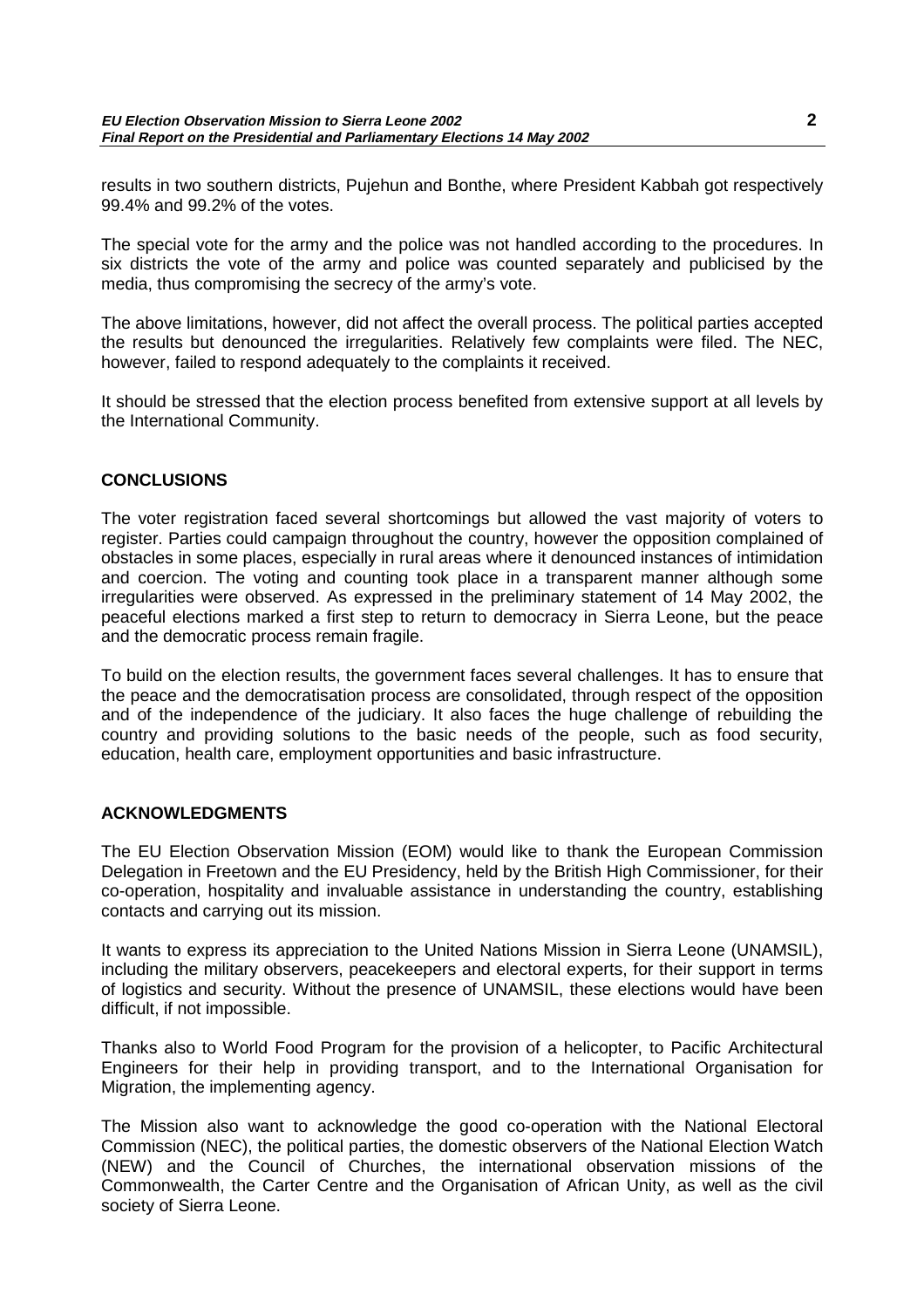results in two southern districts, Pujehun and Bonthe, where President Kabbah got respectively 99.4% and 99.2% of the votes.

The special vote for the army and the police was not handled according to the procedures. In six districts the vote of the army and police was counted separately and publicised by the media, thus compromising the secrecy of the army's vote.

The above limitations, however, did not affect the overall process. The political parties accepted the results but denounced the irregularities. Relatively few complaints were filed. The NEC, however, failed to respond adequately to the complaints it received.

It should be stressed that the election process benefited from extensive support at all levels by the International Community.

## CONCLUSIONS

The voter registration faced several shortcomings but allowed the vast majority of voters to register. Parties could campaign throughout the country, however the opposition complained of obstacles in some places, especially in rural areas where it denounced instances of intimidation and coercion. The voting and counting took place in a transparent manner although some irregularities were observed. As expressed in the preliminary statement of 14 May 2002, the peaceful elections marked a first step to return to democracy in Sierra Leone, but the peace and the democratic process remain fragile.

To build on the election results, the government faces several challenges. It has to ensure that the peace and the democratisation process are consolidated, through respect of the opposition and of the independence of the judiciary. It also faces the huge challenge of rebuilding the country and providing solutions to the basic needs of the people, such as food security, education, health care, employment opportunities and basic infrastructure.

## ACKNOWLEDGMENTS

The EU Election Observation Mission (EOM) would like to thank the European Commission Delegation in Freetown and the EU Presidency, held by the British High Commissioner, for their co-operation, hospitality and invaluable assistance in understanding the country, establishing contacts and carrying out its mission.

It wants to express its appreciation to the United Nations Mission in Sierra Leone (UNAMSIL), including the military observers, peacekeepers and electoral experts, for their support in terms of logistics and security. Without the presence of UNAMSIL, these elections would have been difficult, if not impossible.

Thanks also to World Food Program for the provision of a helicopter, to Pacific Architectural Engineers for their help in providing transport, and to the International Organisation for Migration, the implementing agency.

The Mission also want to acknowledge the good co-operation with the National Electoral Commission (NEC), the political parties, the domestic observers of the National Election Watch (NEW) and the Council of Churches, the international observation missions of the Commonwealth, the Carter Centre and the Organisation of African Unity, as well as the civil society of Sierra Leone.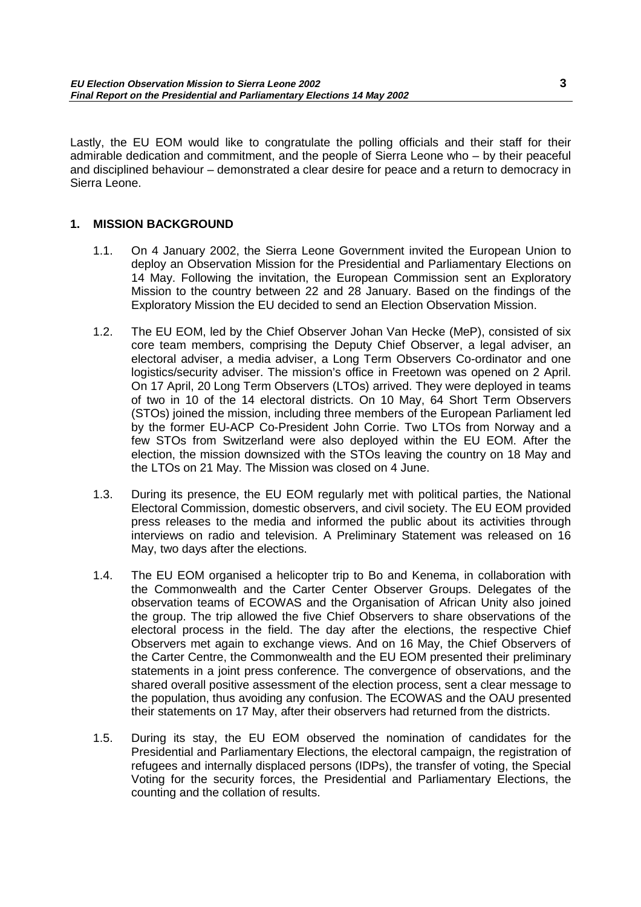Lastly, the EU EOM would like to congratulate the polling officials and their staff for their admirable dedication and commitment, and the people of Sierra Leone who – by their peaceful and disciplined behaviour – demonstrated a clear desire for peace and a return to democracy in Sierra Leone.

## 1. MISSION BACKGROUND

1.1. On 4 January 2002, the Sierra Leone Government invited the European Union to deploy an Observation Mission for the Presidential and Parliamentary Elections on 14 May. Following the invitation, the European Commission sent an Exploratory Mission to the country between 22 and 28 January. Based on the findings of the Exploratory Mission the EU decided to send an Election Observation Mission.

1.2. The EU EOM, led by the Chief Observer Johan Van Hecke (MeP), consisted of six core team members, comprising the Deputy Chief Observer, a legal adviser, an electoral adviser, a media adviser, a Long Term Observers Co-ordinator and one logistics/security adviser. The mission's office in Freetown was opened on 2 April. On 17 April, 20 Long Term Observers (LTOs) arrived. They were deployed in teams of two in 10 of the 14 electoral districts. On 10 May, 64 Short Term Observers (STOs) joined the mission, including three members of the European Parliament led by the former EU-ACP Co-President John Corrie. Two LTOs from Norway and a few STOs from Switzerland were also deployed within the EU EOM. After the election, the mission downsized with the STOs leaving the country on 18 May and the LTOs on 21 May. The Mission was closed on 4 June.

1.3. During its presence, the EU EOM regularly met with political parties, the National Electoral Commission, domestic observers, and civil society. The EU EOM provided press releases to the media and informed the public about its activities through interviews on radio and television. A Preliminary Statement was released on 16 May, two days after the elections.

1.4. The EU EOM organised a helicopter trip to Bo and Kenema, in collaboration with the Commonwealth and the Carter Center Observer Groups. Delegates of the observation teams of ECOWAS and the Organisation of African Unity also joined the group. The trip allowed the five Chief Observers to share observations of the electoral process in the field. The day after the elections, the respective Chief Observers met again to exchange views. And on 16 May, the Chief Observers of the Carter Centre, the Commonwealth and the EU EOM presented their preliminary statements in a joint press conference. The convergence of observations, and the shared overall positive assessment of the election process, sent a clear message to the population, thus avoiding any confusion. The ECOWAS and the OAU presented their statements on 17 May, after their observers had returned from the districts.

1.5. During its stay, the EU EOM observed the nomination of candidates for the Presidential and Parliamentary Elections, the electoral campaign, the registration of refugees and internally displaced persons (IDPs), the transfer of voting, the Special Voting for the security forces, the Presidential and Parliamentary Elections, the counting and the collation of results.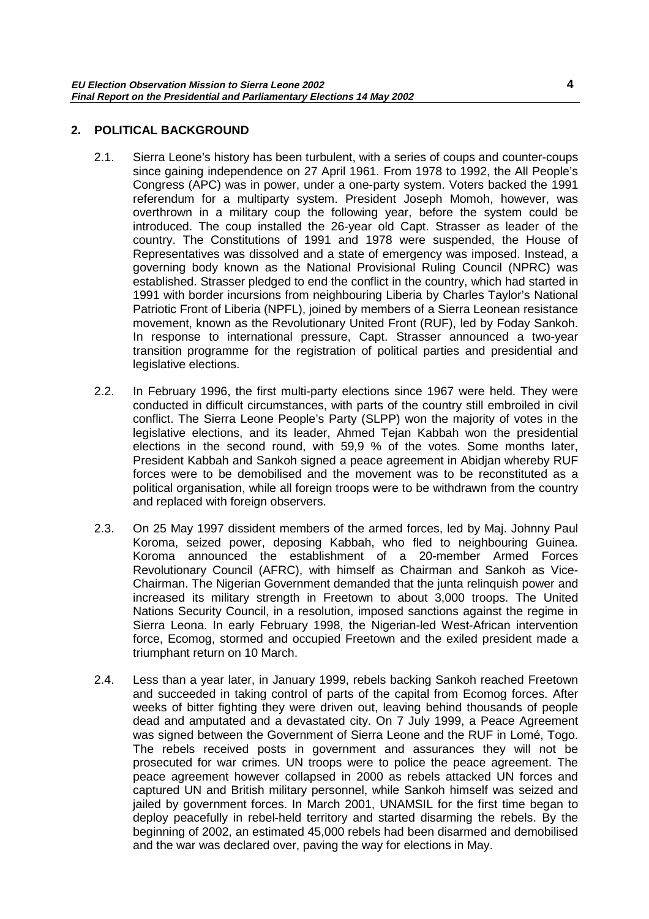## 2. POLITICAL BACKGROUND

2.1. Sierra Leone's history has been turbulent, with a series of coups and counter-coups since gaining independence on 27 April 1961. From 1978 to 1992, the All People's Congress (APC) was in power, under a one-party system. Voters backed the 1991 referendum for a multiparty system. President Joseph Momoh, however, was overthrown in a military coup the following year, before the system could be introduced. The coup installed the 26-year old Capt. Strasser as leader of the country. The Constitutions of 1991 and 1978 were suspended, the House of Representatives was dissolved and a state of emergency was imposed. Instead, a governing body known as the National Provisional Ruling Council (NPRC) was established. Strasser pledged to end the conflict in the country, which had started in 1991 with border incursions from neighbouring Liberia by Charles Taylor's National Patriotic Front of Liberia (NPFL), joined by members of a Sierra Leonean resistance movement, known as the Revolutionary United Front (RUF), led by Foday Sankoh. In response to international pressure, Capt. Strasser announced a two-year transition programme for the registration of political parties and presidential and legislative elections.

2.2. In February 1996, the first multi-party elections since 1967 were held. They were conducted in difficult circumstances, with parts of the country still embroiled in civil conflict. The Sierra Leone People's Party (SLPP) won the majority of votes in the legislative elections, and its leader, Ahmed Tejan Kabbah won the presidential elections in the second round, with 59,9 % of the votes. Some months later, President Kabbah and Sankoh signed a peace agreement in Abidjan whereby RUF forces were to be demobilised and the movement was to be reconstituted as a political organisation, while all foreign troops were to be withdrawn from the country and replaced with foreign observers.

2.3. On 25 May 1997 dissident members of the armed forces, led by Maj. Johnny Paul Koroma, seized power, deposing Kabbah, who fled to neighbouring Guinea. Koroma announced the establishment of a 20-member Armed Forces Revolutionary Council (AFRC), with himself as Chairman and Sankoh as Vice-Chairman. The Nigerian Government demanded that the junta relinquish power and increased its military strength in Freetown to about 3,000 troops. The United Nations Security Council, in a resolution, imposed sanctions against the regime in Sierra Leona. In early February 1998, the Nigerian-led West-African intervention force, Ecomog, stormed and occupied Freetown and the exiled president made a triumphant return on 10 March.

2.4. Less than a year later, in January 1999, rebels backing Sankoh reached Freetown and succeeded in taking control of parts of the capital from Ecomog forces. After weeks of bitter fighting they were driven out, leaving behind thousands of people dead and amputated and a devastated city. On 7 July 1999, a Peace Agreement was signed between the Government of Sierra Leone and the RUF in Lomé, Togo. The rebels received posts in government and assurances they will not be prosecuted for war crimes. UN troops were to police the peace agreement. The peace agreement however collapsed in 2000 as rebels attacked UN forces and captured UN and British military personnel, while Sankoh himself was seized and jailed by government forces. In March 2001, UNAMSIL for the first time began to deploy peacefully in rebel-held territory and started disarming the rebels. By the beginning of 2002, an estimated 45,000 rebels had been disarmed and demobilised and the war was declared over, paving the way for elections in May.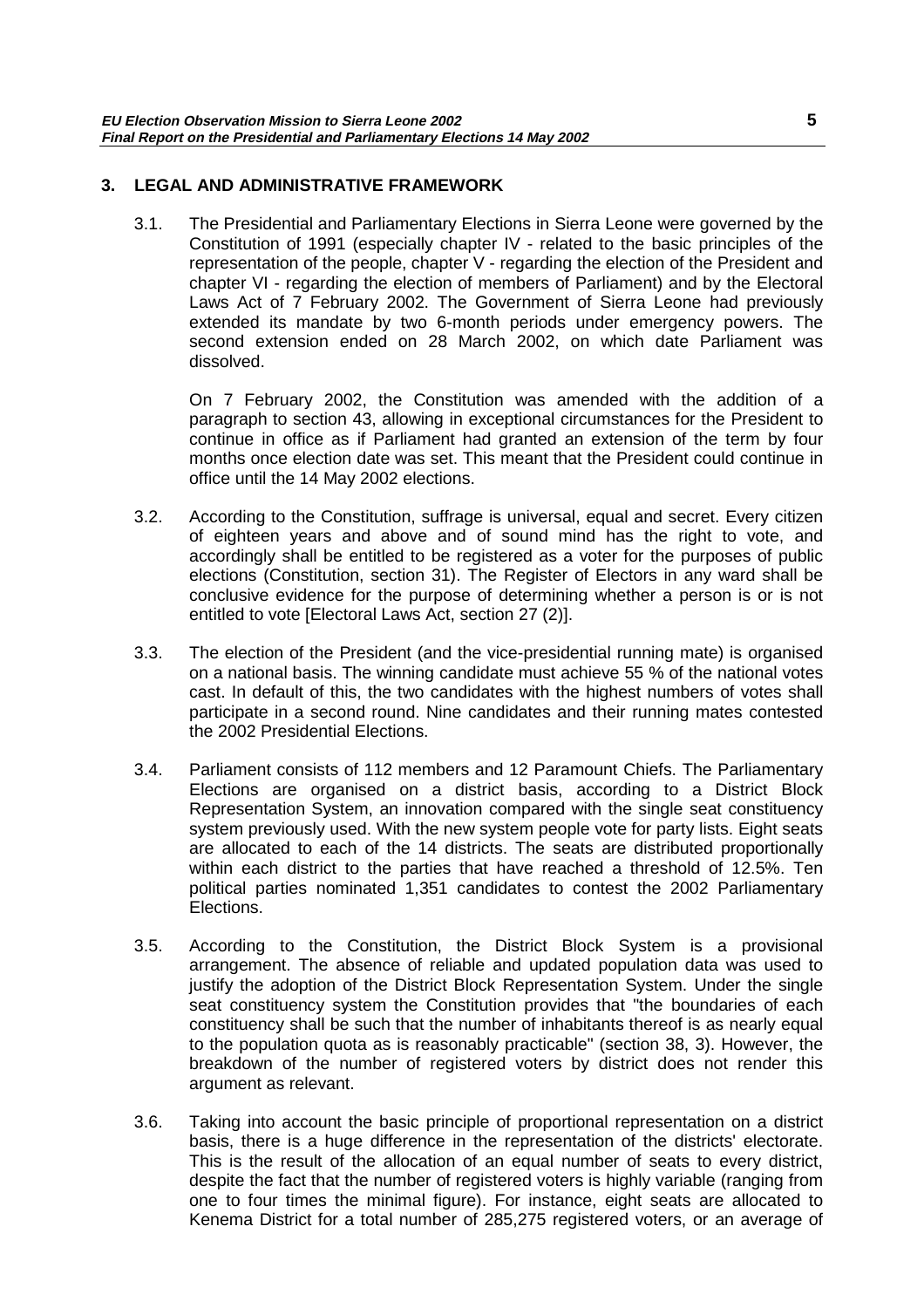## 3. LEGAL AND ADMINISTRATIVE FRAMEWORK

3.1. The Presidential and Parliamentary Elections in Sierra Leone were governed by the Constitution of 1991 (especially chapter IV - related to the basic principles of the representation of the people, chapter V - regarding the election of the President and chapter VI - regarding the election of members of Parliament) and by the Electoral Laws Act of 7 February 2002. The Government of Sierra Leone had previously extended its mandate by two 6-month periods under emergency powers. The second extension ended on 28 March 2002, on which date Parliament was dissolved.

On 7 February 2002, the Constitution was amended with the addition of a paragraph to section 43, allowing in exceptional circumstances for the President to continue in office as if Parliament had granted an extension of the term by four months once election date was set. This meant that the President could continue in office until the 14 May 2002 elections.

3.2. According to the Constitution, suffrage is universal, equal and secret. Every citizen of eighteen years and above and of sound mind has the right to vote, and accordingly shall be entitled to be registered as a voter for the purposes of public elections (Constitution, section 31). The Register of Electors in any ward shall be conclusive evidence for the purpose of determining whether a person is or is not entitled to vote [Electoral Laws Act, section 27 (2)].

3.3. The election of the President (and the vice-presidential running mate) is organised on a national basis. The winning candidate must achieve 55 % of the national votes cast. In default of this, the two candidates with the highest numbers of votes shall participate in a second round. Nine candidates and their running mates contested the 2002 Presidential Elections.

3.4. Parliament consists of 112 members and 12 Paramount Chiefs. The Parliamentary Elections are organised on a district basis, according to a District Block Representation System, an innovation compared with the single seat constituency system previously used. With the new system people vote for party lists. Eight seats are allocated to each of the 14 districts. The seats are distributed proportionally within each district to the parties that have reached a threshold of 12.5%. Ten political parties nominated 1,351 candidates to contest the 2002 Parliamentary Elections.

3.5. According to the Constitution, the District Block System is a provisional arrangement. The absence of reliable and updated population data was used to justify the adoption of the District Block Representation System. Under the single seat constituency system the Constitution provides that "the boundaries of each constituency shall be such that the number of inhabitants thereof is as nearly equal to the population quota as is reasonably practicable" (section 38, 3). However, the breakdown of the number of registered voters by district does not render this argument as relevant.

3.6. Taking into account the basic principle of proportional representation on a district basis, there is a huge difference in the representation of the districts' electorate. This is the result of the allocation of an equal number of seats to every district, despite the fact that the number of registered voters is highly variable (ranging from one to four times the minimal figure). For instance, eight seats are allocated to Kenema District for a total number of 285,275 registered voters, or an average of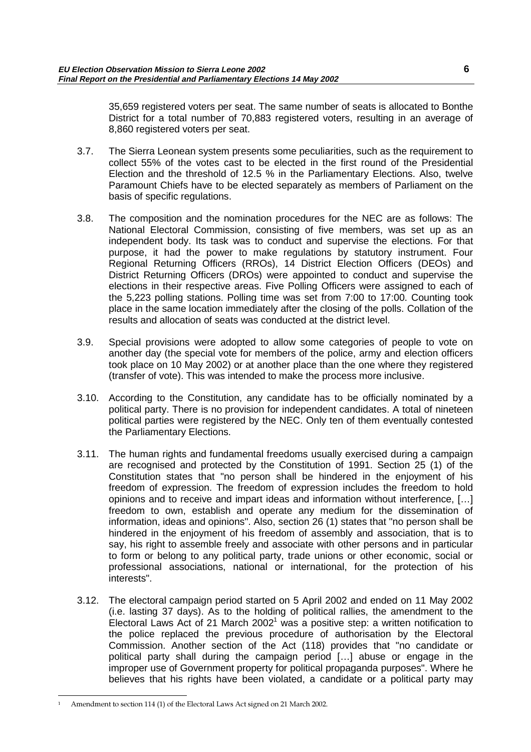35,659 registered voters per seat. The same number of seats is allocated to Bonthe District for a total number of 70,883 registered voters, resulting in an average of 8,860 registered voters per seat.

3.7. The Sierra Leonean system presents some peculiarities, such as the requirement to collect 55% of the votes cast to be elected in the first round of the Presidential Election and the threshold of 12.5 % in the Parliamentary Elections. Also, twelve Paramount Chiefs have to be elected separately as members of Parliament on the basis of specific regulations.

3.8. The composition and the nomination procedures for the NEC are as follows: The National Electoral Commission, consisting of five members, was set up as an independent body. Its task was to conduct and supervise the elections. For that purpose, it had the power to make regulations by statutory instrument. Four Regional Returning Officers (RROs), 14 District Election Officers (DEOs) and District Returning Officers (DROs) were appointed to conduct and supervise the elections in their respective areas. Five Polling Officers were assigned to each of the 5,223 polling stations. Polling time was set from 7:00 to 17:00. Counting took place in the same location immediately after the closing of the polls. Collation of the results and allocation of seats was conducted at the district level.

3.9. Special provisions were adopted to allow some categories of people to vote on another day (the special vote for members of the police, army and election officers took place on 10 May 2002) or at another place than the one where they registered (transfer of vote). This was intended to make the process more inclusive.

3.10. According to the Constitution, any candidate has to be officially nominated by a political party. There is no provision for independent candidates. A total of nineteen political parties were registered by the NEC. Only ten of them eventually contested the Parliamentary Elections.

3.11. The human rights and fundamental freedoms usually exercised during a campaign are recognised and protected by the Constitution of 1991. Section 25 (1) of the Constitution states that "no person shall be hindered in the enjoyment of his freedom of expression. The freedom of expression includes the freedom to hold opinions and to receive and impart ideas and information without interference, […] freedom to own, establish and operate any medium for the dissemination of information, ideas and opinions". Also, section 26 (1) states that "no person shall be hindered in the enjoyment of his freedom of assembly and association, that is to say, his right to assemble freely and associate with other persons and in particular to form or belong to any political party, trade unions or other economic, social or professional associations, national or international, for the protection of his interests".

3.12. The electoral campaign period started on 5 April 2002 and ended on 11 May 2002 (i.e. lasting 37 days). As to the holding of political rallies, the amendment to the Electoral Laws Act of 21 March 2002[1] was a positive step: a written notification to the police replaced the previous procedure of authorisation by the Electoral Commission. Another section of the Act (118) provides that "no candidate or political party shall during the campaign period […] abuse or engage in the improper use of Government property for political propaganda purposes". Where he believes that his rights have been violated, a candidate or a political party may

[1] Amendment to section 114 (1) of the Electoral Laws Act signed on 21 March 2002.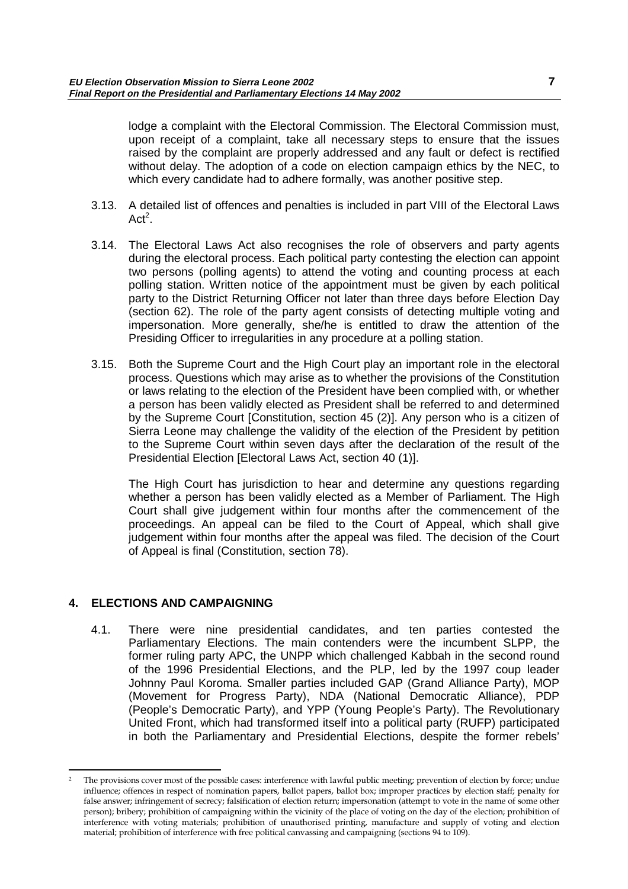lodge a complaint with the Electoral Commission. The Electoral Commission must, upon receipt of a complaint, take all necessary steps to ensure that the issues raised by the complaint are properly addressed and any fault or defect is rectified without delay. The adoption of a code on election campaign ethics by the NEC, to which every candidate had to adhere formally, was another positive step.

3.13. A detailed list of offences and penalties is included in part VIII of the Electoral Laws Act[2].

3.14. The Electoral Laws Act also recognises the role of observers and party agents during the electoral process. Each political party contesting the election can appoint two persons (polling agents) to attend the voting and counting process at each polling station. Written notice of the appointment must be given by each political party to the District Returning Officer not later than three days before Election Day (section 62). The role of the party agent consists of detecting multiple voting and impersonation. More generally, she/he is entitled to draw the attention of the Presiding Officer to irregularities in any procedure at a polling station.

3.15. Both the Supreme Court and the High Court play an important role in the electoral process. Questions which may arise as to whether the provisions of the Constitution or laws relating to the election of the President have been complied with, or whether a person has been validly elected as President shall be referred to and determined by the Supreme Court [Constitution, section 45 (2)]. Any person who is a citizen of Sierra Leone may challenge the validity of the election of the President by petition to the Supreme Court within seven days after the declaration of the result of the Presidential Election [Electoral Laws Act, section 40 (1)].

The High Court has jurisdiction to hear and determine any questions regarding whether a person has been validly elected as a Member of Parliament. The High Court shall give judgement within four months after the commencement of the proceedings. An appeal can be filed to the Court of Appeal, which shall give judgement within four months after the appeal was filed. The decision of the Court of Appeal is final (Constitution, section 78).

## 4. ELECTIONS AND CAMPAIGNING

4.1. There were nine presidential candidates, and ten parties contested the Parliamentary Elections. The main contenders were the incumbent SLPP, the former ruling party APC, the UNPP which challenged Kabbah in the second round of the 1996 Presidential Elections, and the PLP, led by the 1997 coup leader Johnny Paul Koroma. Smaller parties included GAP (Grand Alliance Party), MOP (Movement for Progress Party), NDA (National Democratic Alliance), PDP (People's Democratic Party), and YPP (Young People's Party). The Revolutionary United Front, which had transformed itself into a political party (RUFP) participated in both the Parliamentary and Presidential Elections, despite the former rebels'

---

[2] The provisions cover most of the possible cases: interference with lawful public meeting; prevention of election by force; undue influence; offences in respect of nomination papers, ballot papers, ballot box; improper practices by election staff; penalty for false answer; infringement of secrecy; falsification of election return; impersonation (attempt to vote in the name of some other person); bribery; prohibition of campaigning within the vicinity of the place of voting on the day of the election; prohibition of interference with voting materials; prohibition of unauthorised printing, manufacture and supply of voting and election material; prohibition of interference with free political canvassing and campaigning (sections 94 to 109).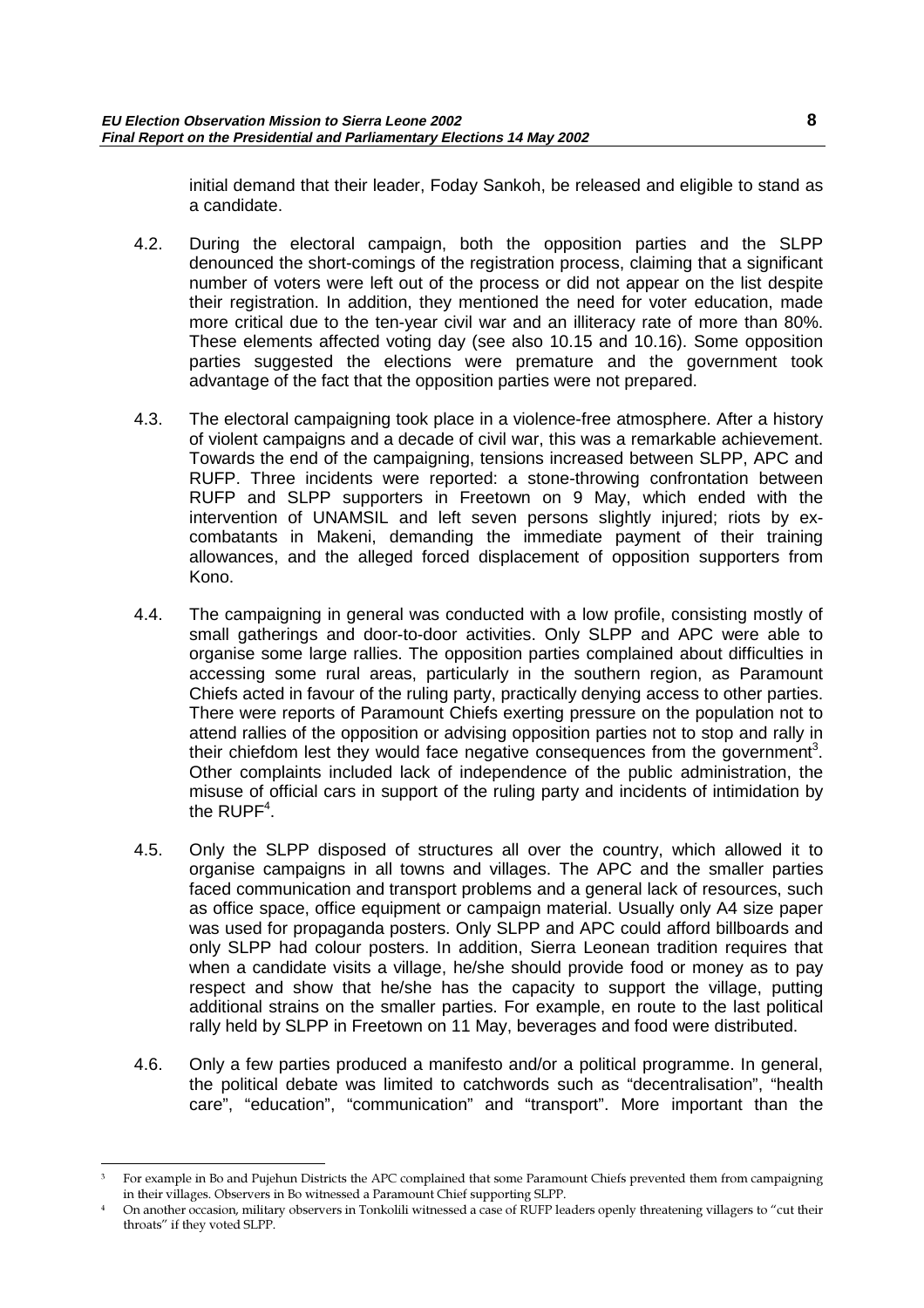initial demand that their leader, Foday Sankoh, be released and eligible to stand as a candidate.

4.2. During the electoral campaign, both the opposition parties and the SLPP denounced the short-comings of the registration process, claiming that a significant number of voters were left out of the process or did not appear on the list despite their registration. In addition, they mentioned the need for voter education, made more critical due to the ten-year civil war and an illiteracy rate of more than 80%. These elements affected voting day (see also 10.15 and 10.16). Some opposition parties suggested the elections were premature and the government took advantage of the fact that the opposition parties were not prepared.

4.3. The electoral campaigning took place in a violence-free atmosphere. After a history of violent campaigns and a decade of civil war, this was a remarkable achievement. Towards the end of the campaigning, tensions increased between SLPP, APC and RUFP. Three incidents were reported: a stone-throwing confrontation between RUFP and SLPP supporters in Freetown on 9 May, which ended with the intervention of UNAMSIL and left seven persons slightly injured; riots by ex-combatants in Makeni, demanding the immediate payment of their training allowances, and the alleged forced displacement of opposition supporters from Kono.

4.4. The campaigning in general was conducted with a low profile, consisting mostly of small gatherings and door-to-door activities. Only SLPP and APC were able to organise some large rallies. The opposition parties complained about difficulties in accessing some rural areas, particularly in the southern region, as Paramount Chiefs acted in favour of the ruling party, practically denying access to other parties. There were reports of Paramount Chiefs exerting pressure on the population not to attend rallies of the opposition or advising opposition parties not to stop and rally in their chiefdom lest they would face negative consequences from the government[3]. Other complaints included lack of independence of the public administration, the misuse of official cars in support of the ruling party and incidents of intimidation by the RUPF[4].

4.5. Only the SLPP disposed of structures all over the country, which allowed it to organise campaigns in all towns and villages. The APC and the smaller parties faced communication and transport problems and a general lack of resources, such as office space, office equipment or campaign material. Usually only A4 size paper was used for propaganda posters. Only SLPP and APC could afford billboards and only SLPP had colour posters. In addition, Sierra Leonean tradition requires that when a candidate visits a village, he/she should provide food or money as to pay respect and show that he/she has the capacity to support the village, putting additional strains on the smaller parties. For example, en route to the last political rally held by SLPP in Freetown on 11 May, beverages and food were distributed.

4.6. Only a few parties produced a manifesto and/or a political programme. In general, the political debate was limited to catchwords such as "decentralisation", "health care", "education", "communication" and "transport". More important than the

---

[3] For example in Bo and Pujehun Districts the APC complained that some Paramount Chiefs prevented them from campaigning in their villages. Observers in Bo witnessed a Paramount Chief supporting SLPP.

[4] On another occasion, military observers in Tonkolili witnessed a case of RUFP leaders openly threatening villagers to "cut their throats" if they voted SLPP.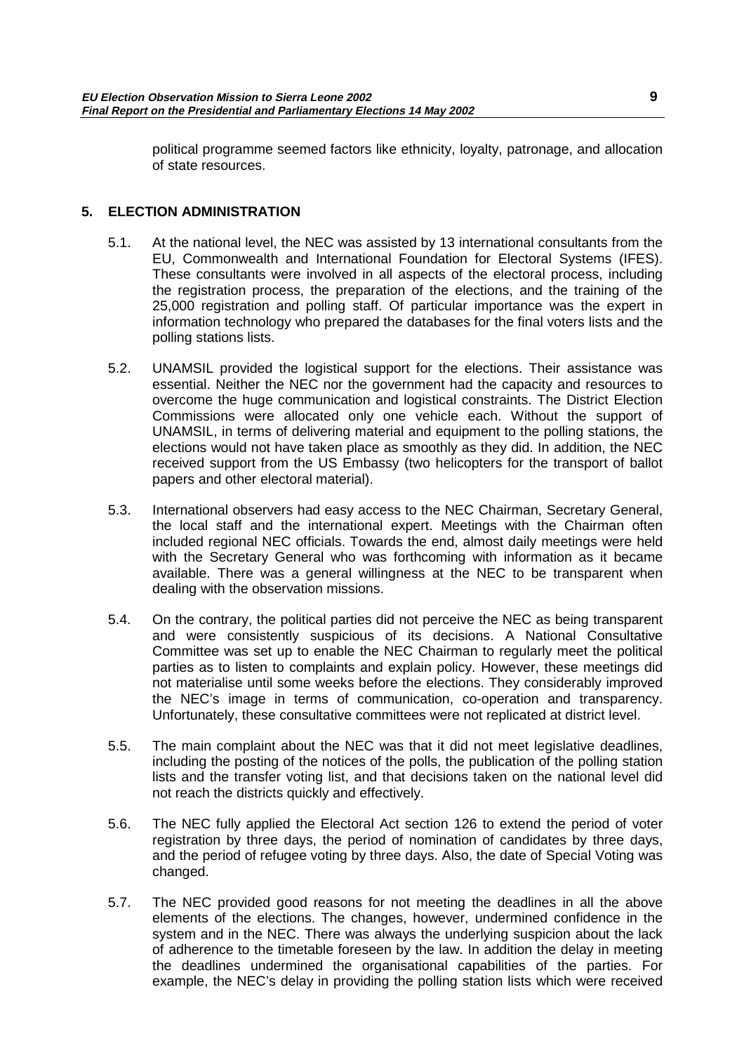political programme seemed factors like ethnicity, loyalty, patronage, and allocation of state resources.

## 5. ELECTION ADMINISTRATION

5.1. At the national level, the NEC was assisted by 13 international consultants from the EU, Commonwealth and International Foundation for Electoral Systems (IFES). These consultants were involved in all aspects of the electoral process, including the registration process, the preparation of the elections, and the training of the 25,000 registration and polling staff. Of particular importance was the expert in information technology who prepared the databases for the final voters lists and the polling stations lists.

5.2. UNAMSIL provided the logistical support for the elections. Their assistance was essential. Neither the NEC nor the government had the capacity and resources to overcome the huge communication and logistical constraints. The District Election Commissions were allocated only one vehicle each. Without the support of UNAMSIL, in terms of delivering material and equipment to the polling stations, the elections would not have taken place as smoothly as they did. In addition, the NEC received support from the US Embassy (two helicopters for the transport of ballot papers and other electoral material).

5.3. International observers had easy access to the NEC Chairman, Secretary General, the local staff and the international expert. Meetings with the Chairman often included regional NEC officials. Towards the end, almost daily meetings were held with the Secretary General who was forthcoming with information as it became available. There was a general willingness at the NEC to be transparent when dealing with the observation missions.

5.4. On the contrary, the political parties did not perceive the NEC as being transparent and were consistently suspicious of its decisions. A National Consultative Committee was set up to enable the NEC Chairman to regularly meet the political parties as to listen to complaints and explain policy. However, these meetings did not materialise until some weeks before the elections. They considerably improved the NEC's image in terms of communication, co-operation and transparency. Unfortunately, these consultative committees were not replicated at district level.

5.5. The main complaint about the NEC was that it did not meet legislative deadlines, including the posting of the notices of the polls, the publication of the polling station lists and the transfer voting list, and that decisions taken on the national level did not reach the districts quickly and effectively.

5.6. The NEC fully applied the Electoral Act section 126 to extend the period of voter registration by three days, the period of nomination of candidates by three days, and the period of refugee voting by three days. Also, the date of Special Voting was changed.

5.7. The NEC provided good reasons for not meeting the deadlines in all the above elements of the elections. The changes, however, undermined confidence in the system and in the NEC. There was always the underlying suspicion about the lack of adherence to the timetable foreseen by the law. In addition the delay in meeting the deadlines undermined the organisational capabilities of the parties. For example, the NEC's delay in providing the polling station lists which were received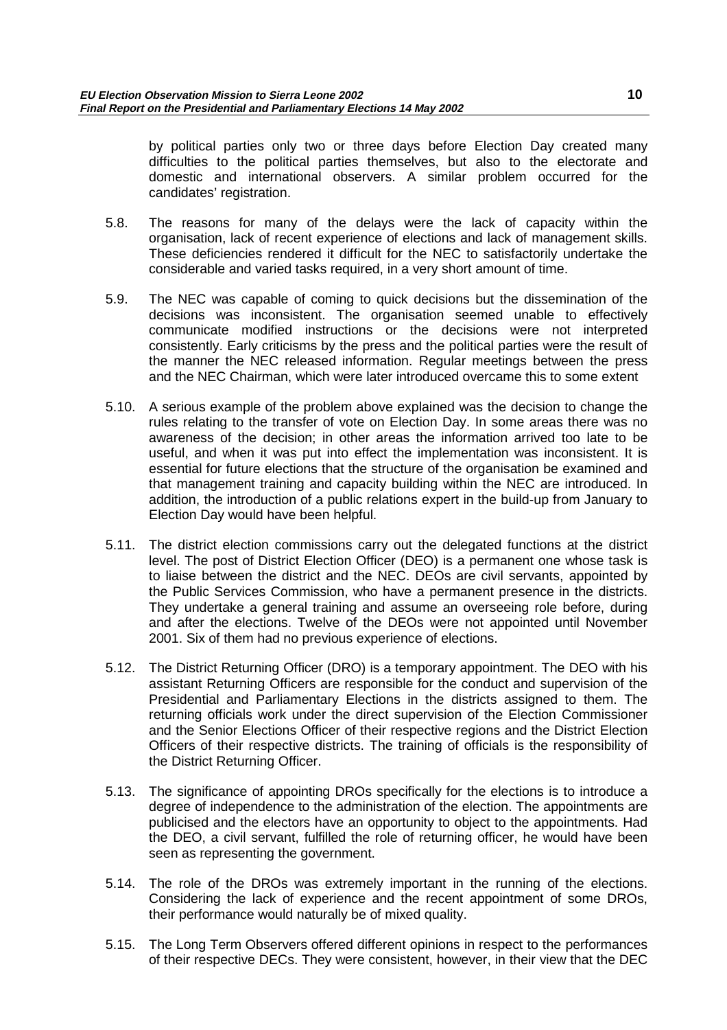by political parties only two or three days before Election Day created many difficulties to the political parties themselves, but also to the electorate and domestic and international observers. A similar problem occurred for the candidates' registration.

5.8. The reasons for many of the delays were the lack of capacity within the organisation, lack of recent experience of elections and lack of management skills. These deficiencies rendered it difficult for the NEC to satisfactorily undertake the considerable and varied tasks required, in a very short amount of time.

5.9. The NEC was capable of coming to quick decisions but the dissemination of the decisions was inconsistent. The organisation seemed unable to effectively communicate modified instructions or the decisions were not interpreted consistently. Early criticisms by the press and the political parties were the result of the manner the NEC released information. Regular meetings between the press and the NEC Chairman, which were later introduced overcame this to some extent

5.10. A serious example of the problem above explained was the decision to change the rules relating to the transfer of vote on Election Day. In some areas there was no awareness of the decision; in other areas the information arrived too late to be useful, and when it was put into effect the implementation was inconsistent. It is essential for future elections that the structure of the organisation be examined and that management training and capacity building within the NEC are introduced. In addition, the introduction of a public relations expert in the build-up from January to Election Day would have been helpful.

5.11. The district election commissions carry out the delegated functions at the district level. The post of District Election Officer (DEO) is a permanent one whose task is to liaise between the district and the NEC. DEOs are civil servants, appointed by the Public Services Commission, who have a permanent presence in the districts. They undertake a general training and assume an overseeing role before, during and after the elections. Twelve of the DEOs were not appointed until November 2001. Six of them had no previous experience of elections.

5.12. The District Returning Officer (DRO) is a temporary appointment. The DEO with his assistant Returning Officers are responsible for the conduct and supervision of the Presidential and Parliamentary Elections in the districts assigned to them. The returning officials work under the direct supervision of the Election Commissioner and the Senior Elections Officer of their respective regions and the District Election Officers of their respective districts. The training of officials is the responsibility of the District Returning Officer.

5.13. The significance of appointing DROs specifically for the elections is to introduce a degree of independence to the administration of the election. The appointments are publicised and the electors have an opportunity to object to the appointments. Had the DEO, a civil servant, fulfilled the role of returning officer, he would have been seen as representing the government.

5.14. The role of the DROs was extremely important in the running of the elections. Considering the lack of experience and the recent appointment of some DROs, their performance would naturally be of mixed quality.

5.15. The Long Term Observers offered different opinions in respect to the performances of their respective DECs. They were consistent, however, in their view that the DEC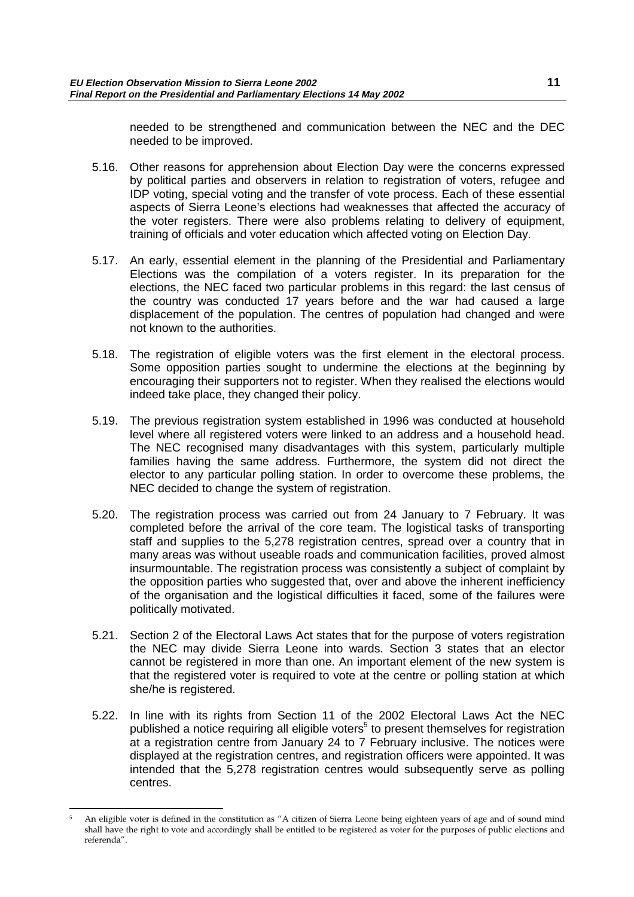needed to be strengthened and communication between the NEC and the DEC needed to be improved.

5.16. Other reasons for apprehension about Election Day were the concerns expressed by political parties and observers in relation to registration of voters, refugee and IDP voting, special voting and the transfer of vote process. Each of these essential aspects of Sierra Leone's elections had weaknesses that affected the accuracy of the voter registers. There were also problems relating to delivery of equipment, training of officials and voter education which affected voting on Election Day.

5.17. An early, essential element in the planning of the Presidential and Parliamentary Elections was the compilation of a voters register. In its preparation for the elections, the NEC faced two particular problems in this regard: the last census of the country was conducted 17 years before and the war had caused a large displacement of the population. The centres of population had changed and were not known to the authorities.

5.18. The registration of eligible voters was the first element in the electoral process. Some opposition parties sought to undermine the elections at the beginning by encouraging their supporters not to register. When they realised the elections would indeed take place, they changed their policy.

5.19. The previous registration system established in 1996 was conducted at household level where all registered voters were linked to an address and a household head. The NEC recognised many disadvantages with this system, particularly multiple families having the same address. Furthermore, the system did not direct the elector to any particular polling station. In order to overcome these problems, the NEC decided to change the system of registration.

5.20. The registration process was carried out from 24 January to 7 February. It was completed before the arrival of the core team. The logistical tasks of transporting staff and supplies to the 5,278 registration centres, spread over a country that in many areas was without useable roads and communication facilities, proved almost insurmountable. The registration process was consistently a subject of complaint by the opposition parties who suggested that, over and above the inherent inefficiency of the organisation and the logistical difficulties it faced, some of the failures were politically motivated.

5.21. Section 2 of the Electoral Laws Act states that for the purpose of voters registration the NEC may divide Sierra Leone into wards. Section 3 states that an elector cannot be registered in more than one. An important element of the new system is that the registered voter is required to vote at the centre or polling station at which she/he is registered.

5.22. In line with its rights from Section 11 of the 2002 Electoral Laws Act the NEC published a notice requiring all eligible voters[5] to present themselves for registration at a registration centre from January 24 to 7 February inclusive. The notices were displayed at the registration centres, and registration officers were appointed. It was intended that the 5,278 registration centres would subsequently serve as polling centres.

---

[5] An eligible voter is defined in the constitution as "A citizen of Sierra Leone being eighteen years of age and of sound mind shall have the right to vote and accordingly shall be entitled to be registered as voter for the purposes of public elections and referenda".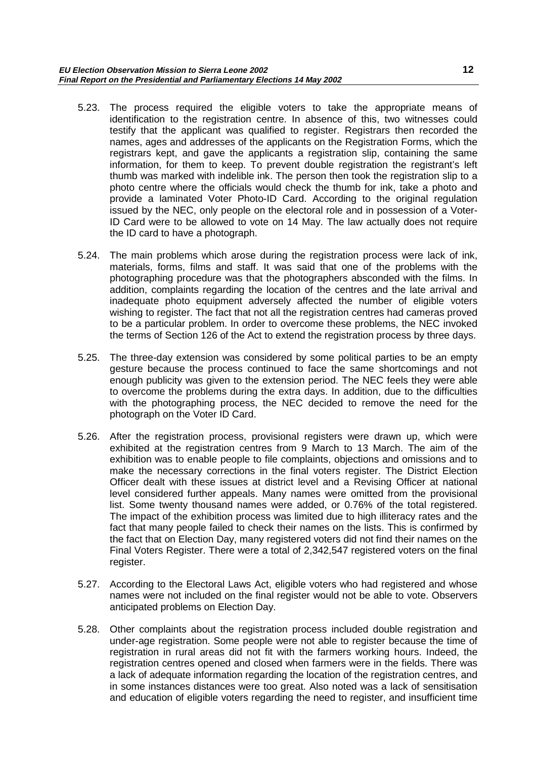5.23. The process required the eligible voters to take the appropriate means of identification to the registration centre. In absence of this, two witnesses could testify that the applicant was qualified to register. Registrars then recorded the names, ages and addresses of the applicants on the Registration Forms, which the registrars kept, and gave the applicants a registration slip, containing the same information, for them to keep. To prevent double registration the registrant's left thumb was marked with indelible ink. The person then took the registration slip to a photo centre where the officials would check the thumb for ink, take a photo and provide a laminated Voter Photo-ID Card. According to the original regulation issued by the NEC, only people on the electoral role and in possession of a Voter-ID Card were to be allowed to vote on 14 May. The law actually does not require the ID card to have a photograph.

5.24. The main problems which arose during the registration process were lack of ink, materials, forms, films and staff. It was said that one of the problems with the photographing procedure was that the photographers absconded with the films. In addition, complaints regarding the location of the centres and the late arrival and inadequate photo equipment adversely affected the number of eligible voters wishing to register. The fact that not all the registration centres had cameras proved to be a particular problem. In order to overcome these problems, the NEC invoked the terms of Section 126 of the Act to extend the registration process by three days.

5.25. The three-day extension was considered by some political parties to be an empty gesture because the process continued to face the same shortcomings and not enough publicity was given to the extension period. The NEC feels they were able to overcome the problems during the extra days. In addition, due to the difficulties with the photographing process, the NEC decided to remove the need for the photograph on the Voter ID Card.

5.26. After the registration process, provisional registers were drawn up, which were exhibited at the registration centres from 9 March to 13 March. The aim of the exhibition was to enable people to file complaints, objections and omissions and to make the necessary corrections in the final voters register. The District Election Officer dealt with these issues at district level and a Revising Officer at national level considered further appeals. Many names were omitted from the provisional list. Some twenty thousand names were added, or 0.76% of the total registered. The impact of the exhibition process was limited due to high illiteracy rates and the fact that many people failed to check their names on the lists. This is confirmed by the fact that on Election Day, many registered voters did not find their names on the Final Voters Register. There were a total of 2,342,547 registered voters on the final register.

5.27. According to the Electoral Laws Act, eligible voters who had registered and whose names were not included on the final register would not be able to vote. Observers anticipated problems on Election Day.

5.28. Other complaints about the registration process included double registration and under-age registration. Some people were not able to register because the time of registration in rural areas did not fit with the farmers working hours. Indeed, the registration centres opened and closed when farmers were in the fields. There was a lack of adequate information regarding the location of the registration centres, and in some instances distances were too great. Also noted was a lack of sensitisation and education of eligible voters regarding the need to register, and insufficient time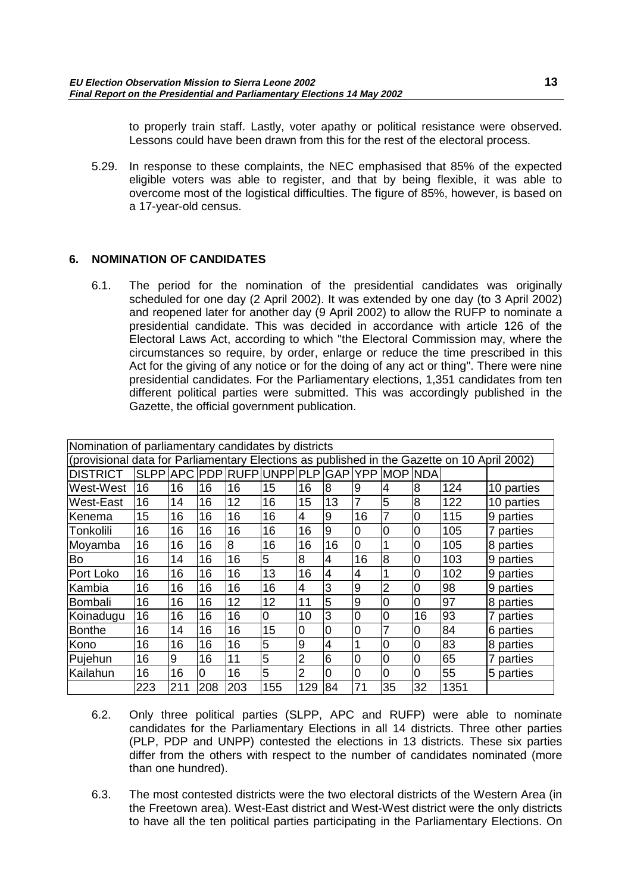to properly train staff. Lastly, voter apathy or political resistance were observed. Lessons could have been drawn from this for the rest of the electoral process.

5.29. In response to these complaints, the NEC emphasised that 85% of the expected eligible voters was able to register, and that by being flexible, it was able to overcome most of the logistical difficulties. The figure of 85%, however, is based on a 17-year-old census.

## 6. NOMINATION OF CANDIDATES

6.1. The period for the nomination of the presidential candidates was originally scheduled for one day (2 April 2002). It was extended by one day (to 3 April 2002) and reopened later for another day (9 April 2002) to allow the RUFP to nominate a presidential candidate. This was decided in accordance with article 126 of the Electoral Laws Act, according to which "the Electoral Commission may, where the circumstances so require, by order, enlarge or reduce the time prescribed in this Act for the giving of any notice or for the doing of any act or thing". There were nine presidential candidates. For the Parliamentary elections, 1,351 candidates from ten different political parties were submitted. This was accordingly published in the Gazette, the official government publication.

| Nomination of parliamentary candidates by districts | | | | | | | | | | | | |
|---|---|---|---|---|---|---|---|---|---|---|---|---|
| (provisional data for Parliamentary Elections as published in the Gazette on 10 April 2002) | | | | | | | | | | | | |
| DISTRICT | SLPP | APC | PDP | RUFP | UNPP | PLP | GAP | YPP | MOP | NDA | | |
| West-West | 16 | 16 | 16 | 16 | 15 | 16 | 8 | 9 | 4 | 8 | 124 | 10 parties |
| West-East | 16 | 14 | 16 | 12 | 16 | 15 | 13 | 7 | 5 | 8 | 122 | 10 parties |
| Kenema | 15 | 16 | 16 | 16 | 16 | 4 | 9 | 16 | 7 | 0 | 115 | 9 parties |
| Tonkolili | 16 | 16 | 16 | 16 | 16 | 16 | 9 | 0 | 0 | 0 | 105 | 7 parties |
| Moyamba | 16 | 16 | 16 | 8 | 16 | 16 | 16 | 0 | 1 | 0 | 105 | 8 parties |
| Bo | 16 | 14 | 16 | 16 | 5 | 8 | 4 | 16 | 8 | 0 | 103 | 9 parties |
| Port Loko | 16 | 16 | 16 | 16 | 13 | 16 | 4 | 4 | 1 | 0 | 102 | 9 parties |
| Kambia | 16 | 16 | 16 | 16 | 16 | 4 | 3 | 9 | 2 | 0 | 98 | 9 parties |
| Bombali | 16 | 16 | 16 | 12 | 12 | 11 | 5 | 9 | 0 | 0 | 97 | 8 parties |
| Koinadugu | 16 | 16 | 16 | 16 | 0 | 10 | 3 | 0 | 0 | 16 | 93 | 7 parties |
| Bonthe | 16 | 14 | 16 | 16 | 15 | 0 | 0 | 0 | 7 | 0 | 84 | 6 parties |
| Kono | 16 | 16 | 16 | 16 | 5 | 9 | 4 | 1 | 0 | 0 | 83 | 8 parties |
| Pujehun | 16 | 9 | 16 | 11 | 5 | 2 | 6 | 0 | 0 | 0 | 65 | 7 parties |
| Kailahun | 16 | 16 | 0 | 16 | 5 | 2 | 0 | 0 | 0 | 0 | 55 | 5 parties |
| | 223 | 211 | 208 | 203 | 155 | 129 | 84 | 71 | 35 | 32 | 1351 | |

6.2. Only three political parties (SLPP, APC and RUFP) were able to nominate candidates for the Parliamentary Elections in all 14 districts. Three other parties (PLP, PDP and UNPP) contested the elections in 13 districts. These six parties differ from the others with respect to the number of candidates nominated (more than one hundred).

6.3. The most contested districts were the two electoral districts of the Western Area (in the Freetown area). West-East district and West-West district were the only districts to have all the ten political parties participating in the Parliamentary Elections. On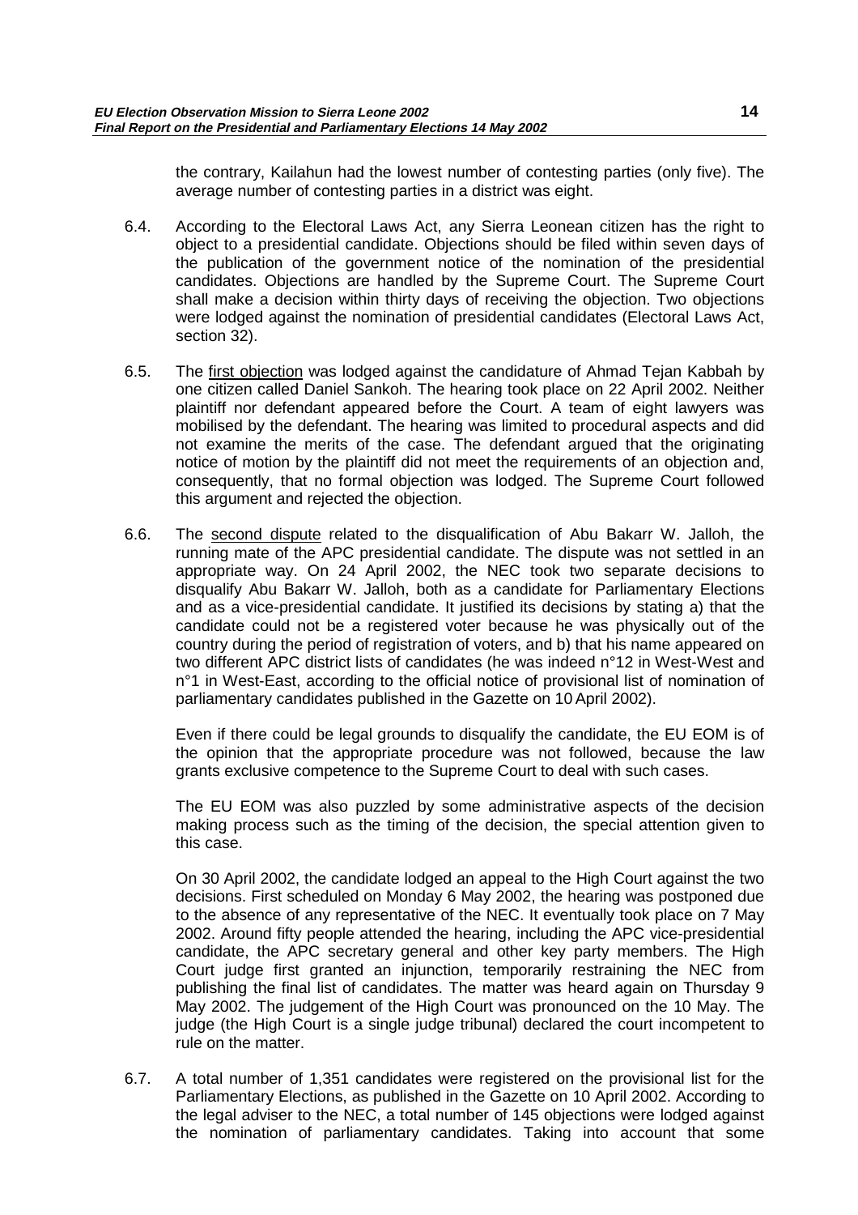the contrary, Kailahun had the lowest number of contesting parties (only five). The average number of contesting parties in a district was eight.

6.4. According to the Electoral Laws Act, any Sierra Leonean citizen has the right to object to a presidential candidate. Objections should be filed within seven days of the publication of the government notice of the nomination of the presidential candidates. Objections are handled by the Supreme Court. The Supreme Court shall make a decision within thirty days of receiving the objection. Two objections were lodged against the nomination of presidential candidates (Electoral Laws Act, section 32).

6.5. The first objection was lodged against the candidature of Ahmad Tejan Kabbah by one citizen called Daniel Sankoh. The hearing took place on 22 April 2002. Neither plaintiff nor defendant appeared before the Court. A team of eight lawyers was mobilised by the defendant. The hearing was limited to procedural aspects and did not examine the merits of the case. The defendant argued that the originating notice of motion by the plaintiff did not meet the requirements of an objection and, consequently, that no formal objection was lodged. The Supreme Court followed this argument and rejected the objection.

6.6. The second dispute related to the disqualification of Abu Bakarr W. Jalloh, the running mate of the APC presidential candidate. The dispute was not settled in an appropriate way. On 24 April 2002, the NEC took two separate decisions to disqualify Abu Bakarr W. Jalloh, both as a candidate for Parliamentary Elections and as a vice-presidential candidate. It justified its decisions by stating a) that the candidate could not be a registered voter because he was physically out of the country during the period of registration of voters, and b) that his name appeared on two different APC district lists of candidates (he was indeed n°12 in West-West and n°1 in West-East, according to the official notice of provisional list of nomination of parliamentary candidates published in the Gazette on 10 April 2002).

Even if there could be legal grounds to disqualify the candidate, the EU EOM is of the opinion that the appropriate procedure was not followed, because the law grants exclusive competence to the Supreme Court to deal with such cases.

The EU EOM was also puzzled by some administrative aspects of the decision making process such as the timing of the decision, the special attention given to this case.

On 30 April 2002, the candidate lodged an appeal to the High Court against the two decisions. First scheduled on Monday 6 May 2002, the hearing was postponed due to the absence of any representative of the NEC. It eventually took place on 7 May 2002. Around fifty people attended the hearing, including the APC vice-presidential candidate, the APC secretary general and other key party members. The High Court judge first granted an injunction, temporarily restraining the NEC from publishing the final list of candidates. The matter was heard again on Thursday 9 May 2002. The judgement of the High Court was pronounced on the 10 May. The judge (the High Court is a single judge tribunal) declared the court incompetent to rule on the matter.

6.7. A total number of 1,351 candidates were registered on the provisional list for the Parliamentary Elections, as published in the Gazette on 10 April 2002. According to the legal adviser to the NEC, a total number of 145 objections were lodged against the nomination of parliamentary candidates. Taking into account that some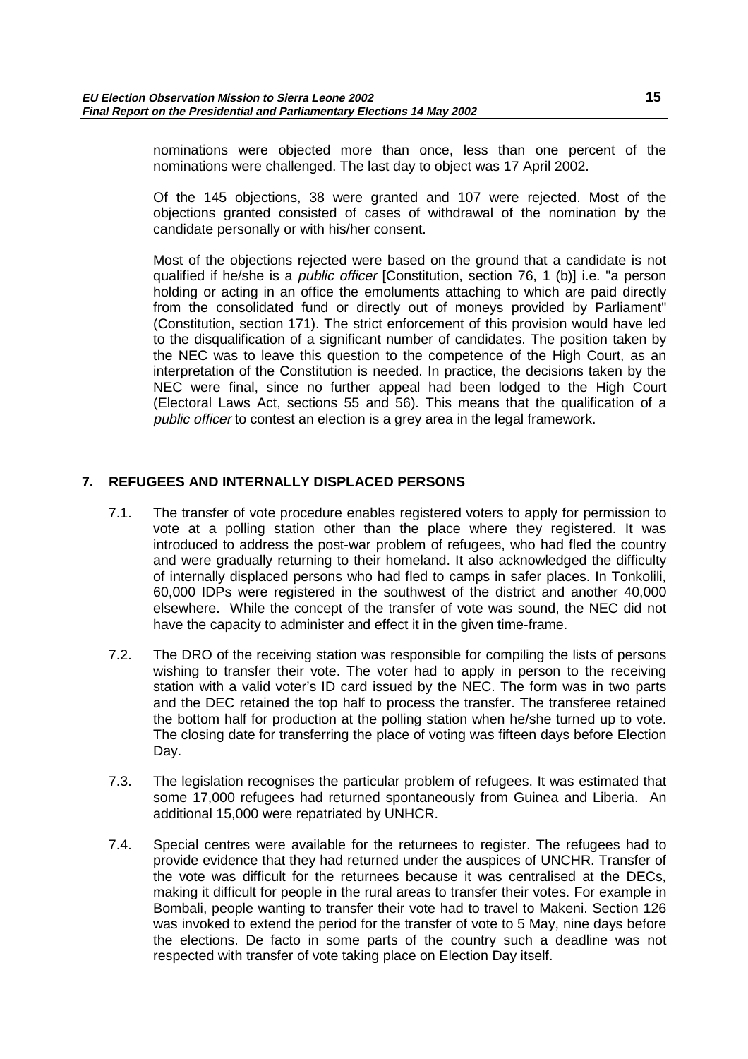nominations were objected more than once, less than one percent of the nominations were challenged. The last day to object was 17 April 2002.

Of the 145 objections, 38 were granted and 107 were rejected. Most of the objections granted consisted of cases of withdrawal of the nomination by the candidate personally or with his/her consent.

Most of the objections rejected were based on the ground that a candidate is not qualified if he/she is a *public officer* [Constitution, section 76, 1 (b)] i.e. "a person holding or acting in an office the emoluments attaching to which are paid directly from the consolidated fund or directly out of moneys provided by Parliament" (Constitution, section 171). The strict enforcement of this provision would have led to the disqualification of a significant number of candidates. The position taken by the NEC was to leave this question to the competence of the High Court, as an interpretation of the Constitution is needed. In practice, the decisions taken by the NEC were final, since no further appeal had been lodged to the High Court (Electoral Laws Act, sections 55 and 56). This means that the qualification of a *public officer* to contest an election is a grey area in the legal framework.

## 7. REFUGEES AND INTERNALLY DISPLACED PERSONS

7.1. The transfer of vote procedure enables registered voters to apply for permission to vote at a polling station other than the place where they registered. It was introduced to address the post-war problem of refugees, who had fled the country and were gradually returning to their homeland. It also acknowledged the difficulty of internally displaced persons who had fled to camps in safer places. In Tonkolili, 60,000 IDPs were registered in the southwest of the district and another 40,000 elsewhere. While the concept of the transfer of vote was sound, the NEC did not have the capacity to administer and effect it in the given time-frame.

7.2. The DRO of the receiving station was responsible for compiling the lists of persons wishing to transfer their vote. The voter had to apply in person to the receiving station with a valid voter's ID card issued by the NEC. The form was in two parts and the DEC retained the top half to process the transfer. The transferee retained the bottom half for production at the polling station when he/she turned up to vote. The closing date for transferring the place of voting was fifteen days before Election Day.

7.3. The legislation recognises the particular problem of refugees. It was estimated that some 17,000 refugees had returned spontaneously from Guinea and Liberia. An additional 15,000 were repatriated by UNHCR.

7.4. Special centres were available for the returnees to register. The refugees had to provide evidence that they had returned under the auspices of UNCHR. Transfer of the vote was difficult for the returnees because it was centralised at the DECs, making it difficult for people in the rural areas to transfer their votes. For example in Bombali, people wanting to transfer their vote had to travel to Makeni. Section 126 was invoked to extend the period for the transfer of vote to 5 May, nine days before the elections. De facto in some parts of the country such a deadline was not respected with transfer of vote taking place on Election Day itself.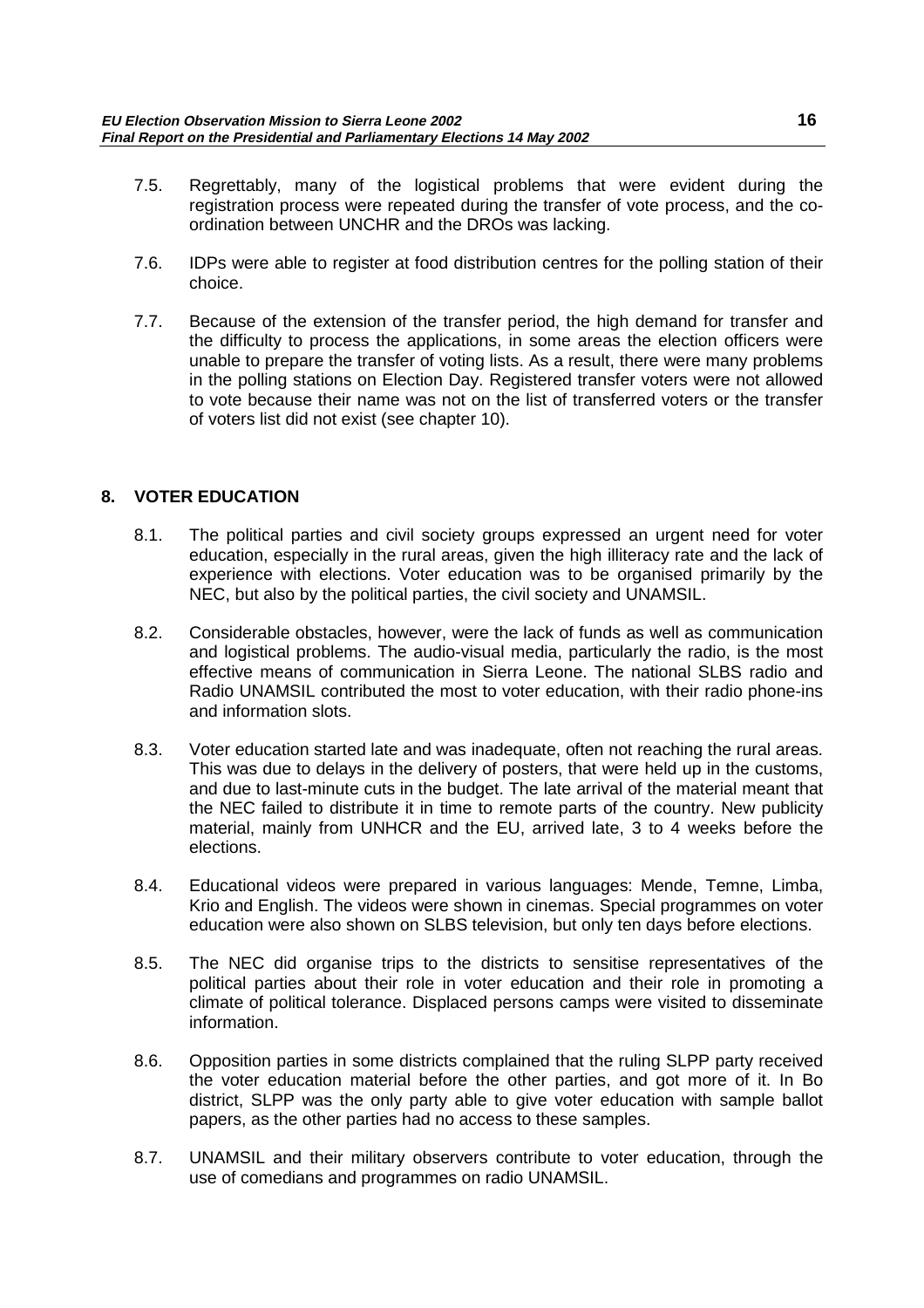7.5. Regrettably, many of the logistical problems that were evident during the registration process were repeated during the transfer of vote process, and the co-ordination between UNCHR and the DROs was lacking.

7.6. IDPs were able to register at food distribution centres for the polling station of their choice.

7.7. Because of the extension of the transfer period, the high demand for transfer and the difficulty to process the applications, in some areas the election officers were unable to prepare the transfer of voting lists. As a result, there were many problems in the polling stations on Election Day. Registered transfer voters were not allowed to vote because their name was not on the list of transferred voters or the transfer of voters list did not exist (see chapter 10).

## 8. VOTER EDUCATION

8.1. The political parties and civil society groups expressed an urgent need for voter education, especially in the rural areas, given the high illiteracy rate and the lack of experience with elections. Voter education was to be organised primarily by the NEC, but also by the political parties, the civil society and UNAMSIL.

8.2. Considerable obstacles, however, were the lack of funds as well as communication and logistical problems. The audio-visual media, particularly the radio, is the most effective means of communication in Sierra Leone. The national SLBS radio and Radio UNAMSIL contributed the most to voter education, with their radio phone-ins and information slots.

8.3. Voter education started late and was inadequate, often not reaching the rural areas. This was due to delays in the delivery of posters, that were held up in the customs, and due to last-minute cuts in the budget. The late arrival of the material meant that the NEC failed to distribute it in time to remote parts of the country. New publicity material, mainly from UNHCR and the EU, arrived late, 3 to 4 weeks before the elections.

8.4. Educational videos were prepared in various languages: Mende, Temne, Limba, Krio and English. The videos were shown in cinemas. Special programmes on voter education were also shown on SLBS television, but only ten days before elections.

8.5. The NEC did organise trips to the districts to sensitise representatives of the political parties about their role in voter education and their role in promoting a climate of political tolerance. Displaced persons camps were visited to disseminate information.

8.6. Opposition parties in some districts complained that the ruling SLPP party received the voter education material before the other parties, and got more of it. In Bo district, SLPP was the only party able to give voter education with sample ballot papers, as the other parties had no access to these samples.

8.7. UNAMSIL and their military observers contribute to voter education, through the use of comedians and programmes on radio UNAMSIL.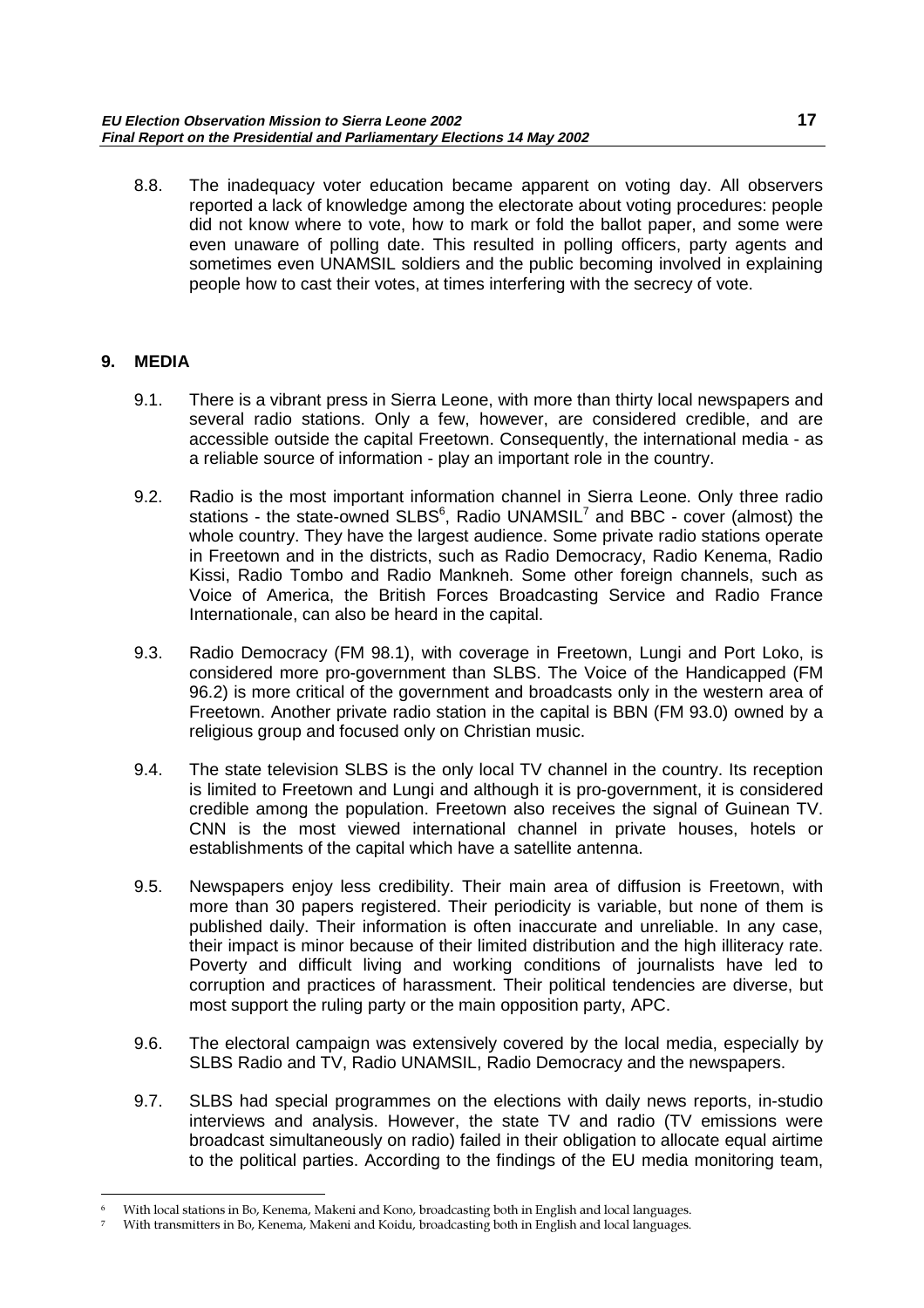8.8. The inadequacy voter education became apparent on voting day. All observers reported a lack of knowledge among the electorate about voting procedures: people did not know where to vote, how to mark or fold the ballot paper, and some were even unaware of polling date. This resulted in polling officers, party agents and sometimes even UNAMSIL soldiers and the public becoming involved in explaining people how to cast their votes, at times interfering with the secrecy of vote.

## 9. MEDIA

9.1. There is a vibrant press in Sierra Leone, with more than thirty local newspapers and several radio stations. Only a few, however, are considered credible, and are accessible outside the capital Freetown. Consequently, the international media - as a reliable source of information - play an important role in the country.

9.2. Radio is the most important information channel in Sierra Leone. Only three radio stations - the state-owned SLBS[6], Radio UNAMSIL[7] and BBC - cover (almost) the whole country. They have the largest audience. Some private radio stations operate in Freetown and in the districts, such as Radio Democracy, Radio Kenema, Radio Kissi, Radio Tombo and Radio Mankneh. Some other foreign channels, such as Voice of America, the British Forces Broadcasting Service and Radio France Internationale, can also be heard in the capital.

9.3. Radio Democracy (FM 98.1), with coverage in Freetown, Lungi and Port Loko, is considered more pro-government than SLBS. The Voice of the Handicapped (FM 96.2) is more critical of the government and broadcasts only in the western area of Freetown. Another private radio station in the capital is BBN (FM 93.0) owned by a religious group and focused only on Christian music.

9.4. The state television SLBS is the only local TV channel in the country. Its reception is limited to Freetown and Lungi and although it is pro-government, it is considered credible among the population. Freetown also receives the signal of Guinean TV. CNN is the most viewed international channel in private houses, hotels or establishments of the capital which have a satellite antenna.

9.5. Newspapers enjoy less credibility. Their main area of diffusion is Freetown, with more than 30 papers registered. Their periodicity is variable, but none of them is published daily. Their information is often inaccurate and unreliable. In any case, their impact is minor because of their limited distribution and the high illiteracy rate. Poverty and difficult living and working conditions of journalists have led to corruption and practices of harassment. Their political tendencies are diverse, but most support the ruling party or the main opposition party, APC.

9.6. The electoral campaign was extensively covered by the local media, especially by SLBS Radio and TV, Radio UNAMSIL, Radio Democracy and the newspapers.

9.7. SLBS had special programmes on the elections with daily news reports, in-studio interviews and analysis. However, the state TV and radio (TV emissions were broadcast simultaneously on radio) failed in their obligation to allocate equal airtime to the political parties. According to the findings of the EU media monitoring team,

---

[6] With local stations in Bo, Kenema, Makeni and Kono, broadcasting both in English and local languages.

[7] With transmitters in Bo, Kenema, Makeni and Koidu, broadcasting both in English and local languages.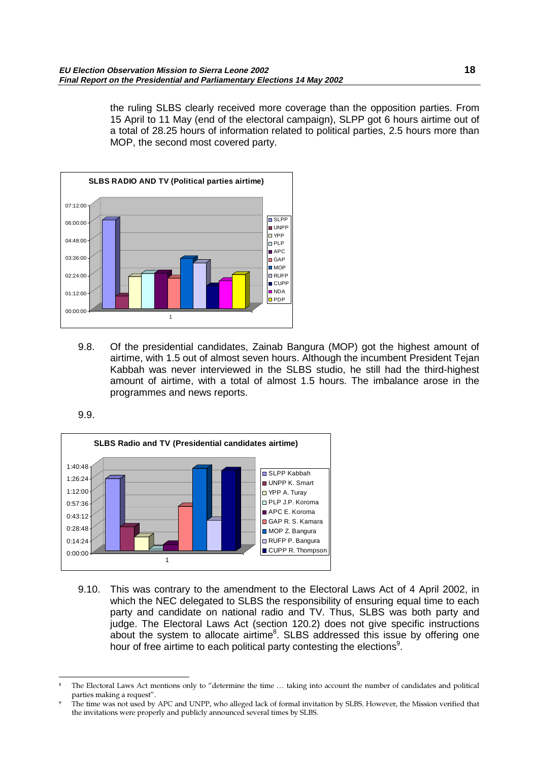the ruling SLBS clearly received more coverage than the opposition parties. From 15 April to 11 May (end of the electoral campaign), SLPP got 6 hours airtime out of a total of 28.25 hours of information related to political parties, 2.5 hours more than MOP, the second most covered party.

**SLBS RADIO AND TV (Political parties airtime)**

9.8. Of the presidential candidates, Zainab Bangura (MOP) got the highest amount of airtime, with 1.5 out of almost seven hours. Although the incumbent President Tejan Kabbah was never interviewed in the SLBS studio, he still had the third-highest amount of airtime, with a total of almost 1.5 hours. The imbalance arose in the programmes and news reports.

9.9.

**SLBS Radio and TV (Presidential candidates airtime)**

9.10. This was contrary to the amendment to the Electoral Laws Act of 4 April 2002, in which the NEC delegated to SLBS the responsibility of ensuring equal time to each party and candidate on national radio and TV. Thus, SLBS was both party and judge. The Electoral Laws Act (section 120.2) does not give specific instructions about the system to allocate airtime[8]. SLBS addressed this issue by offering one hour of free airtime to each political party contesting the elections[9].

[8] The Electoral Laws Act mentions only to "determine the time … taking into account the number of candidates and political parties making a request".

[9] The time was not used by APC and UNPP, who alleged lack of formal invitation by SLBS. However, the Mission verified that the invitations were properly and publicly announced several times by SLBS.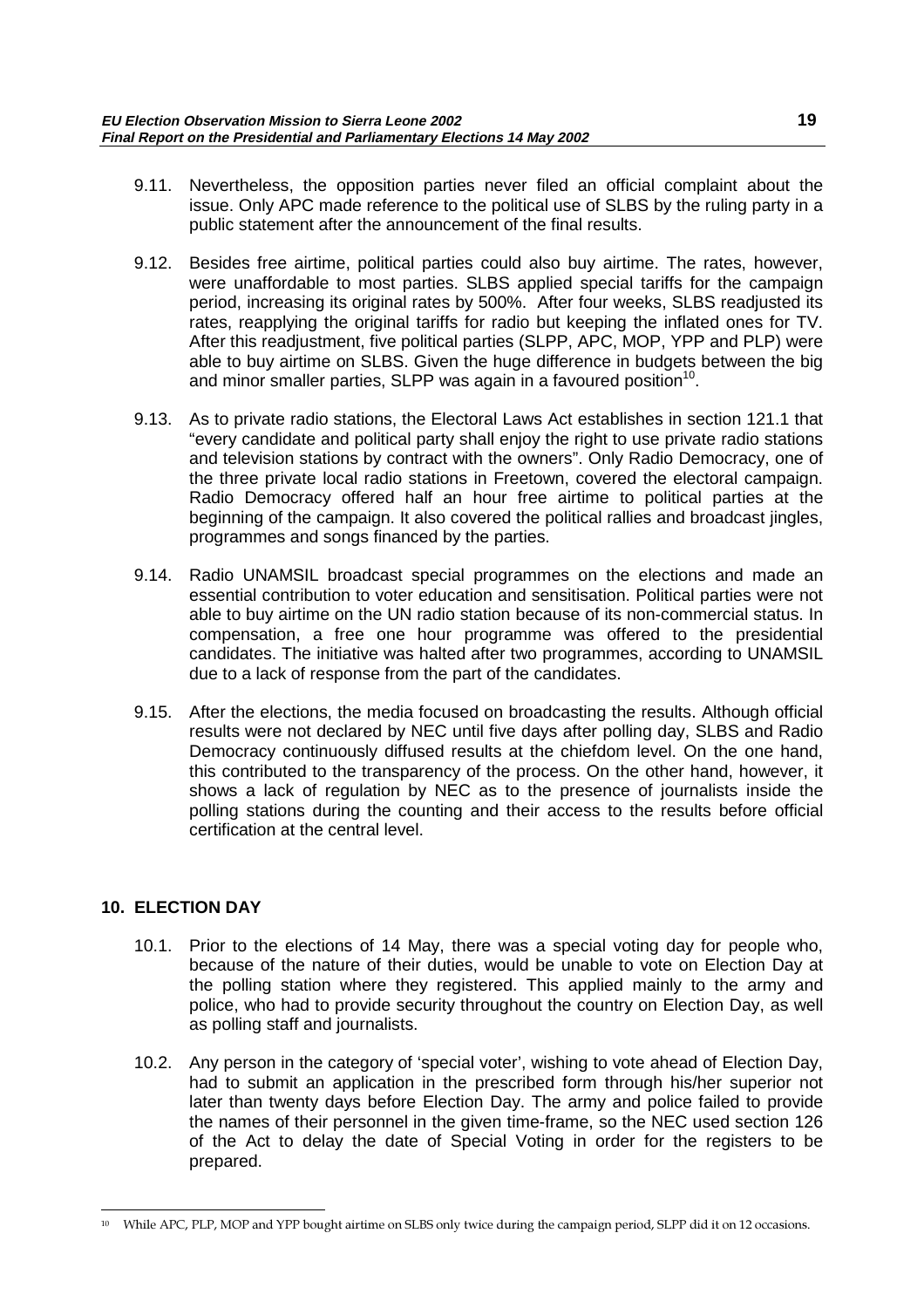9.11. Nevertheless, the opposition parties never filed an official complaint about the issue. Only APC made reference to the political use of SLBS by the ruling party in a public statement after the announcement of the final results.

9.12. Besides free airtime, political parties could also buy airtime. The rates, however, were unaffordable to most parties. SLBS applied special tariffs for the campaign period, increasing its original rates by 500%. After four weeks, SLBS readjusted its rates, reapplying the original tariffs for radio but keeping the inflated ones for TV. After this readjustment, five political parties (SLPP, APC, MOP, YPP and PLP) were able to buy airtime on SLBS. Given the huge difference in budgets between the big and minor smaller parties, SLPP was again in a favoured position[10].

9.13. As to private radio stations, the Electoral Laws Act establishes in section 121.1 that "every candidate and political party shall enjoy the right to use private radio stations and television stations by contract with the owners". Only Radio Democracy, one of the three private local radio stations in Freetown, covered the electoral campaign. Radio Democracy offered half an hour free airtime to political parties at the beginning of the campaign. It also covered the political rallies and broadcast jingles, programmes and songs financed by the parties.

9.14. Radio UNAMSIL broadcast special programmes on the elections and made an essential contribution to voter education and sensitisation. Political parties were not able to buy airtime on the UN radio station because of its non-commercial status. In compensation, a free one hour programme was offered to the presidential candidates. The initiative was halted after two programmes, according to UNAMSIL due to a lack of response from the part of the candidates.

9.15. After the elections, the media focused on broadcasting the results. Although official results were not declared by NEC until five days after polling day, SLBS and Radio Democracy continuously diffused results at the chiefdom level. On the one hand, this contributed to the transparency of the process. On the other hand, however, it shows a lack of regulation by NEC as to the presence of journalists inside the polling stations during the counting and their access to the results before official certification at the central level.

## 10. ELECTION DAY

10.1. Prior to the elections of 14 May, there was a special voting day for people who, because of the nature of their duties, would be unable to vote on Election Day at the polling station where they registered. This applied mainly to the army and police, who had to provide security throughout the country on Election Day, as well as polling staff and journalists.

10.2. Any person in the category of 'special voter', wishing to vote ahead of Election Day, had to submit an application in the prescribed form through his/her superior not later than twenty days before Election Day. The army and police failed to provide the names of their personnel in the given time-frame, so the NEC used section 126 of the Act to delay the date of Special Voting in order for the registers to be prepared.

---

[10] While APC, PLP, MOP and YPP bought airtime on SLBS only twice during the campaign period, SLPP did it on 12 occasions.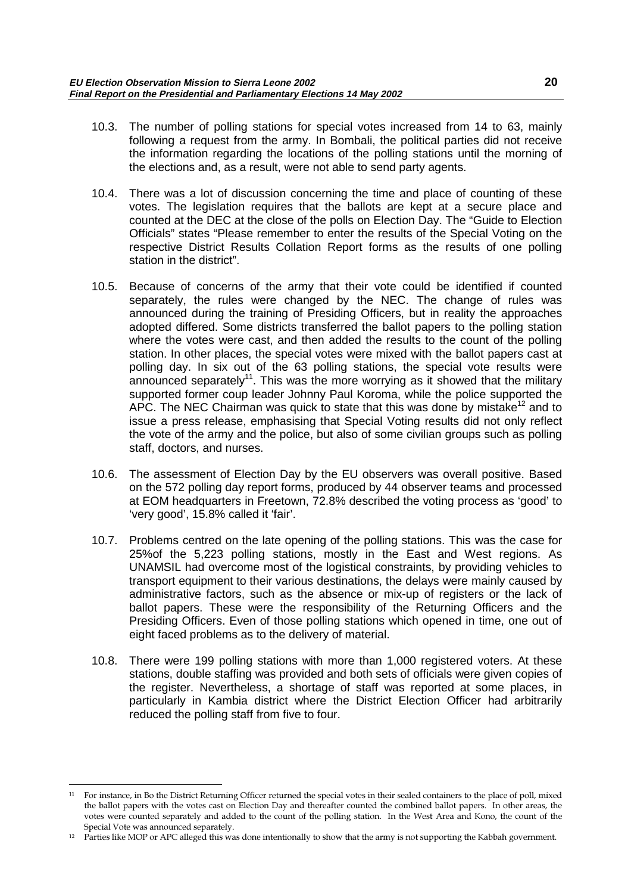10.3. The number of polling stations for special votes increased from 14 to 63, mainly following a request from the army. In Bombali, the political parties did not receive the information regarding the locations of the polling stations until the morning of the elections and, as a result, were not able to send party agents.

10.4. There was a lot of discussion concerning the time and place of counting of these votes. The legislation requires that the ballots are kept at a secure place and counted at the DEC at the close of the polls on Election Day. The "Guide to Election Officials" states "Please remember to enter the results of the Special Voting on the respective District Results Collation Report forms as the results of one polling station in the district".

10.5. Because of concerns of the army that their vote could be identified if counted separately, the rules were changed by the NEC. The change of rules was announced during the training of Presiding Officers, but in reality the approaches adopted differed. Some districts transferred the ballot papers to the polling station where the votes were cast, and then added the results to the count of the polling station. In other places, the special votes were mixed with the ballot papers cast at polling day. In six out of the 63 polling stations, the special vote results were announced separately[11]. This was the more worrying as it showed that the military supported former coup leader Johnny Paul Koroma, while the police supported the APC. The NEC Chairman was quick to state that this was done by mistake[12] and to issue a press release, emphasising that Special Voting results did not only reflect the vote of the army and the police, but also of some civilian groups such as polling staff, doctors, and nurses.

10.6. The assessment of Election Day by the EU observers was overall positive. Based on the 572 polling day report forms, produced by 44 observer teams and processed at EOM headquarters in Freetown, 72.8% described the voting process as 'good' to 'very good', 15.8% called it 'fair'.

10.7. Problems centred on the late opening of the polling stations. This was the case for 25%of the 5,223 polling stations, mostly in the East and West regions. As UNAMSIL had overcome most of the logistical constraints, by providing vehicles to transport equipment to their various destinations, the delays were mainly caused by administrative factors, such as the absence or mix-up of registers or the lack of ballot papers. These were the responsibility of the Returning Officers and the Presiding Officers. Even of those polling stations which opened in time, one out of eight faced problems as to the delivery of material.

10.8. There were 199 polling stations with more than 1,000 registered voters. At these stations, double staffing was provided and both sets of officials were given copies of the register. Nevertheless, a shortage of staff was reported at some places, in particularly in Kambia district where the District Election Officer had arbitrarily reduced the polling staff from five to four.

---

[11] For instance, in Bo the District Returning Officer returned the special votes in their sealed containers to the place of poll, mixed the ballot papers with the votes cast on Election Day and thereafter counted the combined ballot papers. In other areas, the votes were counted separately and added to the count of the polling station. In the West Area and Kono, the count of the Special Vote was announced separately.

[12] Parties like MOP or APC alleged this was done intentionally to show that the army is not supporting the Kabbah government.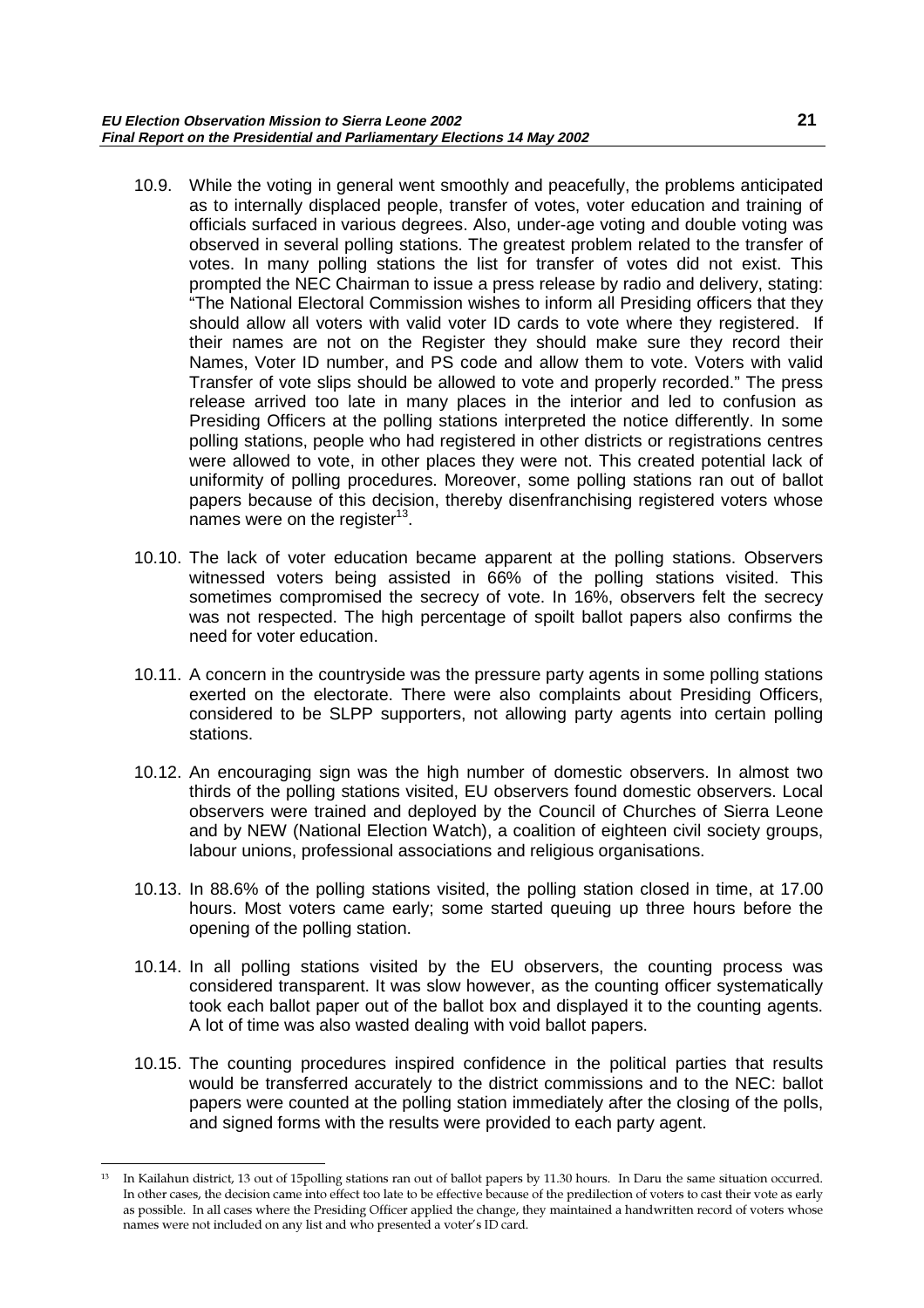10.9. While the voting in general went smoothly and peacefully, the problems anticipated as to internally displaced people, transfer of votes, voter education and training of officials surfaced in various degrees. Also, under-age voting and double voting was observed in several polling stations. The greatest problem related to the transfer of votes. In many polling stations the list for transfer of votes did not exist. This prompted the NEC Chairman to issue a press release by radio and delivery, stating: "The National Electoral Commission wishes to inform all Presiding officers that they should allow all voters with valid voter ID cards to vote where they registered. If their names are not on the Register they should make sure they record their Names, Voter ID number, and PS code and allow them to vote. Voters with valid Transfer of vote slips should be allowed to vote and properly recorded." The press release arrived too late in many places in the interior and led to confusion as Presiding Officers at the polling stations interpreted the notice differently. In some polling stations, people who had registered in other districts or registrations centres were allowed to vote, in other places they were not. This created potential lack of uniformity of polling procedures. Moreover, some polling stations ran out of ballot papers because of this decision, thereby disenfranchising registered voters whose names were on the register[13].

10.10. The lack of voter education became apparent at the polling stations. Observers witnessed voters being assisted in 66% of the polling stations visited. This sometimes compromised the secrecy of vote. In 16%, observers felt the secrecy was not respected. The high percentage of spoilt ballot papers also confirms the need for voter education.

10.11. A concern in the countryside was the pressure party agents in some polling stations exerted on the electorate. There were also complaints about Presiding Officers, considered to be SLPP supporters, not allowing party agents into certain polling stations.

10.12. An encouraging sign was the high number of domestic observers. In almost two thirds of the polling stations visited, EU observers found domestic observers. Local observers were trained and deployed by the Council of Churches of Sierra Leone and by NEW (National Election Watch), a coalition of eighteen civil society groups, labour unions, professional associations and religious organisations.

10.13. In 88.6% of the polling stations visited, the polling station closed in time, at 17.00 hours. Most voters came early; some started queuing up three hours before the opening of the polling station.

10.14. In all polling stations visited by the EU observers, the counting process was considered transparent. It was slow however, as the counting officer systematically took each ballot paper out of the ballot box and displayed it to the counting agents. A lot of time was also wasted dealing with void ballot papers.

10.15. The counting procedures inspired confidence in the political parties that results would be transferred accurately to the district commissions and to the NEC: ballot papers were counted at the polling station immediately after the closing of the polls, and signed forms with the results were provided to each party agent.

---

[13] In Kailahun district, 13 out of 15polling stations ran out of ballot papers by 11.30 hours. In Daru the same situation occurred. In other cases, the decision came into effect too late to be effective because of the predilection of voters to cast their vote as early as possible. In all cases where the Presiding Officer applied the change, they maintained a handwritten record of voters whose names were not included on any list and who presented a voter's ID card.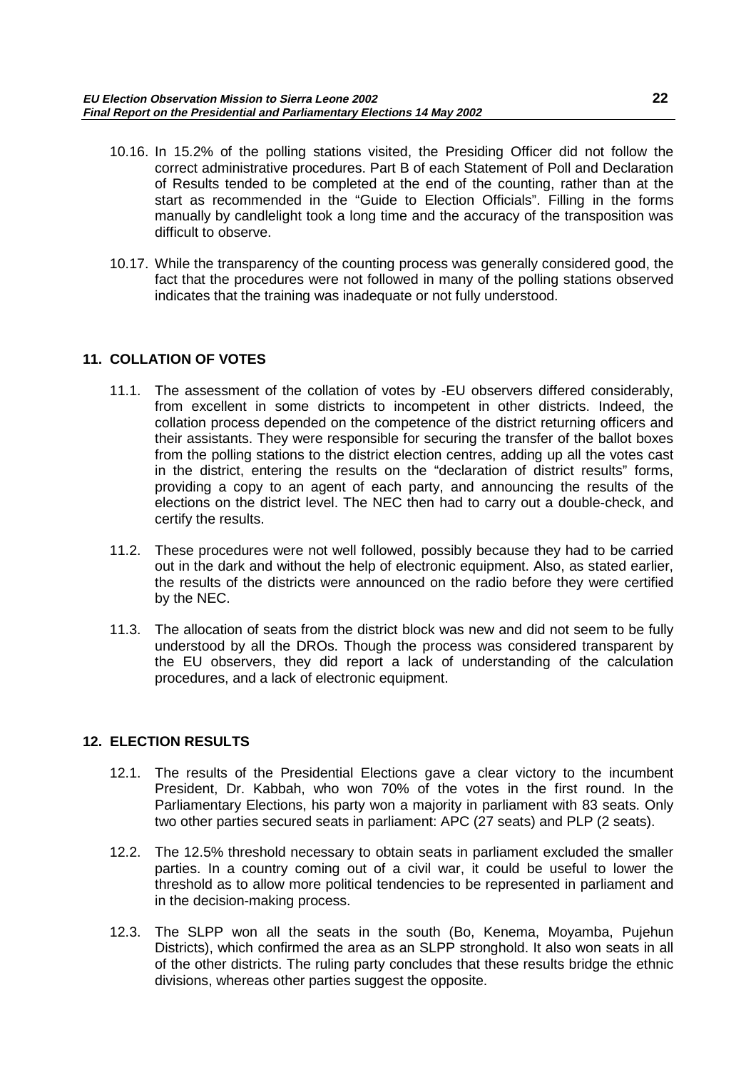10.16. In 15.2% of the polling stations visited, the Presiding Officer did not follow the correct administrative procedures. Part B of each Statement of Poll and Declaration of Results tended to be completed at the end of the counting, rather than at the start as recommended in the "Guide to Election Officials". Filling in the forms manually by candlelight took a long time and the accuracy of the transposition was difficult to observe.

10.17. While the transparency of the counting process was generally considered good, the fact that the procedures were not followed in many of the polling stations observed indicates that the training was inadequate or not fully understood.

## 11. COLLATION OF VOTES

11.1. The assessment of the collation of votes by -EU observers differed considerably, from excellent in some districts to incompetent in other districts. Indeed, the collation process depended on the competence of the district returning officers and their assistants. They were responsible for securing the transfer of the ballot boxes from the polling stations to the district election centres, adding up all the votes cast in the district, entering the results on the "declaration of district results" forms, providing a copy to an agent of each party, and announcing the results of the elections on the district level. The NEC then had to carry out a double-check, and certify the results.

11.2. These procedures were not well followed, possibly because they had to be carried out in the dark and without the help of electronic equipment. Also, as stated earlier, the results of the districts were announced on the radio before they were certified by the NEC.

11.3. The allocation of seats from the district block was new and did not seem to be fully understood by all the DROs. Though the process was considered transparent by the EU observers, they did report a lack of understanding of the calculation procedures, and a lack of electronic equipment.

## 12. ELECTION RESULTS

12.1. The results of the Presidential Elections gave a clear victory to the incumbent President, Dr. Kabbah, who won 70% of the votes in the first round. In the Parliamentary Elections, his party won a majority in parliament with 83 seats. Only two other parties secured seats in parliament: APC (27 seats) and PLP (2 seats).

12.2. The 12.5% threshold necessary to obtain seats in parliament excluded the smaller parties. In a country coming out of a civil war, it could be useful to lower the threshold as to allow more political tendencies to be represented in parliament and in the decision-making process.

12.3. The SLPP won all the seats in the south (Bo, Kenema, Moyamba, Pujehun Districts), which confirmed the area as an SLPP stronghold. It also won seats in all of the other districts. The ruling party concludes that these results bridge the ethnic divisions, whereas other parties suggest the opposite.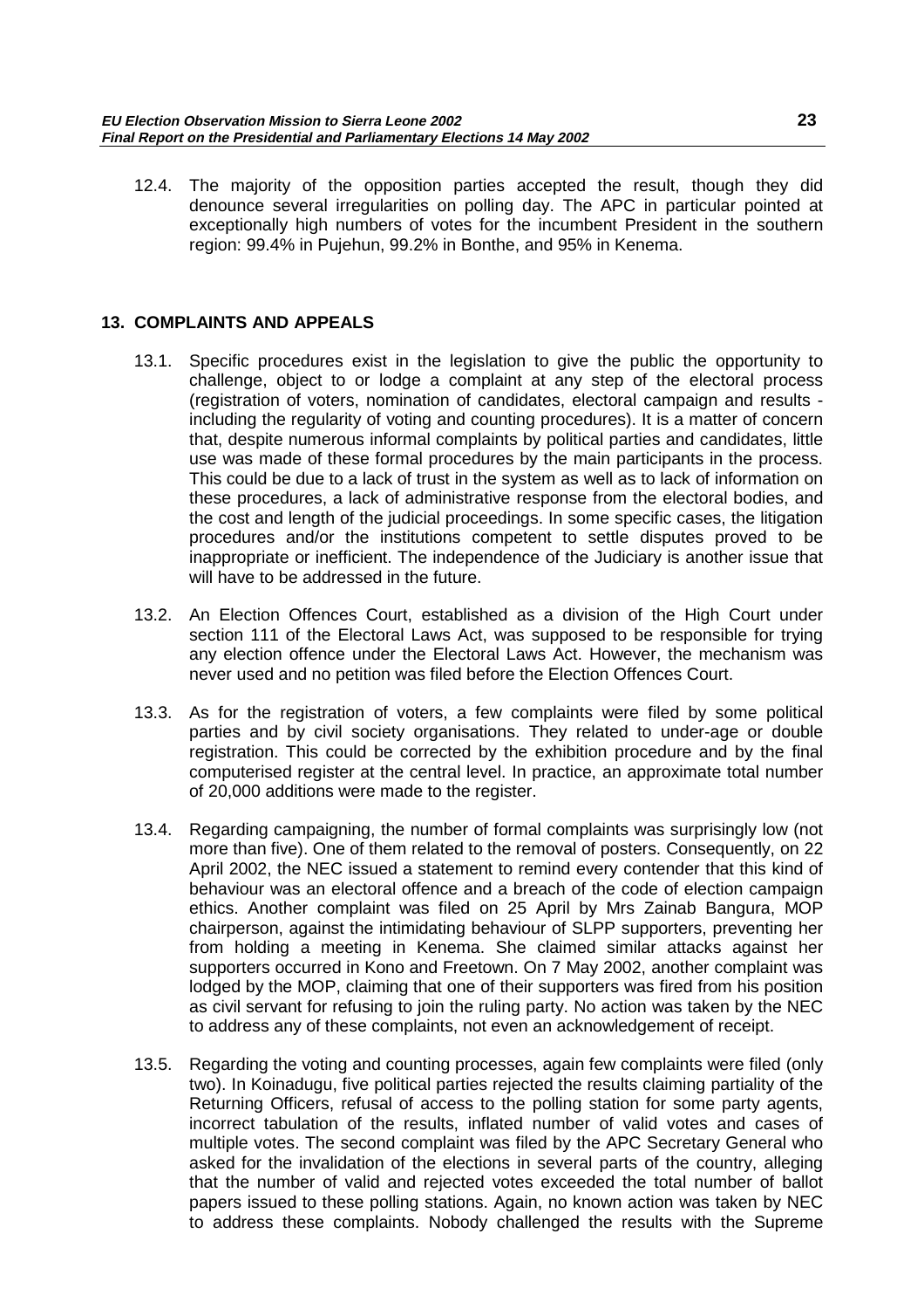12.4. The majority of the opposition parties accepted the result, though they did denounce several irregularities on polling day. The APC in particular pointed at exceptionally high numbers of votes for the incumbent President in the southern region: 99.4% in Pujehun, 99.2% in Bonthe, and 95% in Kenema.

## 13. COMPLAINTS AND APPEALS

13.1. Specific procedures exist in the legislation to give the public the opportunity to challenge, object to or lodge a complaint at any step of the electoral process (registration of voters, nomination of candidates, electoral campaign and results - including the regularity of voting and counting procedures). It is a matter of concern that, despite numerous informal complaints by political parties and candidates, little use was made of these formal procedures by the main participants in the process. This could be due to a lack of trust in the system as well as to lack of information on these procedures, a lack of administrative response from the electoral bodies, and the cost and length of the judicial proceedings. In some specific cases, the litigation procedures and/or the institutions competent to settle disputes proved to be inappropriate or inefficient. The independence of the Judiciary is another issue that will have to be addressed in the future.

13.2. An Election Offences Court, established as a division of the High Court under section 111 of the Electoral Laws Act, was supposed to be responsible for trying any election offence under the Electoral Laws Act. However, the mechanism was never used and no petition was filed before the Election Offences Court.

13.3. As for the registration of voters, a few complaints were filed by some political parties and by civil society organisations. They related to under-age or double registration. This could be corrected by the exhibition procedure and by the final computerised register at the central level. In practice, an approximate total number of 20,000 additions were made to the register.

13.4. Regarding campaigning, the number of formal complaints was surprisingly low (not more than five). One of them related to the removal of posters. Consequently, on 22 April 2002, the NEC issued a statement to remind every contender that this kind of behaviour was an electoral offence and a breach of the code of election campaign ethics. Another complaint was filed on 25 April by Mrs Zainab Bangura, MOP chairperson, against the intimidating behaviour of SLPP supporters, preventing her from holding a meeting in Kenema. She claimed similar attacks against her supporters occurred in Kono and Freetown. On 7 May 2002, another complaint was lodged by the MOP, claiming that one of their supporters was fired from his position as civil servant for refusing to join the ruling party. No action was taken by the NEC to address any of these complaints, not even an acknowledgement of receipt.

13.5. Regarding the voting and counting processes, again few complaints were filed (only two). In Koinadugu, five political parties rejected the results claiming partiality of the Returning Officers, refusal of access to the polling station for some party agents, incorrect tabulation of the results, inflated number of valid votes and cases of multiple votes. The second complaint was filed by the APC Secretary General who asked for the invalidation of the elections in several parts of the country, alleging that the number of valid and rejected votes exceeded the total number of ballot papers issued to these polling stations. Again, no known action was taken by NEC to address these complaints. Nobody challenged the results with the Supreme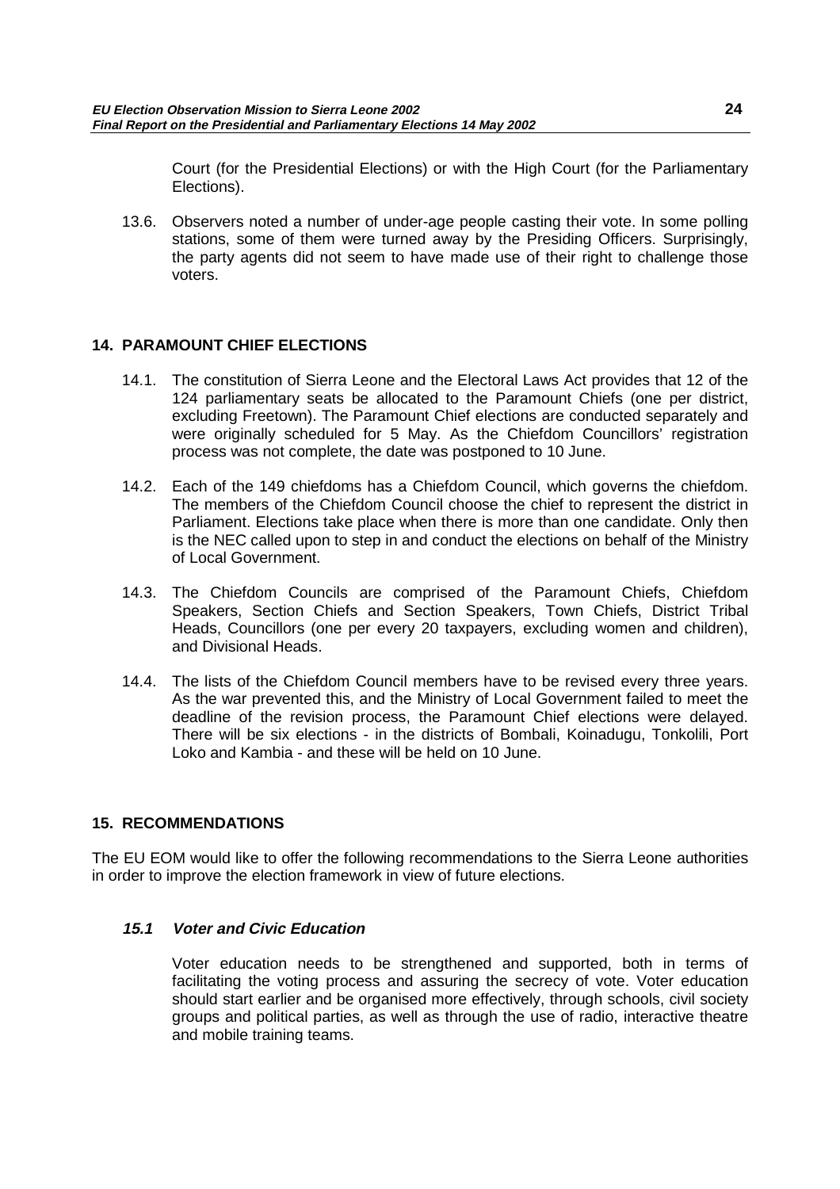Court (for the Presidential Elections) or with the High Court (for the Parliamentary Elections).

13.6. Observers noted a number of under-age people casting their vote. In some polling stations, some of them were turned away by the Presiding Officers. Surprisingly, the party agents did not seem to have made use of their right to challenge those voters.

## 14. PARAMOUNT CHIEF ELECTIONS

14.1. The constitution of Sierra Leone and the Electoral Laws Act provides that 12 of the 124 parliamentary seats be allocated to the Paramount Chiefs (one per district, excluding Freetown). The Paramount Chief elections are conducted separately and were originally scheduled for 5 May. As the Chiefdom Councillors' registration process was not complete, the date was postponed to 10 June.

14.2. Each of the 149 chiefdoms has a Chiefdom Council, which governs the chiefdom. The members of the Chiefdom Council choose the chief to represent the district in Parliament. Elections take place when there is more than one candidate. Only then is the NEC called upon to step in and conduct the elections on behalf of the Ministry of Local Government.

14.3. The Chiefdom Councils are comprised of the Paramount Chiefs, Chiefdom Speakers, Section Chiefs and Section Speakers, Town Chiefs, District Tribal Heads, Councillors (one per every 20 taxpayers, excluding women and children), and Divisional Heads.

14.4. The lists of the Chiefdom Council members have to be revised every three years. As the war prevented this, and the Ministry of Local Government failed to meet the deadline of the revision process, the Paramount Chief elections were delayed. There will be six elections - in the districts of Bombali, Koinadugu, Tonkolili, Port Loko and Kambia - and these will be held on 10 June.

## 15. RECOMMENDATIONS

The EU EOM would like to offer the following recommendations to the Sierra Leone authorities in order to improve the election framework in view of future elections.

### *15.1 Voter and Civic Education*

Voter education needs to be strengthened and supported, both in terms of facilitating the voting process and assuring the secrecy of vote. Voter education should start earlier and be organised more effectively, through schools, civil society groups and political parties, as well as through the use of radio, interactive theatre and mobile training teams.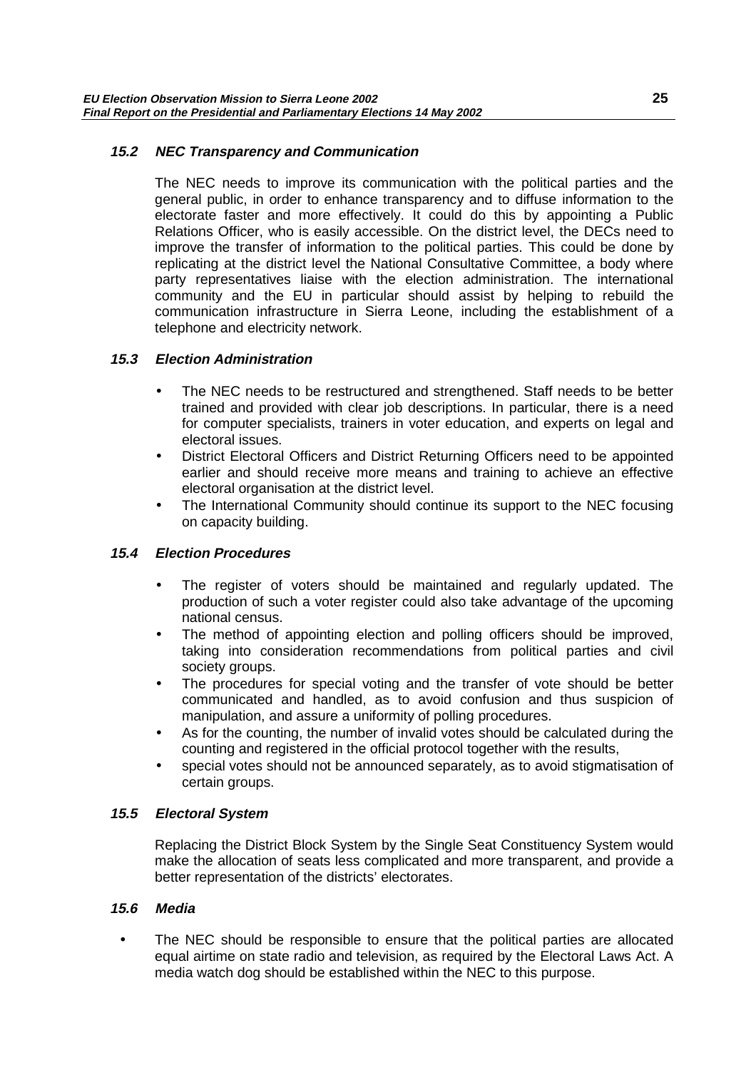### *15.2 NEC Transparency and Communication*

The NEC needs to improve its communication with the political parties and the general public, in order to enhance transparency and to diffuse information to the electorate faster and more effectively. It could do this by appointing a Public Relations Officer, who is easily accessible. On the district level, the DECs need to improve the transfer of information to the political parties. This could be done by replicating at the district level the National Consultative Committee, a body where party representatives liaise with the election administration. The international community and the EU in particular should assist by helping to rebuild the communication infrastructure in Sierra Leone, including the establishment of a telephone and electricity network.

### *15.3 Election Administration*

- The NEC needs to be restructured and strengthened. Staff needs to be better trained and provided with clear job descriptions. In particular, there is a need for computer specialists, trainers in voter education, and experts on legal and electoral issues.
- District Electoral Officers and District Returning Officers need to be appointed earlier and should receive more means and training to achieve an effective electoral organisation at the district level.
- The International Community should continue its support to the NEC focusing on capacity building.

### *15.4 Election Procedures*

- The register of voters should be maintained and regularly updated. The production of such a voter register could also take advantage of the upcoming national census.
- The method of appointing election and polling officers should be improved, taking into consideration recommendations from political parties and civil society groups.
- The procedures for special voting and the transfer of vote should be better communicated and handled, as to avoid confusion and thus suspicion of manipulation, and assure a uniformity of polling procedures.
- As for the counting, the number of invalid votes should be calculated during the counting and registered in the official protocol together with the results,
- special votes should not be announced separately, as to avoid stigmatisation of certain groups.

### *15.5 Electoral System*

Replacing the District Block System by the Single Seat Constituency System would make the allocation of seats less complicated and more transparent, and provide a better representation of the districts' electorates.

### *15.6 Media*

- The NEC should be responsible to ensure that the political parties are allocated equal airtime on state radio and television, as required by the Electoral Laws Act. A media watch dog should be established within the NEC to this purpose.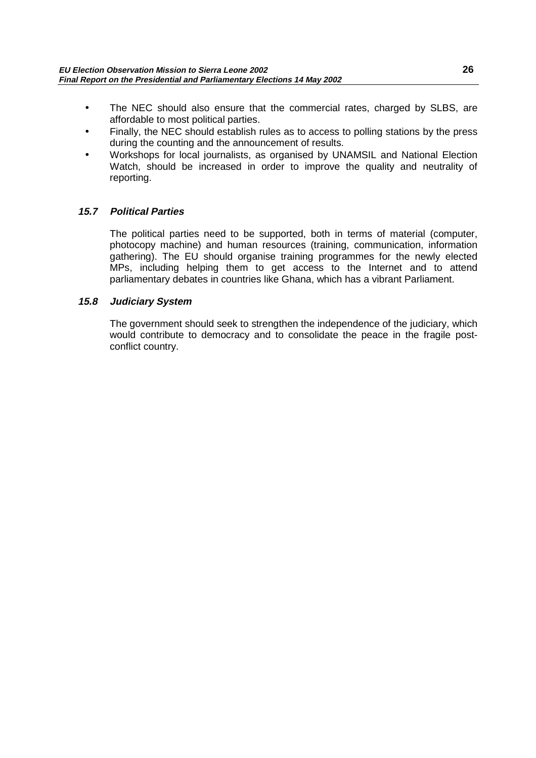- The NEC should also ensure that the commercial rates, charged by SLBS, are affordable to most political parties.
- Finally, the NEC should establish rules as to access to polling stations by the press during the counting and the announcement of results.
- Workshops for local journalists, as organised by UNAMSIL and National Election Watch, should be increased in order to improve the quality and neutrality of reporting.

### *15.7 Political Parties*

The political parties need to be supported, both in terms of material (computer, photocopy machine) and human resources (training, communication, information gathering). The EU should organise training programmes for the newly elected MPs, including helping them to get access to the Internet and to attend parliamentary debates in countries like Ghana, which has a vibrant Parliament.

### *15.8 Judiciary System*

The government should seek to strengthen the independence of the judiciary, which would contribute to democracy and to consolidate the peace in the fragile post-conflict country.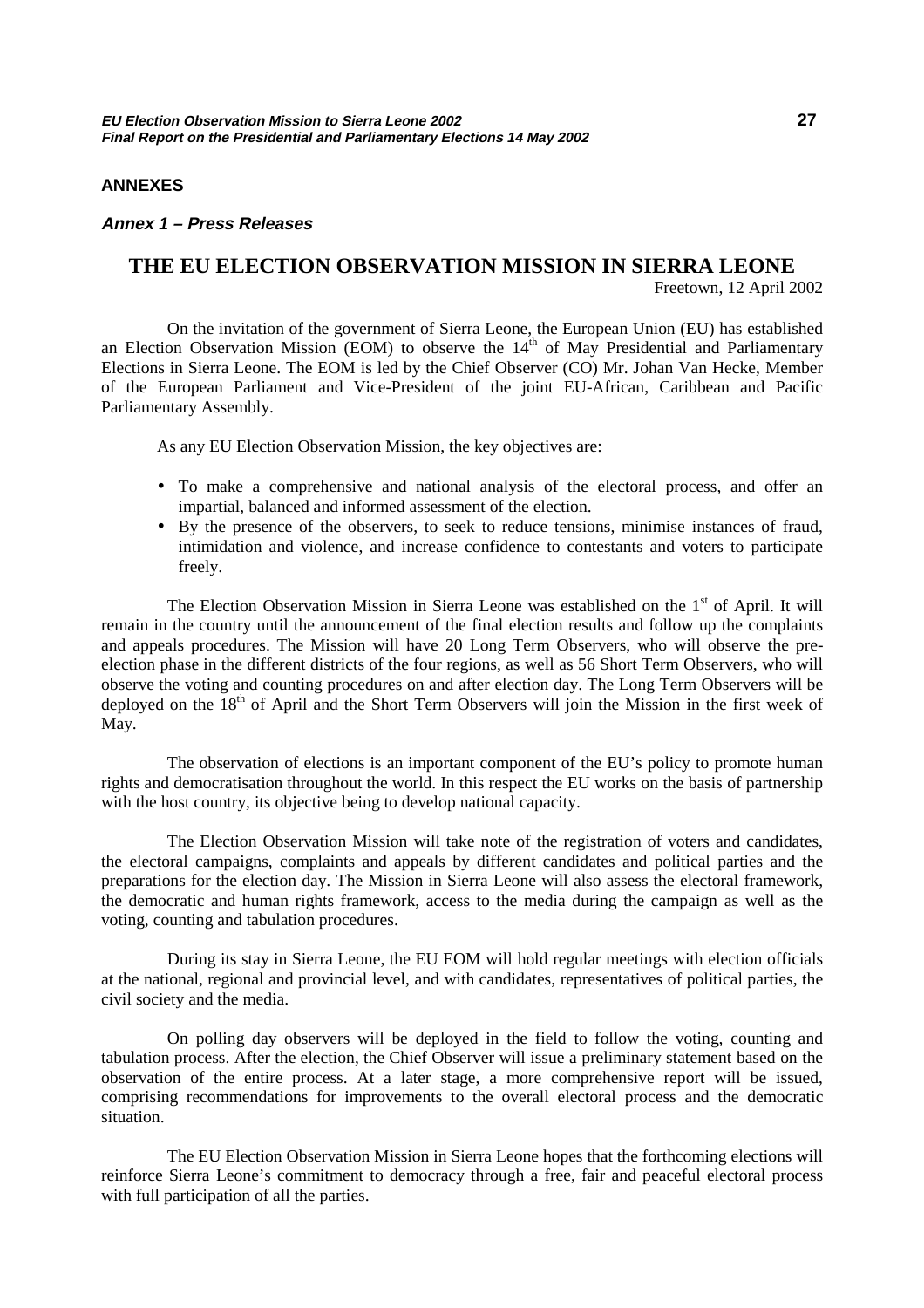## ANNEXES

### *Annex 1 – Press Releases*

# THE EU ELECTION OBSERVATION MISSION IN SIERRA LEONE

Freetown, 12 April 2002

On the invitation of the government of Sierra Leone, the European Union (EU) has established an Election Observation Mission (EOM) to observe the 14th of May Presidential and Parliamentary Elections in Sierra Leone. The EOM is led by the Chief Observer (CO) Mr. Johan Van Hecke, Member of the European Parliament and Vice-President of the joint EU-African, Caribbean and Pacific Parliamentary Assembly.

As any EU Election Observation Mission, the key objectives are:

- To make a comprehensive and national analysis of the electoral process, and offer an impartial, balanced and informed assessment of the election.
- By the presence of the observers, to seek to reduce tensions, minimise instances of fraud, intimidation and violence, and increase confidence to contestants and voters to participate freely.

The Election Observation Mission in Sierra Leone was established on the 1st of April. It will remain in the country until the announcement of the final election results and follow up the complaints and appeals procedures. The Mission will have 20 Long Term Observers, who will observe the pre-election phase in the different districts of the four regions, as well as 56 Short Term Observers, who will observe the voting and counting procedures on and after election day. The Long Term Observers will be deployed on the 18th of April and the Short Term Observers will join the Mission in the first week of May.

The observation of elections is an important component of the EU's policy to promote human rights and democratisation throughout the world. In this respect the EU works on the basis of partnership with the host country, its objective being to develop national capacity.

The Election Observation Mission will take note of the registration of voters and candidates, the electoral campaigns, complaints and appeals by different candidates and political parties and the preparations for the election day. The Mission in Sierra Leone will also assess the electoral framework, the democratic and human rights framework, access to the media during the campaign as well as the voting, counting and tabulation procedures.

During its stay in Sierra Leone, the EU EOM will hold regular meetings with election officials at the national, regional and provincial level, and with candidates, representatives of political parties, the civil society and the media.

On polling day observers will be deployed in the field to follow the voting, counting and tabulation process. After the election, the Chief Observer will issue a preliminary statement based on the observation of the entire process. At a later stage, a more comprehensive report will be issued, comprising recommendations for improvements to the overall electoral process and the democratic situation.

The EU Election Observation Mission in Sierra Leone hopes that the forthcoming elections will reinforce Sierra Leone's commitment to democracy through a free, fair and peaceful electoral process with full participation of all the parties.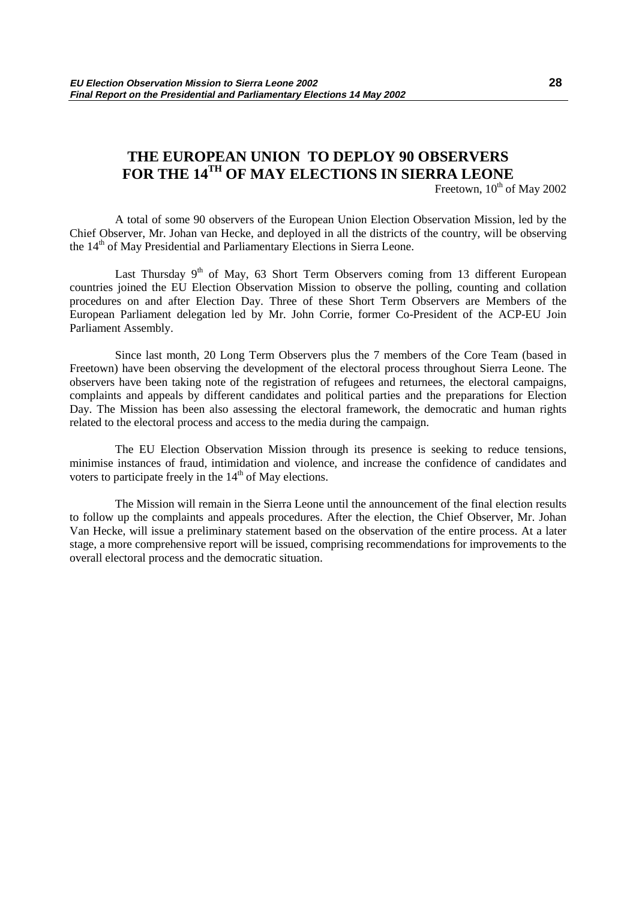# THE EUROPEAN UNION TO DEPLOY 90 OBSERVERS FOR THE 14TH OF MAY ELECTIONS IN SIERRA LEONE

Freetown, 10th of May 2002

A total of some 90 observers of the European Union Election Observation Mission, led by the Chief Observer, Mr. Johan van Hecke, and deployed in all the districts of the country, will be observing the 14th of May Presidential and Parliamentary Elections in Sierra Leone.

Last Thursday 9th of May, 63 Short Term Observers coming from 13 different European countries joined the EU Election Observation Mission to observe the polling, counting and collation procedures on and after Election Day. Three of these Short Term Observers are Members of the European Parliament delegation led by Mr. John Corrie, former Co-President of the ACP-EU Join Parliament Assembly.

Since last month, 20 Long Term Observers plus the 7 members of the Core Team (based in Freetown) have been observing the development of the electoral process throughout Sierra Leone. The observers have been taking note of the registration of refugees and returnees, the electoral campaigns, complaints and appeals by different candidates and political parties and the preparations for Election Day. The Mission has been also assessing the electoral framework, the democratic and human rights related to the electoral process and access to the media during the campaign.

The EU Election Observation Mission through its presence is seeking to reduce tensions, minimise instances of fraud, intimidation and violence, and increase the confidence of candidates and voters to participate freely in the 14th of May elections.

The Mission will remain in the Sierra Leone until the announcement of the final election results to follow up the complaints and appeals procedures. After the election, the Chief Observer, Mr. Johan Van Hecke, will issue a preliminary statement based on the observation of the entire process. At a later stage, a more comprehensive report will be issued, comprising recommendations for improvements to the overall electoral process and the democratic situation.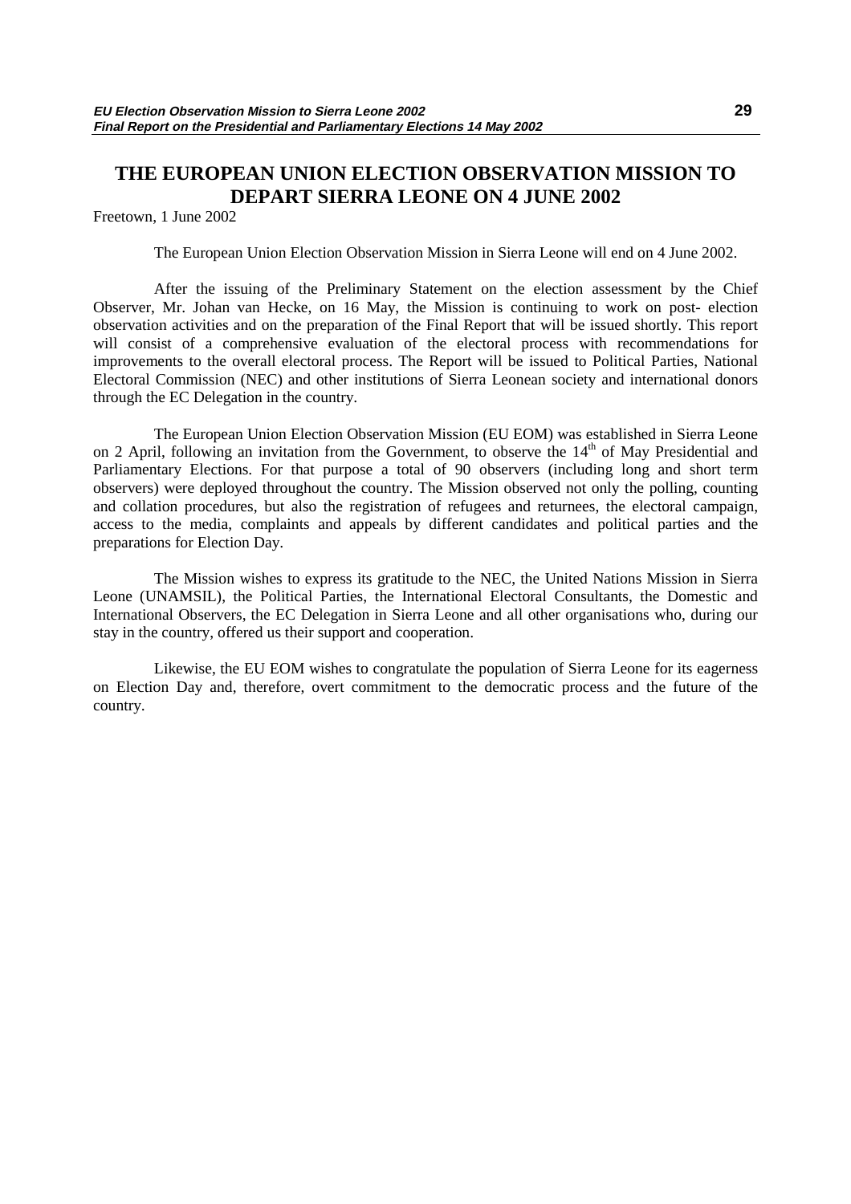# THE EUROPEAN UNION ELECTION OBSERVATION MISSION TO DEPART SIERRA LEONE ON 4 JUNE 2002

Freetown, 1 June 2002

The European Union Election Observation Mission in Sierra Leone will end on 4 June 2002.

After the issuing of the Preliminary Statement on the election assessment by the Chief Observer, Mr. Johan van Hecke, on 16 May, the Mission is continuing to work on post- election observation activities and on the preparation of the Final Report that will be issued shortly. This report will consist of a comprehensive evaluation of the electoral process with recommendations for improvements to the overall electoral process. The Report will be issued to Political Parties, National Electoral Commission (NEC) and other institutions of Sierra Leonean society and international donors through the EC Delegation in the country.

The European Union Election Observation Mission (EU EOM) was established in Sierra Leone on 2 April, following an invitation from the Government, to observe the 14th of May Presidential and Parliamentary Elections. For that purpose a total of 90 observers (including long and short term observers) were deployed throughout the country. The Mission observed not only the polling, counting and collation procedures, but also the registration of refugees and returnees, the electoral campaign, access to the media, complaints and appeals by different candidates and political parties and the preparations for Election Day.

The Mission wishes to express its gratitude to the NEC, the United Nations Mission in Sierra Leone (UNAMSIL), the Political Parties, the International Electoral Consultants, the Domestic and International Observers, the EC Delegation in Sierra Leone and all other organisations who, during our stay in the country, offered us their support and cooperation.

Likewise, the EU EOM wishes to congratulate the population of Sierra Leone for its eagerness on Election Day and, therefore, overt commitment to the democratic process and the future of the country.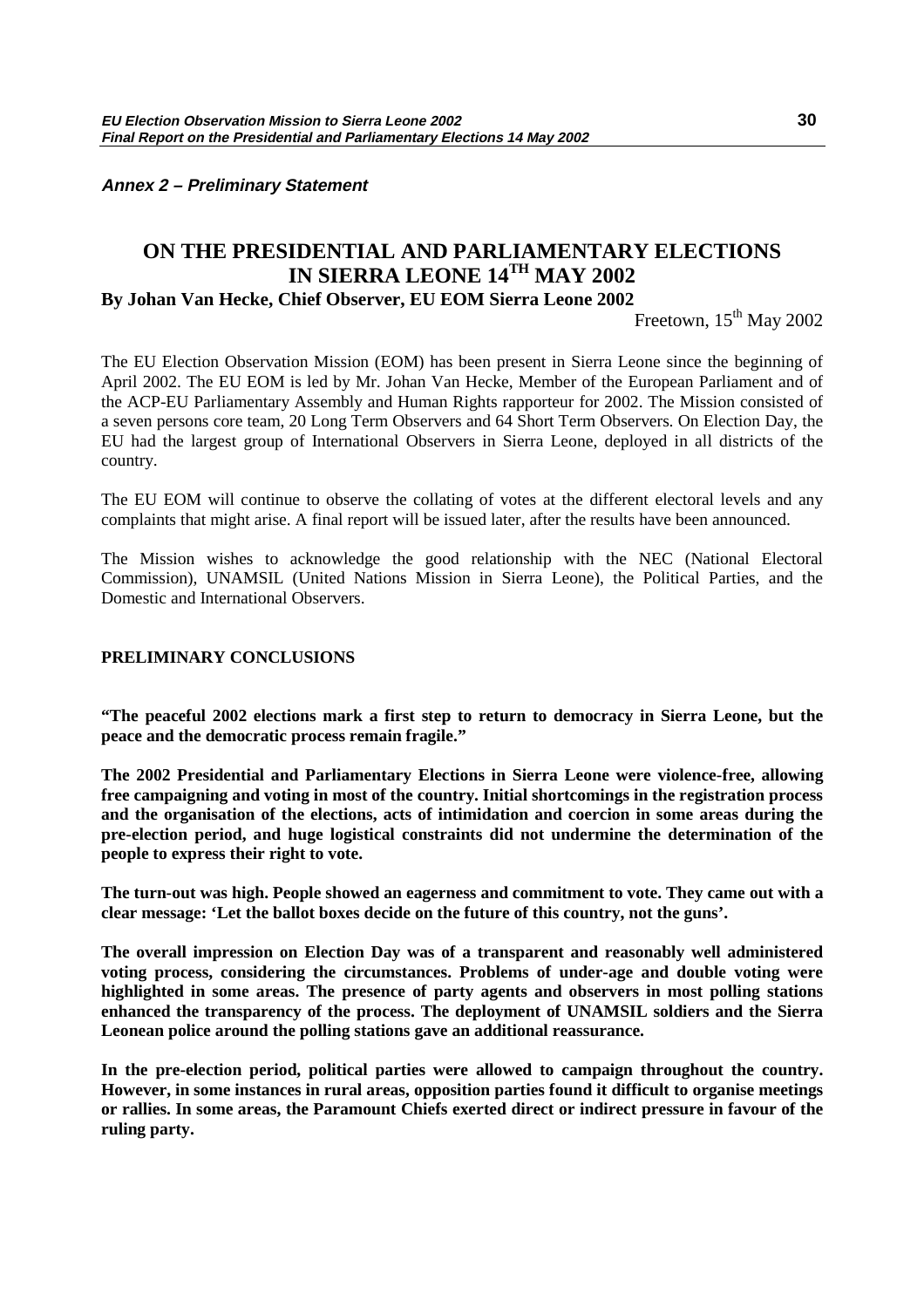***Annex 2 – Preliminary Statement***

# ON THE PRESIDENTIAL AND PARLIAMENTARY ELECTIONS IN SIERRA LEONE 14TH MAY 2002

**By Johan Van Hecke, Chief Observer, EU EOM Sierra Leone 2002**

Freetown, 15th May 2002

The EU Election Observation Mission (EOM) has been present in Sierra Leone since the beginning of April 2002. The EU EOM is led by Mr. Johan Van Hecke, Member of the European Parliament and of the ACP-EU Parliamentary Assembly and Human Rights rapporteur for 2002. The Mission consisted of a seven persons core team, 20 Long Term Observers and 64 Short Term Observers. On Election Day, the EU had the largest group of International Observers in Sierra Leone, deployed in all districts of the country.

The EU EOM will continue to observe the collating of votes at the different electoral levels and any complaints that might arise. A final report will be issued later, after the results have been announced.

The Mission wishes to acknowledge the good relationship with the NEC (National Electoral Commission), UNAMSIL (United Nations Mission in Sierra Leone), the Political Parties, and the Domestic and International Observers.

## PRELIMINARY CONCLUSIONS

**"The peaceful 2002 elections mark a first step to return to democracy in Sierra Leone, but the peace and the democratic process remain fragile."**

**The 2002 Presidential and Parliamentary Elections in Sierra Leone were violence-free, allowing free campaigning and voting in most of the country. Initial shortcomings in the registration process and the organisation of the elections, acts of intimidation and coercion in some areas during the pre-election period, and huge logistical constraints did not undermine the determination of the people to express their right to vote.**

**The turn-out was high. People showed an eagerness and commitment to vote. They came out with a clear message: 'Let the ballot boxes decide on the future of this country, not the guns'.**

**The overall impression on Election Day was of a transparent and reasonably well administered voting process, considering the circumstances. Problems of under-age and double voting were highlighted in some areas. The presence of party agents and observers in most polling stations enhanced the transparency of the process. The deployment of UNAMSIL soldiers and the Sierra Leonean police around the polling stations gave an additional reassurance.**

**In the pre-election period, political parties were allowed to campaign throughout the country. However, in some instances in rural areas, opposition parties found it difficult to organise meetings or rallies. In some areas, the Paramount Chiefs exerted direct or indirect pressure in favour of the ruling party.**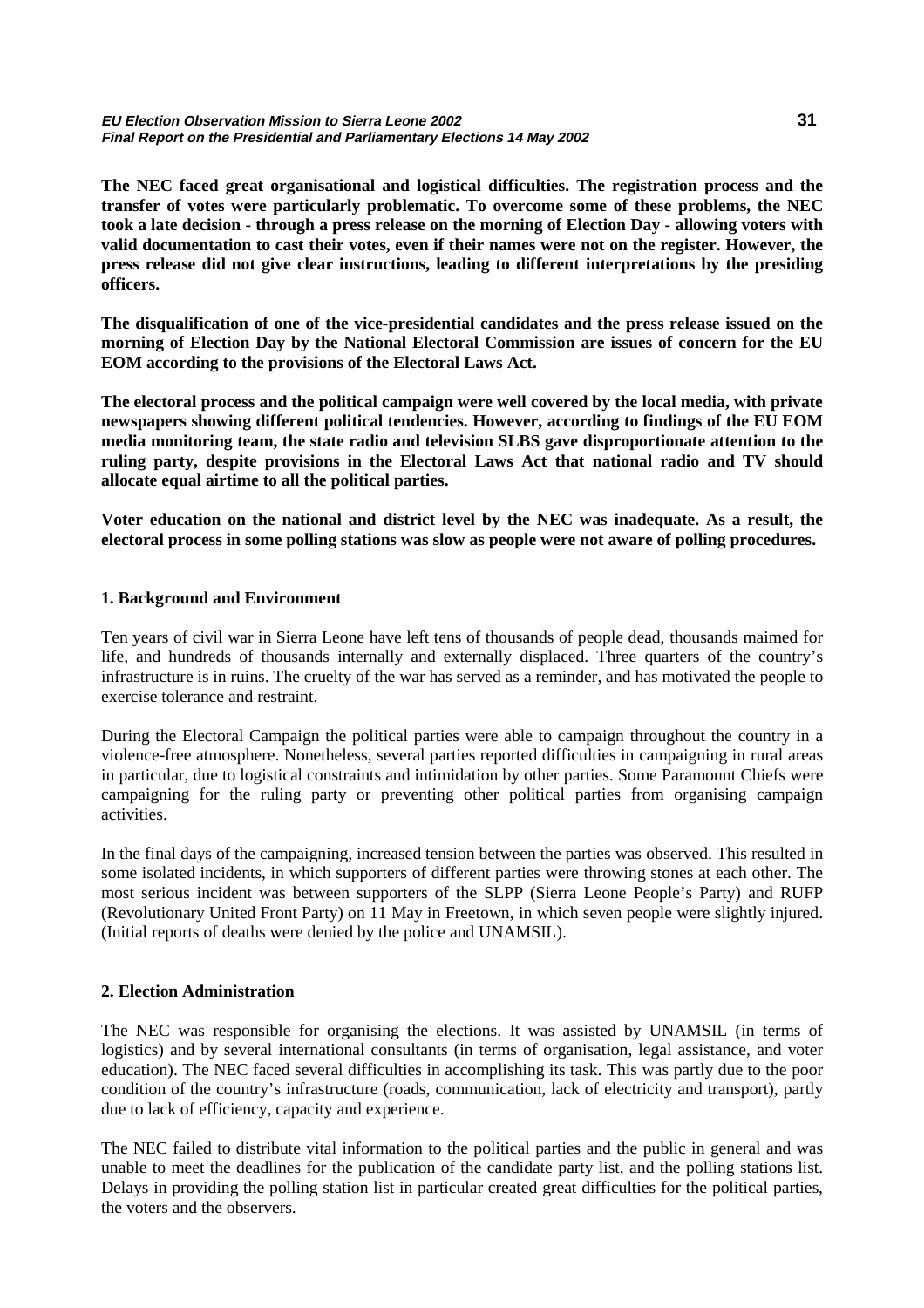**The NEC faced great organisational and logistical difficulties. The registration process and the transfer of votes were particularly problematic. To overcome some of these problems, the NEC took a late decision - through a press release on the morning of Election Day - allowing voters with valid documentation to cast their votes, even if their names were not on the register. However, the press release did not give clear instructions, leading to different interpretations by the presiding officers.**

**The disqualification of one of the vice-presidential candidates and the press release issued on the morning of Election Day by the National Electoral Commission are issues of concern for the EU EOM according to the provisions of the Electoral Laws Act.**

**The electoral process and the political campaign were well covered by the local media, with private newspapers showing different political tendencies. However, according to findings of the EU EOM media monitoring team, the state radio and television SLBS gave disproportionate attention to the ruling party, despite provisions in the Electoral Laws Act that national radio and TV should allocate equal airtime to all the political parties.**

**Voter education on the national and district level by the NEC was inadequate. As a result, the electoral process in some polling stations was slow as people were not aware of polling procedures.**

### 1. Background and Environment

Ten years of civil war in Sierra Leone have left tens of thousands of people dead, thousands maimed for life, and hundreds of thousands internally and externally displaced. Three quarters of the country's infrastructure is in ruins. The cruelty of the war has served as a reminder, and has motivated the people to exercise tolerance and restraint.

During the Electoral Campaign the political parties were able to campaign throughout the country in a violence-free atmosphere. Nonetheless, several parties reported difficulties in campaigning in rural areas in particular, due to logistical constraints and intimidation by other parties. Some Paramount Chiefs were campaigning for the ruling party or preventing other political parties from organising campaign activities.

In the final days of the campaigning, increased tension between the parties was observed. This resulted in some isolated incidents, in which supporters of different parties were throwing stones at each other. The most serious incident was between supporters of the SLPP (Sierra Leone People's Party) and RUFP (Revolutionary United Front Party) on 11 May in Freetown, in which seven people were slightly injured. (Initial reports of deaths were denied by the police and UNAMSIL).

### 2. Election Administration

The NEC was responsible for organising the elections. It was assisted by UNAMSIL (in terms of logistics) and by several international consultants (in terms of organisation, legal assistance, and voter education). The NEC faced several difficulties in accomplishing its task. This was partly due to the poor condition of the country's infrastructure (roads, communication, lack of electricity and transport), partly due to lack of efficiency, capacity and experience.

The NEC failed to distribute vital information to the political parties and the public in general and was unable to meet the deadlines for the publication of the candidate party list, and the polling stations list. Delays in providing the polling station list in particular created great difficulties for the political parties, the voters and the observers.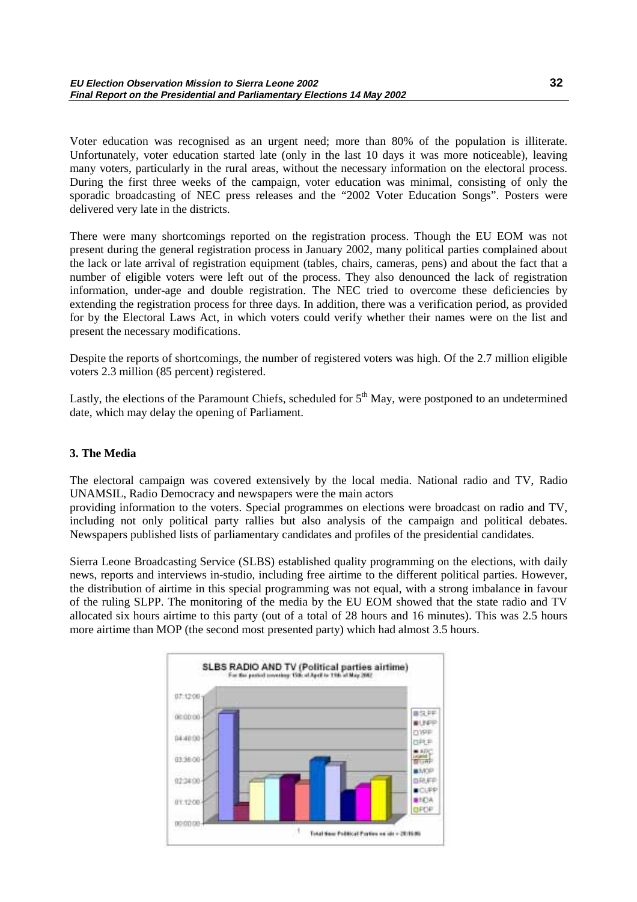Voter education was recognised as an urgent need; more than 80% of the population is illiterate. Unfortunately, voter education started late (only in the last 10 days it was more noticeable), leaving many voters, particularly in the rural areas, without the necessary information on the electoral process. During the first three weeks of the campaign, voter education was minimal, consisting of only the sporadic broadcasting of NEC press releases and the "2002 Voter Education Songs". Posters were delivered very late in the districts.

There were many shortcomings reported on the registration process. Though the EU EOM was not present during the general registration process in January 2002, many political parties complained about the lack or late arrival of registration equipment (tables, chairs, cameras, pens) and about the fact that a number of eligible voters were left out of the process. They also denounced the lack of registration information, under-age and double registration. The NEC tried to overcome these deficiencies by extending the registration process for three days. In addition, there was a verification period, as provided for by the Electoral Laws Act, in which voters could verify whether their names were on the list and present the necessary modifications.

Despite the reports of shortcomings, the number of registered voters was high. Of the 2.7 million eligible voters 2.3 million (85 percent) registered.

Lastly, the elections of the Paramount Chiefs, scheduled for 5th May, were postponed to an undetermined date, which may delay the opening of Parliament.

### 3. The Media

The electoral campaign was covered extensively by the local media. National radio and TV, Radio UNAMSIL, Radio Democracy and newspapers were the main actors providing information to the voters. Special programmes on elections were broadcast on radio and TV, including not only political party rallies but also analysis of the campaign and political debates. Newspapers published lists of parliamentary candidates and profiles of the presidential candidates.

Sierra Leone Broadcasting Service (SLBS) established quality programming on the elections, with daily news, reports and interviews in-studio, including free airtime to the different political parties. However, the distribution of airtime in this special programming was not equal, with a strong imbalance in favour of the ruling SLPP. The monitoring of the media by the EU EOM showed that the state radio and TV allocated six hours airtime to this party (out of a total of 28 hours and 16 minutes). This was 2.5 hours more airtime than MOP (the second most presented party) which had almost 3.5 hours.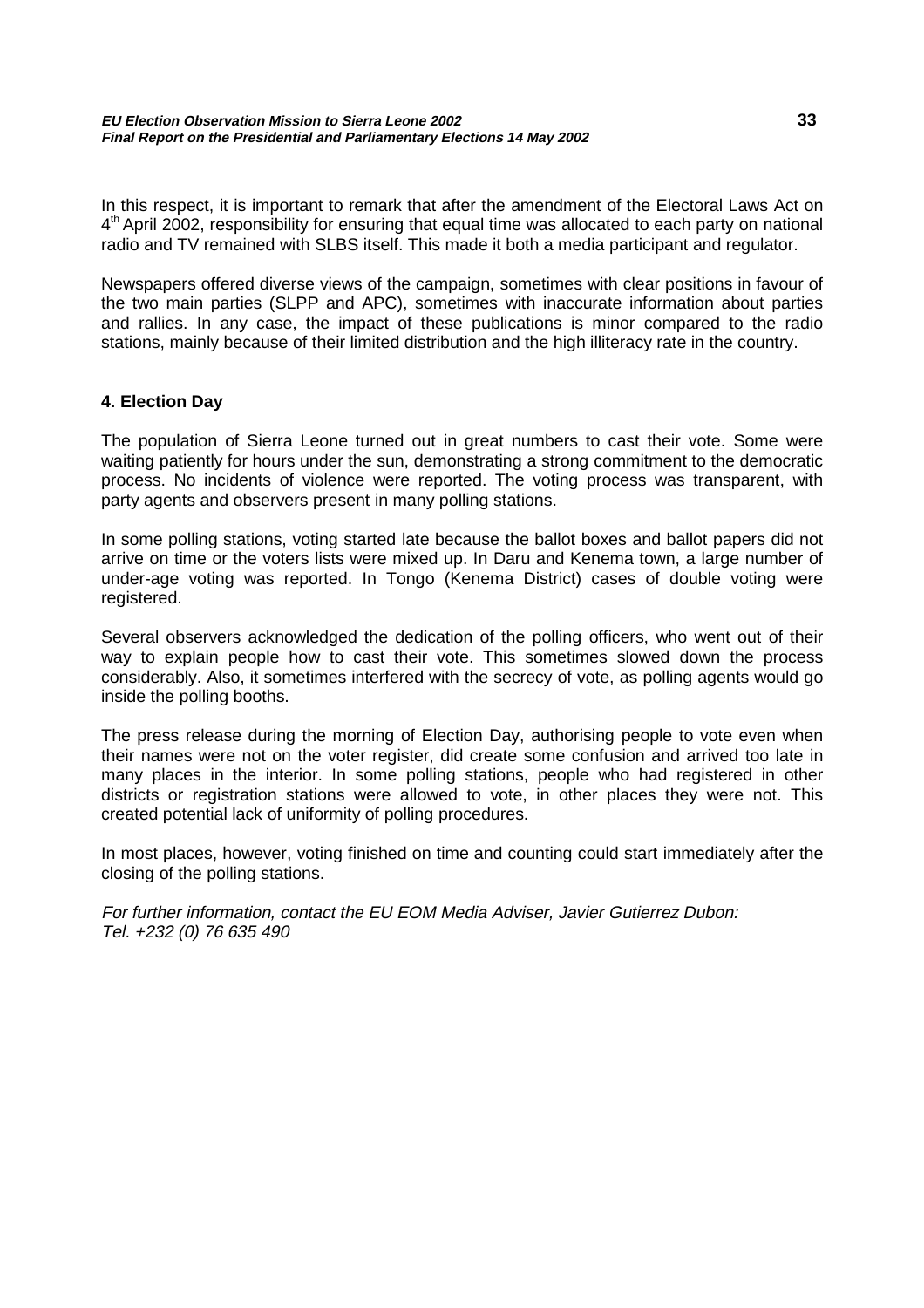In this respect, it is important to remark that after the amendment of the Electoral Laws Act on 4th April 2002, responsibility for ensuring that equal time was allocated to each party on national radio and TV remained with SLBS itself. This made it both a media participant and regulator.

Newspapers offered diverse views of the campaign, sometimes with clear positions in favour of the two main parties (SLPP and APC), sometimes with inaccurate information about parties and rallies. In any case, the impact of these publications is minor compared to the radio stations, mainly because of their limited distribution and the high illiteracy rate in the country.

## 4. Election Day

The population of Sierra Leone turned out in great numbers to cast their vote. Some were waiting patiently for hours under the sun, demonstrating a strong commitment to the democratic process. No incidents of violence were reported. The voting process was transparent, with party agents and observers present in many polling stations.

In some polling stations, voting started late because the ballot boxes and ballot papers did not arrive on time or the voters lists were mixed up. In Daru and Kenema town, a large number of under-age voting was reported. In Tongo (Kenema District) cases of double voting were registered.

Several observers acknowledged the dedication of the polling officers, who went out of their way to explain people how to cast their vote. This sometimes slowed down the process considerably. Also, it sometimes interfered with the secrecy of vote, as polling agents would go inside the polling booths.

The press release during the morning of Election Day, authorising people to vote even when their names were not on the voter register, did create some confusion and arrived too late in many places in the interior. In some polling stations, people who had registered in other districts or registration stations were allowed to vote, in other places they were not. This created potential lack of uniformity of polling procedures.

In most places, however, voting finished on time and counting could start immediately after the closing of the polling stations.

*For further information, contact the EU EOM Media Adviser, Javier Gutierrez Dubon:*
*Tel. +232 (0) 76 635 490*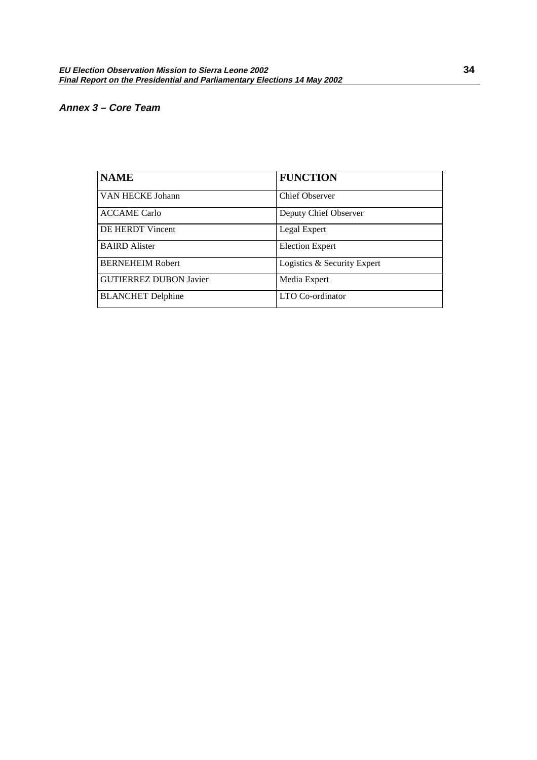## *Annex 3 – Core Team*

| NAME | FUNCTION |
|---|---|
| VAN HECKE Johann | Chief Observer |
| ACCAME Carlo | Deputy Chief Observer |
| DE HERDT Vincent | Legal Expert |
| BAIRD Alister | Election Expert |
| BERNEHEIM Robert | Logistics & Security Expert |
| GUTIERREZ DUBON Javier | Media Expert |
| BLANCHET Delphine | LTO Co-ordinator |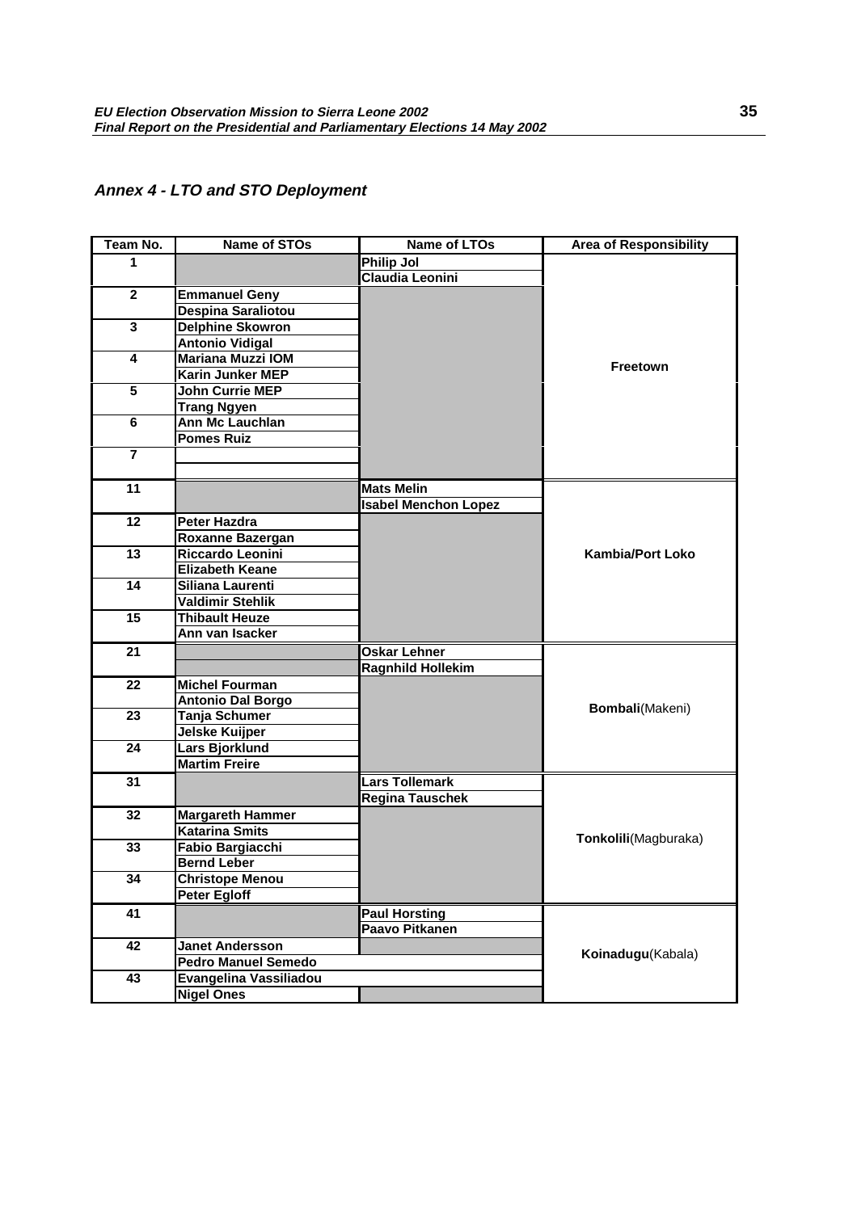## Annex 4 - LTO and STO Deployment

| Team No. | Name of STOs | Name of LTOs | Area of Responsibility |
|---|---|---|---|
| 1 | | Philip Jol | Freetown |
| | | Claudia Leonini | |
| 2 | Emmanuel Geny | | |
| | Despina Saraliotou | | |
| 3 | Delphine Skowron | | |
| | Antonio Vidigal | | |
| 4 | Mariana Muzzi IOM | | |
| | Karin Junker MEP | | |
| 5 | John Currie MEP | | |
| | Trang Ngyen | | |
| 6 | Ann Mc Lauchlan | | |
| | Pomes Ruiz | | |
| 7 | | | |
| | | | |
| 11 | | Mats Melin | Kambia/Port Loko |
| | | Isabel Menchon Lopez | |
| 12 | Peter Hazdra | | |
| | Roxanne Bazergan | | |
| 13 | Riccardo Leonini | | |
| | Elizabeth Keane | | |
| 14 | Siliana Laurenti | | |
| | Valdimir Stehlik | | |
| 15 | Thibault Heuze | | |
| | Ann van Isacker | | |
| 21 | | Oskar Lehner | **Bombali**(Makeni) |
| | | Ragnhild Hollekim | |
| 22 | Michel Fourman | | |
| | Antonio Dal Borgo | | |
| 23 | Tanja Schumer | | |
| | Jelske Kuijper | | |
| 24 | Lars Bjorklund | | |
| | Martim Freire | | |
| 31 | | Lars Tollemark | **Tonkolili**(Magburaka) |
| | | Regina Tauschek | |
| 32 | Margareth Hammer | | |
| | Katarina Smits | | |
| 33 | Fabio Bargiacchi | | |
| | Bernd Leber | | |
| 34 | Christope Menou | | |
| | Peter Egloff | | |
| 41 | | Paul Horsting | **Koinadugu**(Kabala) |
| | | Paavo Pitkanen | |
| 42 | Janet Andersson | | |
| | Pedro Manuel Semedo | | |
| 43 | Evangelina Vassiliadou | | |
| | Nigel Ones | | |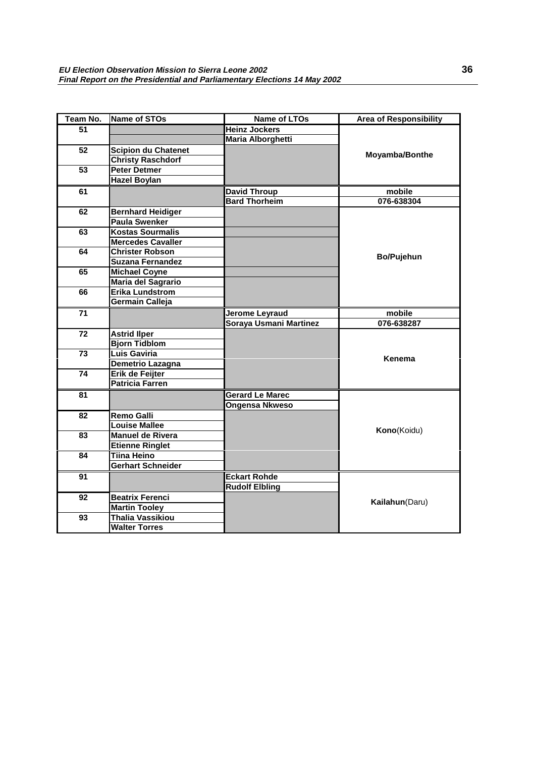| Team No. | Name of STOs | Name of LTOs | Area of Responsibility |
|---|---|---|---|
| 51 | | Heinz Jockers | Moyamba/Bonthe |
| | | Maria Alborghetti | |
| 52 | Scipion du Chatenet | | |
| | Christy Raschdorf | | |
| 53 | Peter Detmer | | |
| | Hazel Boylan | | |
| 61 | | David Throup | mobile |
| | | Bard Thorheim | 076-638304 |
| 62 | Bernhard Heidiger | | Bo/Pujehun |
| | Paula Swenker | | |
| 63 | Kostas Sourmalis | | |
| | Mercedes Cavaller | | |
| 64 | Christer Robson | | |
| | Suzana Fernandez | | |
| 65 | Michael Coyne | | |
| | Maria del Sagrario | | |
| 66 | Erika Lundstrom | | |
| | Germain Calleja | | |
| 71 | | Jerome Leyraud | mobile |
| | | Soraya Usmani Martinez | 076-638287 |
| 72 | Astrid Ilper | | Kenema |
| | Bjorn Tidblom | | |
| 73 | Luis Gaviria | | |
| | Demetrio Lazagna | | |
| 74 | Erik de Feijter | | |
| | Patricia Farren | | |
| 81 | | Gerard Le Marec | **Kono**(Koidu) |
| | | Ongensa Nkweso | |
| 82 | Remo Galli | | |
| | Louise Mallee | | |
| 83 | Manuel de Rivera | | |
| | Etienne Ringlet | | |
| 84 | Tiina Heino | | |
| | Gerhart Schneider | | |
| 91 | | Eckart Rohde | **Kailahun**(Daru) |
| | | Rudolf Elbling | |
| 92 | Beatrix Ferenci | | |
| | Martin Tooley | | |
| 93 | Thalia Vassikiou | | |
| | Walter Torres | | |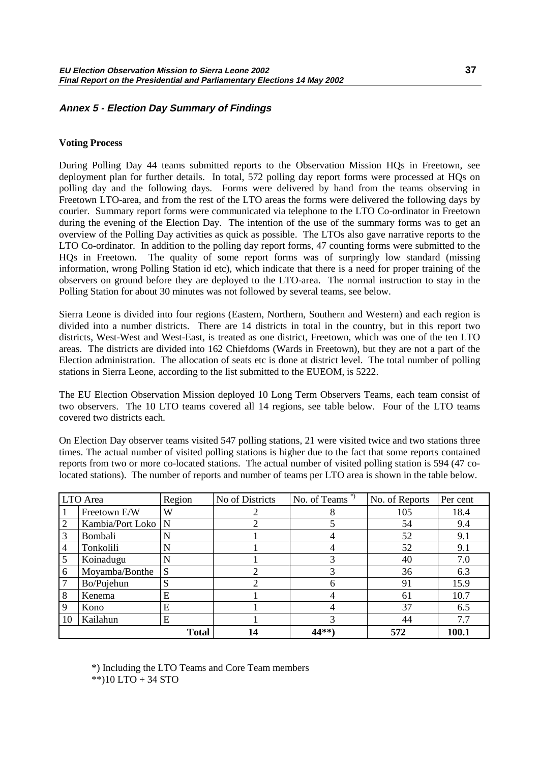## *Annex 5 - Election Day Summary of Findings*

**Voting Process**

During Polling Day 44 teams submitted reports to the Observation Mission HQs in Freetown, see deployment plan for further details. In total, 572 polling day report forms were processed at HQs on polling day and the following days. Forms were delivered by hand from the teams observing in Freetown LTO-area, and from the rest of the LTO areas the forms were delivered the following days by courier. Summary report forms were communicated via telephone to the LTO Co-ordinator in Freetown during the evening of the Election Day. The intention of the use of the summary forms was to get an overview of the Polling Day activities as quick as possible. The LTOs also gave narrative reports to the LTO Co-ordinator. In addition to the polling day report forms, 47 counting forms were submitted to the HQs in Freetown. The quality of some report forms was of surpringly low standard (missing information, wrong Polling Station id etc), which indicate that there is a need for proper training of the observers on ground before they are deployed to the LTO-area. The normal instruction to stay in the Polling Station for about 30 minutes was not followed by several teams, see below.

Sierra Leone is divided into four regions (Eastern, Northern, Southern and Western) and each region is divided into a number districts. There are 14 districts in total in the country, but in this report two districts, West-West and West-East, is treated as one district, Freetown, which was one of the ten LTO areas. The districts are divided into 162 Chiefdoms (Wards in Freetown), but they are not a part of the Election administration. The allocation of seats etc is done at district level. The total number of polling stations in Sierra Leone, according to the list submitted to the EUEOM, is 5222.

The EU Election Observation Mission deployed 10 Long Term Observers Teams, each team consist of two observers. The 10 LTO teams covered all 14 regions, see table below. Four of the LTO teams covered two districts each.

On Election Day observer teams visited 547 polling stations, 21 were visited twice and two stations three times. The actual number of visited polling stations is higher due to the fact that some reports contained reports from two or more co-located stations. The actual number of visited polling station is 594 (47 co-located stations). The number of reports and number of teams per LTO area is shown in the table below.

| LTO Area | | Region | No of Districts | No. of Teams *) | No. of Reports | Per cent |
|---|---|---|---|---|---|---|
| 1 | Freetown E/W | W | 2 | 8 | 105 | 18.4 |
| 2 | Kambia/Port Loko | N | 2 | 5 | 54 | 9.4 |
| 3 | Bombali | N | 1 | 4 | 52 | 9.1 |
| 4 | Tonkolili | N | 1 | 4 | 52 | 9.1 |
| 5 | Koinadugu | N | 1 | 3 | 40 | 7.0 |
| 6 | Moyamba/Bonthe | S | 2 | 3 | 36 | 6.3 |
| 7 | Bo/Pujehun | S | 2 | 6 | 91 | 15.9 |
| 8 | Kenema | E | 1 | 4 | 61 | 10.7 |
| 9 | Kono | E | 1 | 4 | 37 | 6.5 |
| 10 | Kailahun | E | 1 | 3 | 44 | 7.7 |
| | | **Total** | **14** | **44**)** | **572** | **100.1** |

*) Including the LTO Teams and Core Team members
**)10 LTO + 34 STO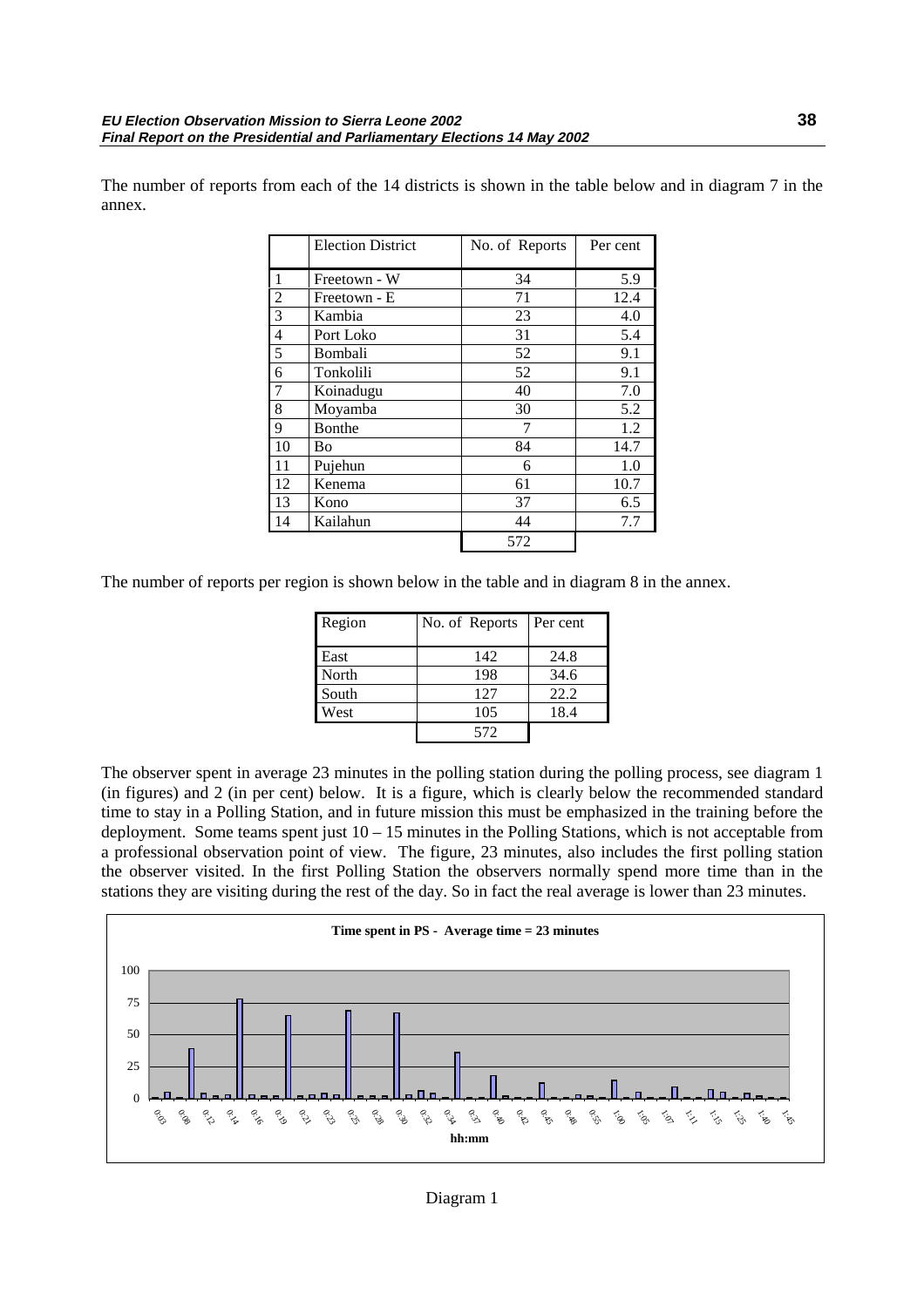The number of reports from each of the 14 districts is shown in the table below and in diagram 7 in the annex.

| | Election District | No. of Reports | Per cent |
|---|---|---|---|
| 1 | Freetown - W | 34 | 5.9 |
| 2 | Freetown - E | 71 | 12.4 |
| 3 | Kambia | 23 | 4.0 |
| 4 | Port Loko | 31 | 5.4 |
| 5 | Bombali | 52 | 9.1 |
| 6 | Tonkolili | 52 | 9.1 |
| 7 | Koinadugu | 40 | 7.0 |
| 8 | Moyamba | 30 | 5.2 |
| 9 | Bonthe | 7 | 1.2 |
| 10 | Bo | 84 | 14.7 |
| 11 | Pujehun | 6 | 1.0 |
| 12 | Kenema | 61 | 10.7 |
| 13 | Kono | 37 | 6.5 |
| 14 | Kailahun | 44 | 7.7 |
| | | 572 | |

The number of reports per region is shown below in the table and in diagram 8 in the annex.

| Region | No. of Reports | Per cent |
|---|---|---|
| East | 142 | 24.8 |
| North | 198 | 34.6 |
| South | 127 | 22.2 |
| West | 105 | 18.4 |
| | 572 | |

The observer spent in average 23 minutes in the polling station during the polling process, see diagram 1 (in figures) and 2 (in per cent) below. It is a figure, which is clearly below the recommended standard time to stay in a Polling Station, and in future mission this must be emphasized in the training before the deployment. Some teams spent just 10 – 15 minutes in the Polling Stations, which is not acceptable from a professional observation point of view. The figure, 23 minutes, also includes the first polling station the observer visited. In the first Polling Station the observers normally spend more time than in the stations they are visiting during the rest of the day. So in fact the real average is lower than 23 minutes.

**Time spent in PS - Average time = 23 minutes**

Diagram 1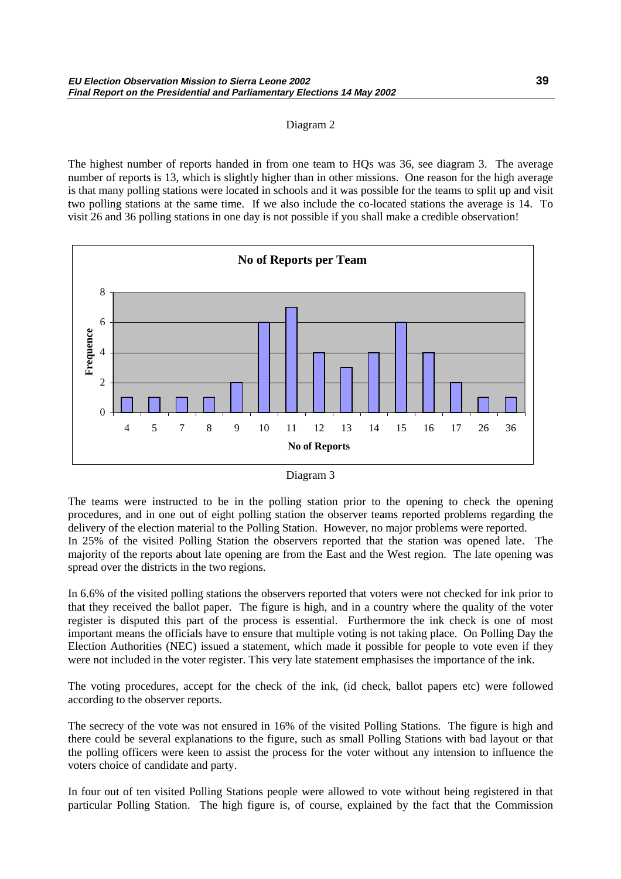Diagram 2

The highest number of reports handed in from one team to HQs was 36, see diagram 3. The average number of reports is 13, which is slightly higher than in other missions. One reason for the high average is that many polling stations were located in schools and it was possible for the teams to split up and visit two polling stations at the same time. If we also include the co-located stations the average is 14. To visit 26 and 36 polling stations in one day is not possible if you shall make a credible observation!

**No of Reports per Team**

| No of Reports | 4 | 5 | 7 | 8 | 9 | 10 | 11 | 12 | 13 | 14 | 15 | 16 | 17 | 26 | 36 |
|---|---|---|---|---|---|---|---|---|---|---|---|---|---|---|---|
| Frequence | 1 | 1 | 1 | 1 | 2 | 6 | 7 | 4 | 3 | 4 | 6 | 4 | 2 | 1 | 1 |

Diagram 3

The teams were instructed to be in the polling station prior to the opening to check the opening procedures, and in one out of eight polling station the observer teams reported problems regarding the delivery of the election material to the Polling Station. However, no major problems were reported.
In 25% of the visited Polling Station the observers reported that the station was opened late. The majority of the reports about late opening are from the East and the West region. The late opening was spread over the districts in the two regions.

In 6.6% of the visited polling stations the observers reported that voters were not checked for ink prior to that they received the ballot paper. The figure is high, and in a country where the quality of the voter register is disputed this part of the process is essential. Furthermore the ink check is one of most important means the officials have to ensure that multiple voting is not taking place. On Polling Day the Election Authorities (NEC) issued a statement, which made it possible for people to vote even if they were not included in the voter register. This very late statement emphasises the importance of the ink.

The voting procedures, accept for the check of the ink, (id check, ballot papers etc) were followed according to the observer reports.

The secrecy of the vote was not ensured in 16% of the visited Polling Stations. The figure is high and there could be several explanations to the figure, such as small Polling Stations with bad layout or that the polling officers were keen to assist the process for the voter without any intension to influence the voters choice of candidate and party.

In four out of ten visited Polling Stations people were allowed to vote without being registered in that particular Polling Station. The high figure is, of course, explained by the fact that the Commission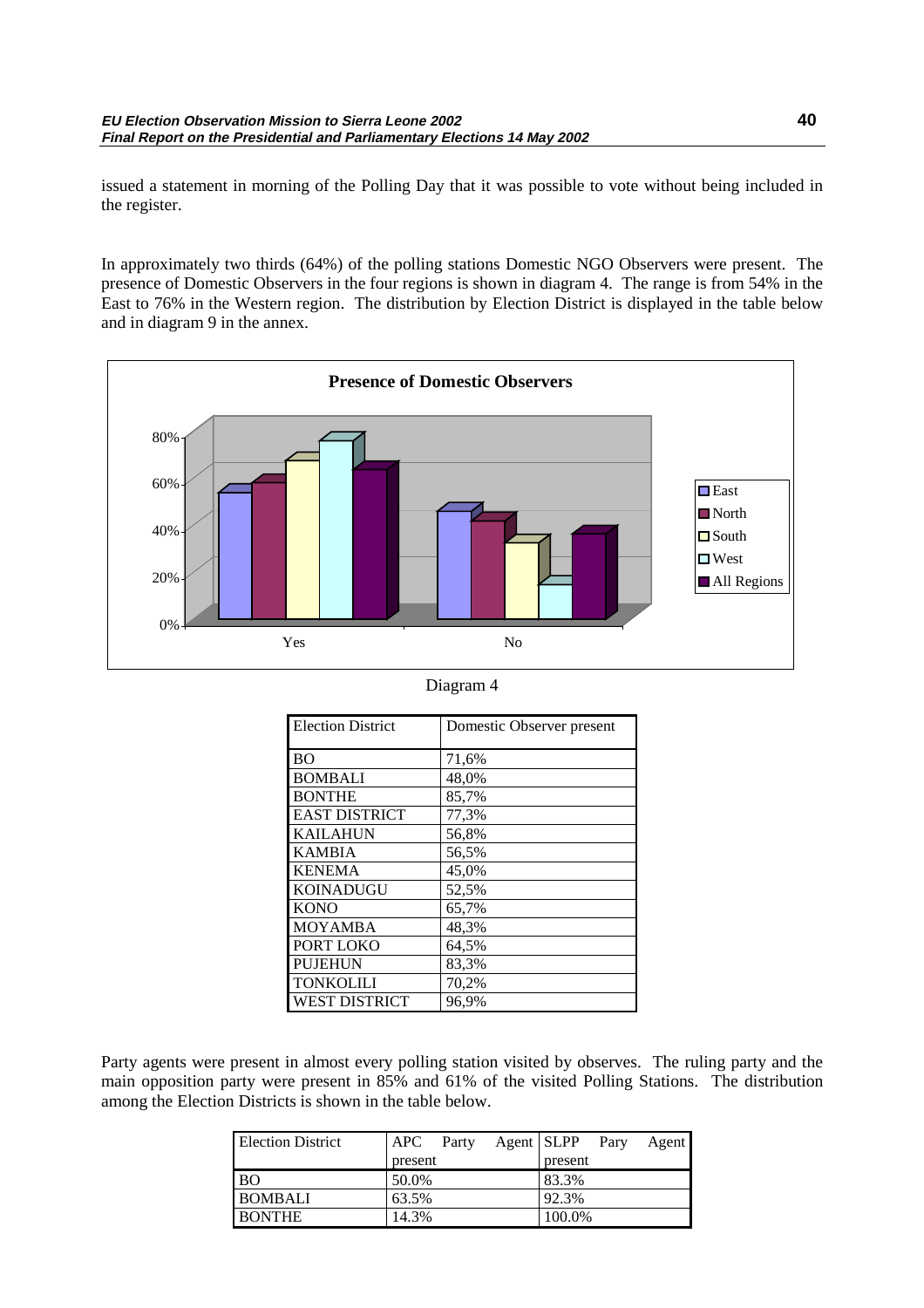issued a statement in morning of the Polling Day that it was possible to vote without being included in the register.

In approximately two thirds (64%) of the polling stations Domestic NGO Observers were present. The presence of Domestic Observers in the four regions is shown in diagram 4. The range is from 54% in the East to 76% in the Western region. The distribution by Election District is displayed in the table below and in diagram 9 in the annex.

Diagram 4

| Election District | Domestic Observer present |
|---|---|
| BO | 71,6% |
| BOMBALI | 48,0% |
| BONTHE | 85,7% |
| EAST DISTRICT | 77,3% |
| KAILAHUN | 56,8% |
| KAMBIA | 56,5% |
| KENEMA | 45,0% |
| KOINADUGU | 52,5% |
| KONO | 65,7% |
| MOYAMBA | 48,3% |
| PORT LOKO | 64,5% |
| PUJEHUN | 83,3% |
| TONKOLILI | 70,2% |
| WEST DISTRICT | 96,9% |

Party agents were present in almost every polling station visited by observes. The ruling party and the main opposition party were present in 85% and 61% of the visited Polling Stations. The distribution among the Election Districts is shown in the table below.

| Election District | APC Party Agent present | SLPP Pary Agent present |
|---|---|---|
| BO | 50.0% | 83.3% |
| BOMBALI | 63.5% | 92.3% |
| BONTHE | 14.3% | 100.0% |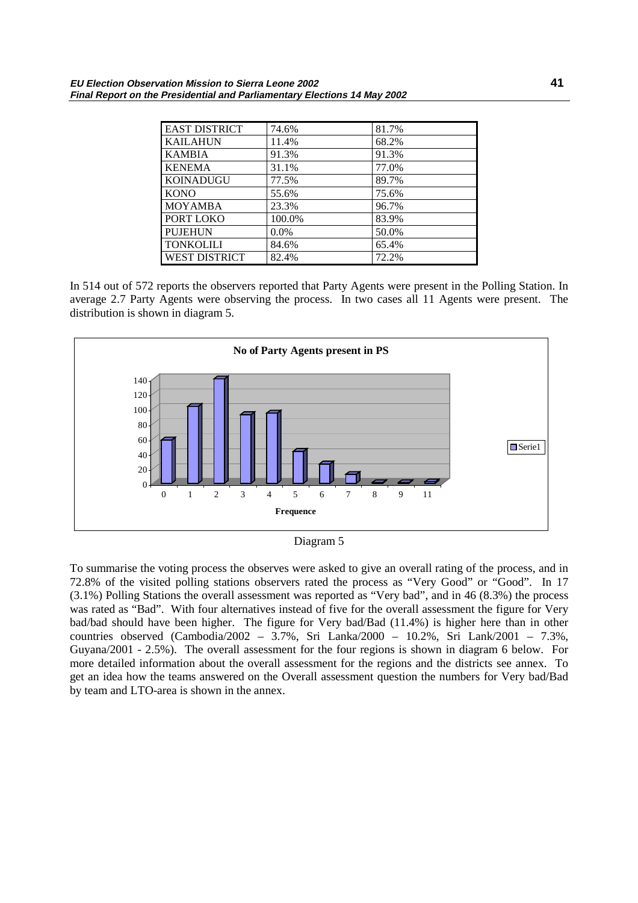| EAST DISTRICT | 74.6% | 81.7% |
|---|---|---|
| KAILAHUN | 11.4% | 68.2% |
| KAMBIA | 91.3% | 91.3% |
| KENEMA | 31.1% | 77.0% |
| KOINADUGU | 77.5% | 89.7% |
| KONO | 55.6% | 75.6% |
| MOYAMBA | 23.3% | 96.7% |
| PORT LOKO | 100.0% | 83.9% |
| PUJEHUN | 0.0% | 50.0% |
| TONKOLILI | 84.6% | 65.4% |
| WEST DISTRICT | 82.4% | 72.2% |

In 514 out of 572 reports the observers reported that Party Agents were present in the Polling Station. In average 2.7 Party Agents were observing the process. In two cases all 11 Agents were present. The distribution is shown in diagram 5.

**No of Party Agents present in PS**

Diagram 5

To summarise the voting process the observes were asked to give an overall rating of the process, and in 72.8% of the visited polling stations observers rated the process as "Very Good" or "Good". In 17 (3.1%) Polling Stations the overall assessment was reported as "Very bad", and in 46 (8.3%) the process was rated as "Bad". With four alternatives instead of five for the overall assessment the figure for Very bad/bad should have been higher. The figure for Very bad/Bad (11.4%) is higher here than in other countries observed (Cambodia/2002 – 3.7%, Sri Lanka/2000 – 10.2%, Sri Lank/2001 – 7.3%, Guyana/2001 - 2.5%). The overall assessment for the four regions is shown in diagram 6 below. For more detailed information about the overall assessment for the regions and the districts see annex. To get an idea how the teams answered on the Overall assessment question the numbers for Very bad/Bad by team and LTO-area is shown in the annex.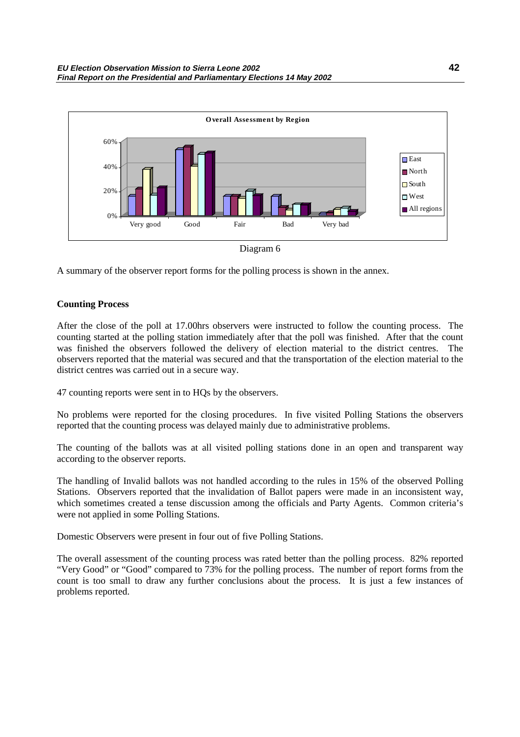**Overall Assessment by Region**

Diagram 6

A summary of the observer report forms for the polling process is shown in the annex.

**Counting Process**

After the close of the poll at 17.00hrs observers were instructed to follow the counting process. The counting started at the polling station immediately after that the poll was finished. After that the count was finished the observers followed the delivery of election material to the district centres. The observers reported that the material was secured and that the transportation of the election material to the district centres was carried out in a secure way.

47 counting reports were sent in to HQs by the observers.

No problems were reported for the closing procedures. In five visited Polling Stations the observers reported that the counting process was delayed mainly due to administrative problems.

The counting of the ballots was at all visited polling stations done in an open and transparent way according to the observer reports.

The handling of Invalid ballots was not handled according to the rules in 15% of the observed Polling Stations. Observers reported that the invalidation of Ballot papers were made in an inconsistent way, which sometimes created a tense discussion among the officials and Party Agents. Common criteria's were not applied in some Polling Stations.

Domestic Observers were present in four out of five Polling Stations.

The overall assessment of the counting process was rated better than the polling process. 82% reported "Very Good" or "Good" compared to 73% for the polling process. The number of report forms from the count is too small to draw any further conclusions about the process. It is just a few instances of problems reported.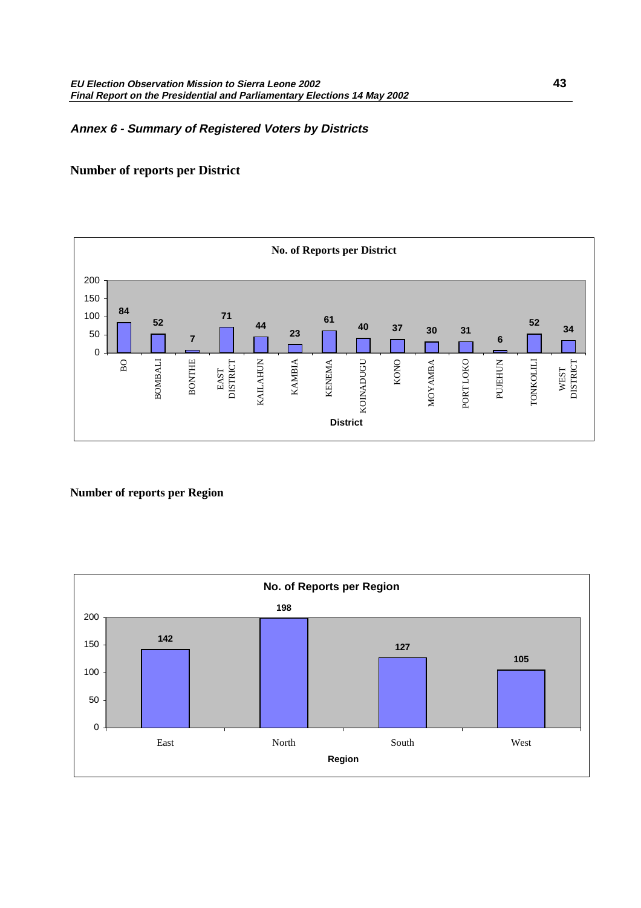*Annex 6 - Summary of Registered Voters by Districts*

## Number of reports per District

**No. of Reports per District**

| District | No. of Reports |
|---|---|
| BO | 84 |
| BOMBALI | 52 |
| BONTHE | 7 |
| EAST DISTRICT | 71 |
| KAILAHUN | 44 |
| KAMBIA | 23 |
| KENEMA | 61 |
| KOINADUGU | 40 |
| KONO | 37 |
| MOYAMBA | 30 |
| PORT LOKO | 31 |
| PUJEHUN | 6 |
| TONKOLILI | 52 |
| WEST DISTRICT | 34 |

## Number of reports per Region

**No. of Reports per Region**

| Region | No. of Reports |
|---|---|
| East | 142 |
| North | 198 |
| South | 127 |
| West | 105 |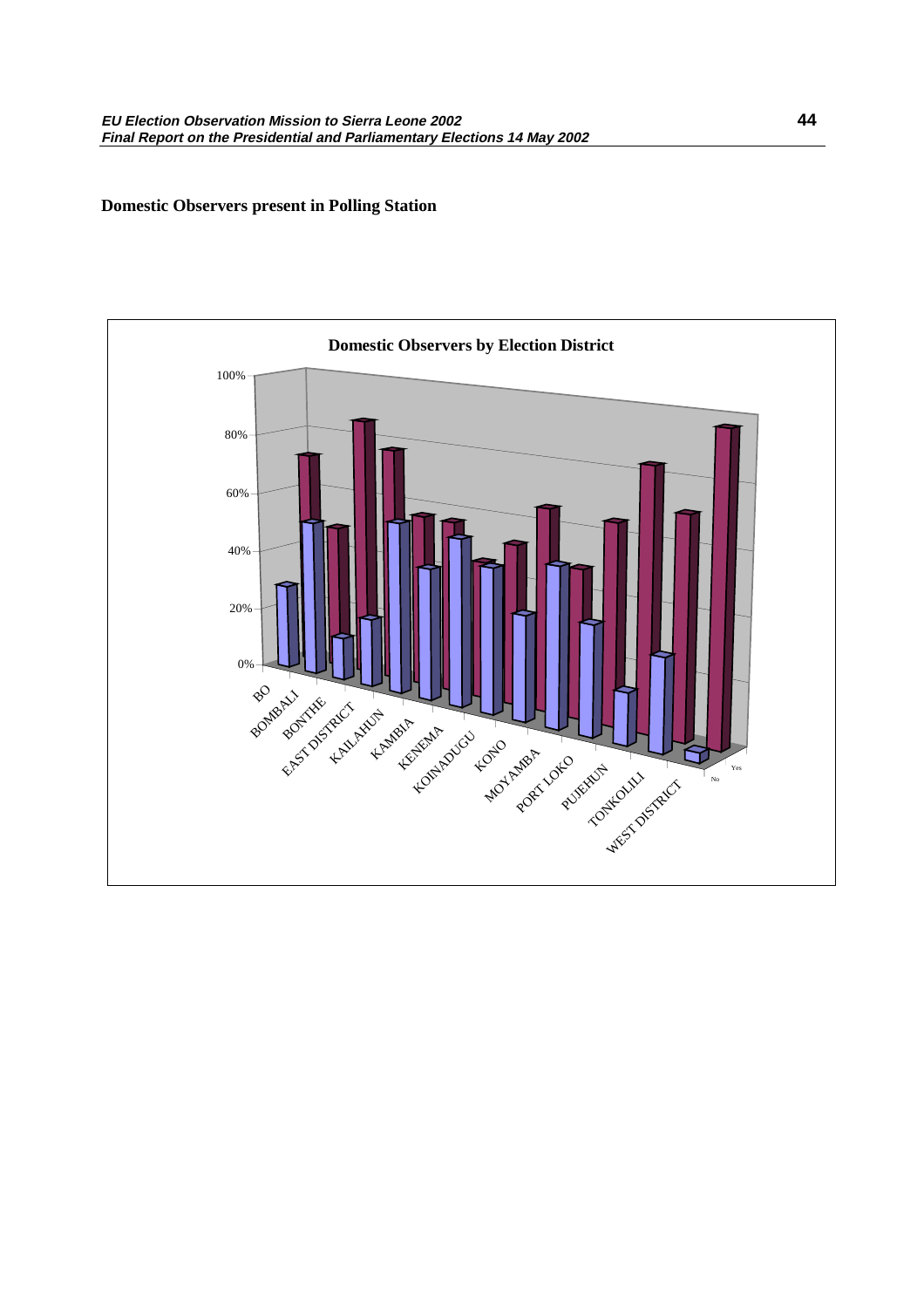**Domestic Observers present in Polling Station**

**Domestic Observers by Election District**

100%

80%

60%

40%

20%

0%

BO BOMBALI BONTHE EAST DISTRICT KAILAHUN KAMBIA KENEMA KOINADUGU KONO MOYAMBA PORT LOKO PUJEHUN TONKOLILI WEST DISTRICT

No Yes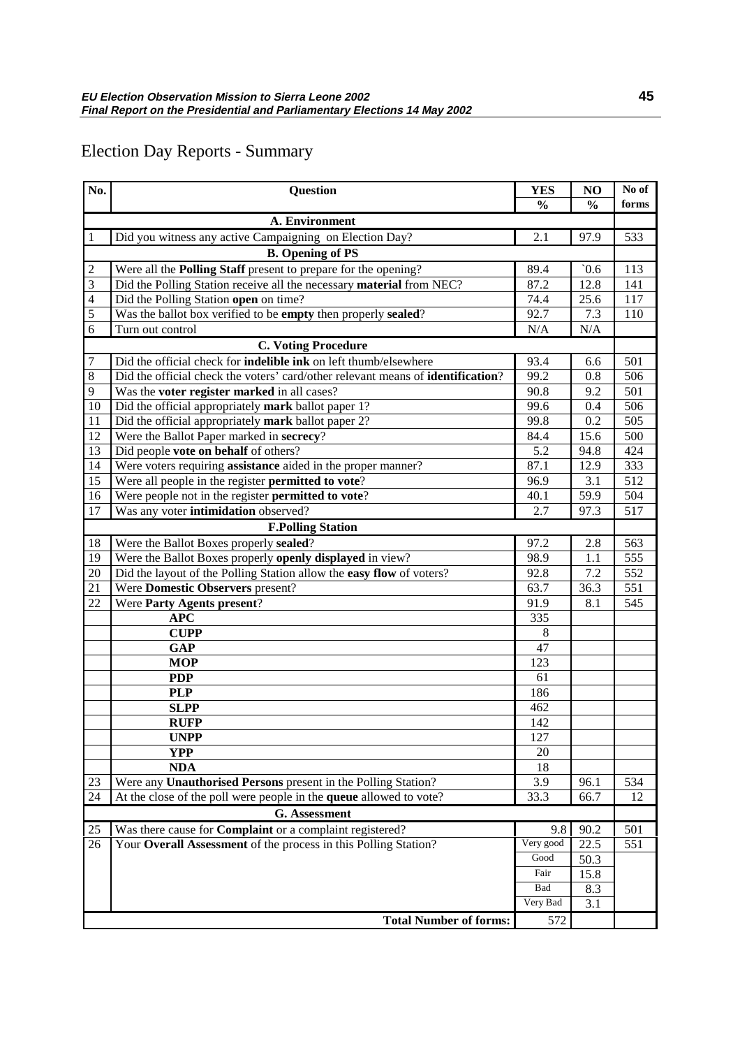# Election Day Reports - Summary

| No. | Question | YES % | NO % | No of forms |
|---|---|---|---|---|
| | **A. Environment** | | | |
| 1 | Did you witness any active Campaigning on Election Day? | 2.1 | 97.9 | 533 |
| | **B. Opening of PS** | | | |
| 2 | Were all the **Polling Staff** present to prepare for the opening? | 89.4 | `0.6 | 113 |
| 3 | Did the Polling Station receive all the necessary **material** from NEC? | 87.2 | 12.8 | 141 |
| 4 | Did the Polling Station **open** on time? | 74.4 | 25.6 | 117 |
| 5 | Was the ballot box verified to be **empty** then properly **sealed**? | 92.7 | 7.3 | 110 |
| 6 | Turn out control | N/A | N/A | |
| | **C. Voting Procedure** | | | |
| 7 | Did the official check for **indelible ink** on left thumb/elsewhere | 93.4 | 6.6 | 501 |
| 8 | Did the official check the voters' card/other relevant means of **identification**? | 99.2 | 0.8 | 506 |
| 9 | Was the **voter register marked** in all cases? | 90.8 | 9.2 | 501 |
| 10 | Did the official appropriately **mark** ballot paper 1? | 99.6 | 0.4 | 506 |
| 11 | Did the official appropriately **mark** ballot paper 2? | 99.8 | 0.2 | 505 |
| 12 | Were the Ballot Paper marked in **secrecy**? | 84.4 | 15.6 | 500 |
| 13 | Did people **vote on behalf** of others? | 5.2 | 94.8 | 424 |
| 14 | Were voters requiring **assistance** aided in the proper manner? | 87.1 | 12.9 | 333 |
| 15 | Were all people in the register **permitted to vote**? | 96.9 | 3.1 | 512 |
| 16 | Were people not in the register **permitted to vote**? | 40.1 | 59.9 | 504 |
| 17 | Was any voter **intimidation** observed? | 2.7 | 97.3 | 517 |
| | **F.Polling Station** | | | |
| 18 | Were the Ballot Boxes properly **sealed**? | 97.2 | 2.8 | 563 |
| 19 | Were the Ballot Boxes properly **openly displayed** in view? | 98.9 | 1.1 | 555 |
| 20 | Did the layout of the Polling Station allow the **easy flow** of voters? | 92.8 | 7.2 | 552 |
| 21 | Were **Domestic Observers** present? | 63.7 | 36.3 | 551 |
| 22 | Were **Party Agents present**? | 91.9 | 8.1 | 545 |
| | **APC** | 335 | | |
| | **CUPP** | 8 | | |
| | **GAP** | 47 | | |
| | **MOP** | 123 | | |
| | **PDP** | 61 | | |
| | **PLP** | 186 | | |
| | **SLPP** | 462 | | |
| | **RUFP** | 142 | | |
| | **UNPP** | 127 | | |
| | **YPP** | 20 | | |
| | **NDA** | 18 | | |
| 23 | Were any **Unauthorised Persons** present in the Polling Station? | 3.9 | 96.1 | 534 |
| 24 | At the close of the poll were people in the **queue** allowed to vote? | 33.3 | 66.7 | 12 |
| | **G. Assessment** | | | |
| 25 | Was there cause for **Complaint** or a complaint registered? | 9.8 | 90.2 | 501 |
| 26 | Your **Overall Assessment** of the process in this Polling Station? | Very good | 22.5 | 551 |
| | | Good | 50.3 | |
| | | Fair | 15.8 | |
| | | Bad | 8.3 | |
| | | Very Bad | 3.1 | |
| | **Total Number of forms:** | 572 | | |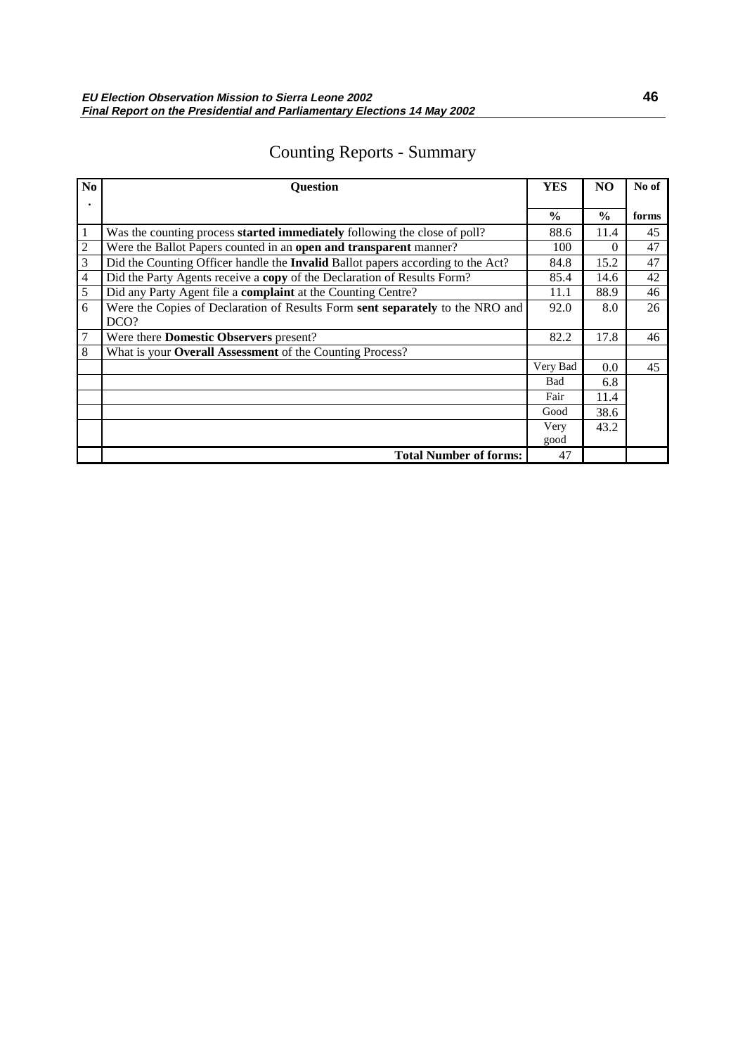# Counting Reports - Summary

| No. | Question | YES | NO | No of |
|---|---|---|---|---|
| | | % | % | forms |
| 1 | Was the counting process **started immediately** following the close of poll? | 88.6 | 11.4 | 45 |
| 2 | Were the Ballot Papers counted in an **open and transparent** manner? | 100 | 0 | 47 |
| 3 | Did the Counting Officer handle the **Invalid** Ballot papers according to the Act? | 84.8 | 15.2 | 47 |
| 4 | Did the Party Agents receive a **copy** of the Declaration of Results Form? | 85.4 | 14.6 | 42 |
| 5 | Did any Party Agent file a **complaint** at the Counting Centre? | 11.1 | 88.9 | 46 |
| 6 | Were the Copies of Declaration of Results Form **sent separately** to the NRO and DCO? | 92.0 | 8.0 | 26 |
| 7 | Were there **Domestic Observers** present? | 82.2 | 17.8 | 46 |
| 8 | What is your **Overall Assessment** of the Counting Process? | | | |
| | | Very Bad | 0.0 | 45 |
| | | Bad | 6.8 | |
| | | Fair | 11.4 | |
| | | Good | 38.6 | |
| | | Very good | 43.2 | |
| | **Total Number of forms:** | 47 | | |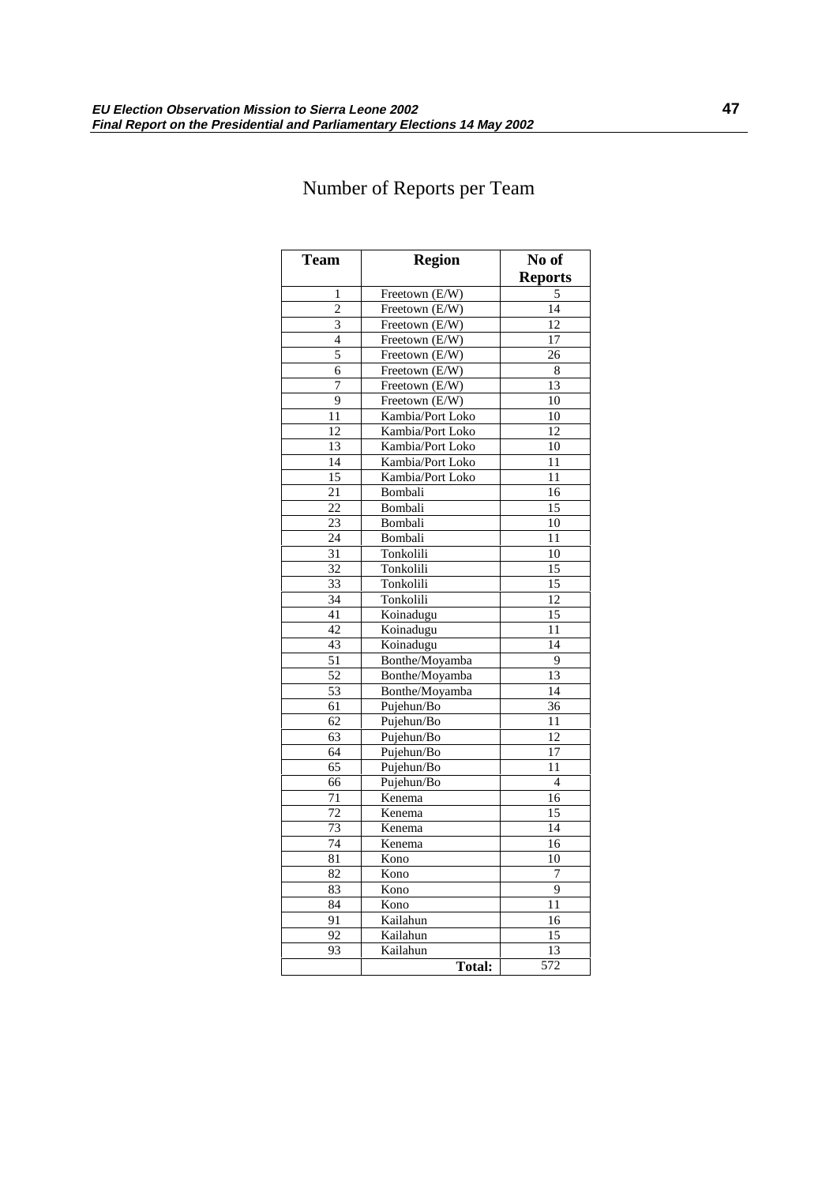# Number of Reports per Team

| Team | Region | No of Reports |
|---|---|---|
| 1 | Freetown (E/W) | 5 |
| 2 | Freetown (E/W) | 14 |
| 3 | Freetown (E/W) | 12 |
| 4 | Freetown (E/W) | 17 |
| 5 | Freetown (E/W) | 26 |
| 6 | Freetown (E/W) | 8 |
| 7 | Freetown (E/W) | 13 |
| 9 | Freetown (E/W) | 10 |
| 11 | Kambia/Port Loko | 10 |
| 12 | Kambia/Port Loko | 12 |
| 13 | Kambia/Port Loko | 10 |
| 14 | Kambia/Port Loko | 11 |
| 15 | Kambia/Port Loko | 11 |
| 21 | Bombali | 16 |
| 22 | Bombali | 15 |
| 23 | Bombali | 10 |
| 24 | Bombali | 11 |
| 31 | Tonkolili | 10 |
| 32 | Tonkolili | 15 |
| 33 | Tonkolili | 15 |
| 34 | Tonkolili | 12 |
| 41 | Koinadugu | 15 |
| 42 | Koinadugu | 11 |
| 43 | Koinadugu | 14 |
| 51 | Bonthe/Moyamba | 9 |
| 52 | Bonthe/Moyamba | 13 |
| 53 | Bonthe/Moyamba | 14 |
| 61 | Pujehun/Bo | 36 |
| 62 | Pujehun/Bo | 11 |
| 63 | Pujehun/Bo | 12 |
| 64 | Pujehun/Bo | 17 |
| 65 | Pujehun/Bo | 11 |
| 66 | Pujehun/Bo | 4 |
| 71 | Kenema | 16 |
| 72 | Kenema | 15 |
| 73 | Kenema | 14 |
| 74 | Kenema | 16 |
| 81 | Kono | 10 |
| 82 | Kono | 7 |
| 83 | Kono | 9 |
| 84 | Kono | 11 |
| 91 | Kailahun | 16 |
| 92 | Kailahun | 15 |
| 93 | Kailahun | 13 |
| | **Total:** | 572 |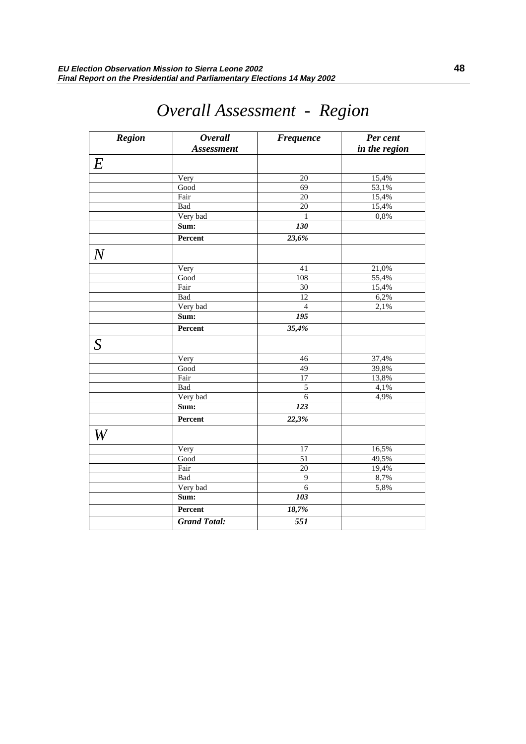# *Overall Assessment - Region*

| ***Region*** | ***Overall Assessment*** | ***Frequence*** | ***Per cent in the region*** |
|---|---|---|---|
| ***E*** | | | |
| | Very | 20 | 15,4% |
| | Good | 69 | 53,1% |
| | Fair | 20 | 15,4% |
| | Bad | 20 | 15,4% |
| | Very bad | 1 | 0,8% |
| | **Sum:** | ***130*** | |
| | **Percent** | ***23,6%*** | |
| ***N*** | | | |
| | Very | 41 | 21,0% |
| | Good | 108 | 55,4% |
| | Fair | 30 | 15,4% |
| | Bad | 12 | 6,2% |
| | Very bad | 4 | 2,1% |
| | **Sum:** | ***195*** | |
| | **Percent** | ***35,4%*** | |
| ***S*** | | | |
| | Very | 46 | 37,4% |
| | Good | 49 | 39,8% |
| | Fair | 17 | 13,8% |
| | Bad | 5 | 4,1% |
| | Very bad | 6 | 4,9% |
| | **Sum:** | ***123*** | |
| | **Percent** | ***22,3%*** | |
| ***W*** | | | |
| | Very | 17 | 16,5% |
| | Good | 51 | 49,5% |
| | Fair | 20 | 19,4% |
| | Bad | 9 | 8,7% |
| | Very bad | 6 | 5,8% |
| | **Sum:** | ***103*** | |
| | **Percent** | ***18,7%*** | |
| | ***Grand Total:*** | ***551*** | |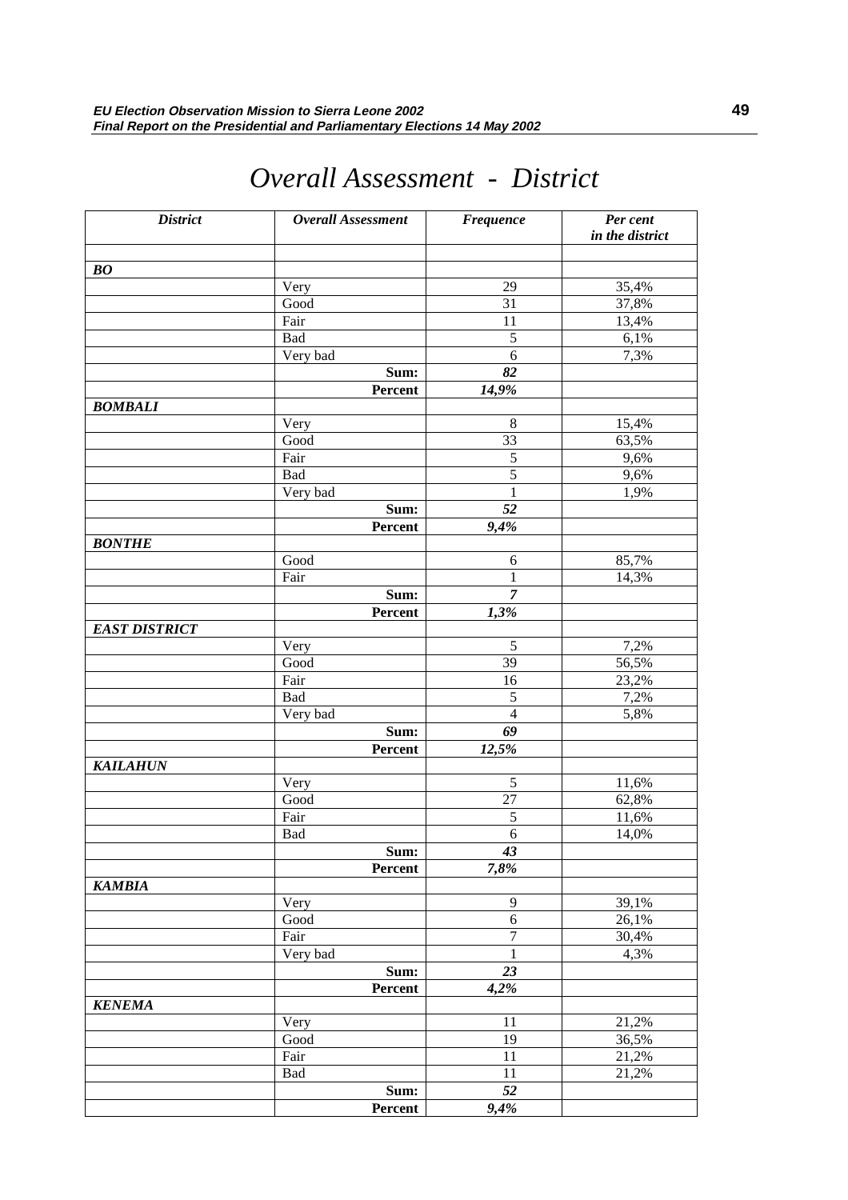# *Overall Assessment - District*

| *District* | *Overall Assessment* | *Frequence* | *Per cent in the district* |
|---|---|---|---|
| | | | |
| ***BO*** | | | |
| | Very | 29 | 35,4% |
| | Good | 31 | 37,8% |
| | Fair | 11 | 13,4% |
| | Bad | 5 | 6,1% |
| | Very bad | 6 | 7,3% |
| | **Sum:** | ***82*** | |
| | **Percent** | ***14,9%*** | |
| ***BOMBALI*** | | | |
| | Very | 8 | 15,4% |
| | Good | 33 | 63,5% |
| | Fair | 5 | 9,6% |
| | Bad | 5 | 9,6% |
| | Very bad | 1 | 1,9% |
| | **Sum:** | ***52*** | |
| | **Percent** | ***9,4%*** | |
| ***BONTHE*** | | | |
| | Good | 6 | 85,7% |
| | Fair | 1 | 14,3% |
| | **Sum:** | ***7*** | |
| | **Percent** | ***1,3%*** | |
| ***EAST DISTRICT*** | | | |
| | Very | 5 | 7,2% |
| | Good | 39 | 56,5% |
| | Fair | 16 | 23,2% |
| | Bad | 5 | 7,2% |
| | Very bad | 4 | 5,8% |
| | **Sum:** | ***69*** | |
| | **Percent** | ***12,5%*** | |
| ***KAILAHUN*** | | | |
| | Very | 5 | 11,6% |
| | Good | 27 | 62,8% |
| | Fair | 5 | 11,6% |
| | Bad | 6 | 14,0% |
| | **Sum:** | ***43*** | |
| | **Percent** | ***7,8%*** | |
| ***KAMBIA*** | | | |
| | Very | 9 | 39,1% |
| | Good | 6 | 26,1% |
| | Fair | 7 | 30,4% |
| | Very bad | 1 | 4,3% |
| | **Sum:** | ***23*** | |
| | **Percent** | ***4,2%*** | |
| ***KENEMA*** | | | |
| | Very | 11 | 21,2% |
| | Good | 19 | 36,5% |
| | Fair | 11 | 21,2% |
| | Bad | 11 | 21,2% |
| | **Sum:** | ***52*** | |
| | **Percent** | ***9,4%*** | |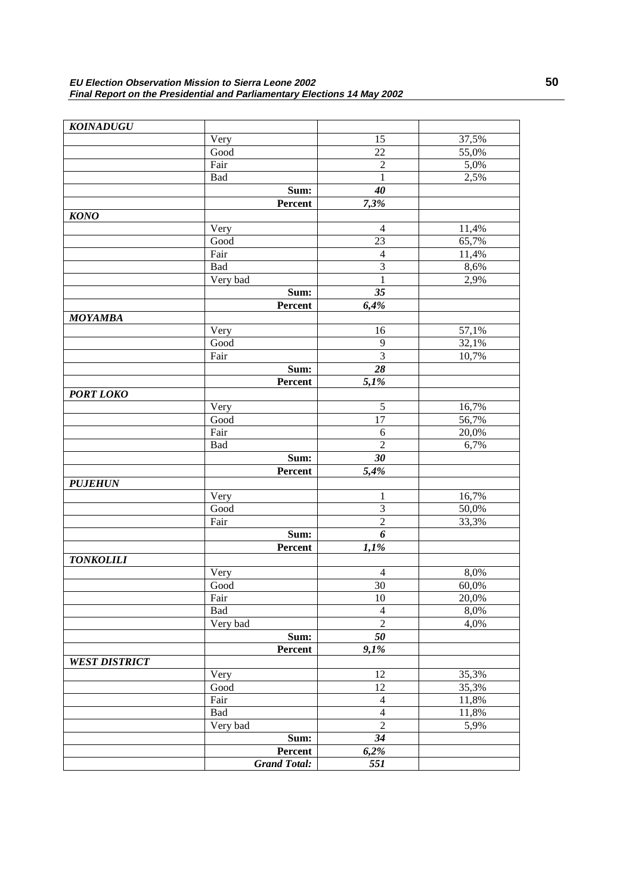| *KOINADUGU* | | | |
|---|---|---|---|
| | Very | 15 | 37,5% |
| | Good | 22 | 55,0% |
| | Fair | 2 | 5,0% |
| | Bad | 1 | 2,5% |
| | **Sum:** | ***40*** | |
| | **Percent** | ***7,3%*** | |
| ***KONO*** | | | |
| | Very | 4 | 11,4% |
| | Good | 23 | 65,7% |
| | Fair | 4 | 11,4% |
| | Bad | 3 | 8,6% |
| | Very bad | 1 | 2,9% |
| | **Sum:** | ***35*** | |
| | **Percent** | ***6,4%*** | |
| ***MOYAMBA*** | | | |
| | Very | 16 | 57,1% |
| | Good | 9 | 32,1% |
| | Fair | 3 | 10,7% |
| | **Sum:** | ***28*** | |
| | **Percent** | ***5,1%*** | |
| ***PORT LOKO*** | | | |
| | Very | 5 | 16,7% |
| | Good | 17 | 56,7% |
| | Fair | 6 | 20,0% |
| | Bad | 2 | 6,7% |
| | **Sum:** | ***30*** | |
| | **Percent** | ***5,4%*** | |
| ***PUJEHUN*** | | | |
| | Very | 1 | 16,7% |
| | Good | 3 | 50,0% |
| | Fair | 2 | 33,3% |
| | **Sum:** | ***6*** | |
| | **Percent** | ***1,1%*** | |
| ***TONKOLILI*** | | | |
| | Very | 4 | 8,0% |
| | Good | 30 | 60,0% |
| | Fair | 10 | 20,0% |
| | Bad | 4 | 8,0% |
| | Very bad | 2 | 4,0% |
| | **Sum:** | ***50*** | |
| | **Percent** | ***9,1%*** | |
| ***WEST DISTRICT*** | | | |
| | Very | 12 | 35,3% |
| | Good | 12 | 35,3% |
| | Fair | 4 | 11,8% |
| | Bad | 4 | 11,8% |
| | Very bad | 2 | 5,9% |
| | **Sum:** | ***34*** | |
| | **Percent** | ***6,2%*** | |
| | ***Grand Total:*** | ***551*** | |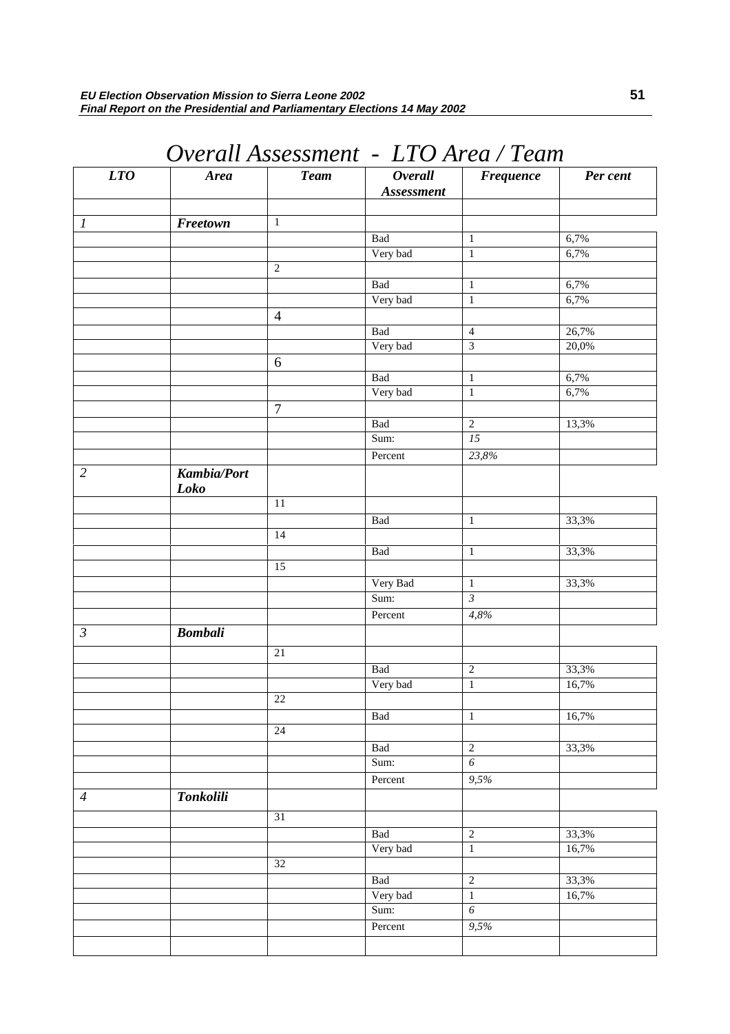# Overall Assessment - LTO Area / Team

| *LTO* | *Area* | *Team* | *Overall Assessment* | *Frequence* | *Per cent* |
|---|---|---|---|---|---|
| | | | | | |
| *1* | ***Freetown*** | 1 | | | |
| | | | Bad | 1 | 6,7% |
| | | | Very bad | 1 | 6,7% |
| | | 2 | | | |
| | | | Bad | 1 | 6,7% |
| | | | Very bad | 1 | 6,7% |
| | | 4 | | | |
| | | | Bad | 4 | 26,7% |
| | | | Very bad | 3 | 20,0% |
| | | 6 | | | |
| | | | Bad | 1 | 6,7% |
| | | | Very bad | 1 | 6,7% |
| | | 7 | | | |
| | | | Bad | 2 | 13,3% |
| | | | Sum: | *15* | |
| | | | Percent | *23,8%* | |
| *2* | ***Kambia/Port Loko*** | | | | |
| | | 11 | | | |
| | | | Bad | 1 | 33,3% |
| | | 14 | | | |
| | | | Bad | 1 | 33,3% |
| | | 15 | | | |
| | | | Very Bad | 1 | 33,3% |
| | | | Sum: | *3* | |
| | | | Percent | *4,8%* | |
| *3* | ***Bombali*** | | | | |
| | | 21 | | | |
| | | | Bad | 2 | 33,3% |
| | | | Very bad | 1 | 16,7% |
| | | 22 | | | |
| | | | Bad | 1 | 16,7% |
| | | 24 | | | |
| | | | Bad | 2 | 33,3% |
| | | | Sum: | *6* | |
| | | | Percent | *9,5%* | |
| *4* | ***Tonkolili*** | | | | |
| | | 31 | | | |
| | | | Bad | 2 | 33,3% |
| | | | Very bad | 1 | 16,7% |
| | | 32 | | | |
| | | | Bad | 2 | 33,3% |
| | | | Very bad | 1 | 16,7% |
| | | | Sum: | *6* | |
| | | | Percent | *9,5%* | |
| | | | | | |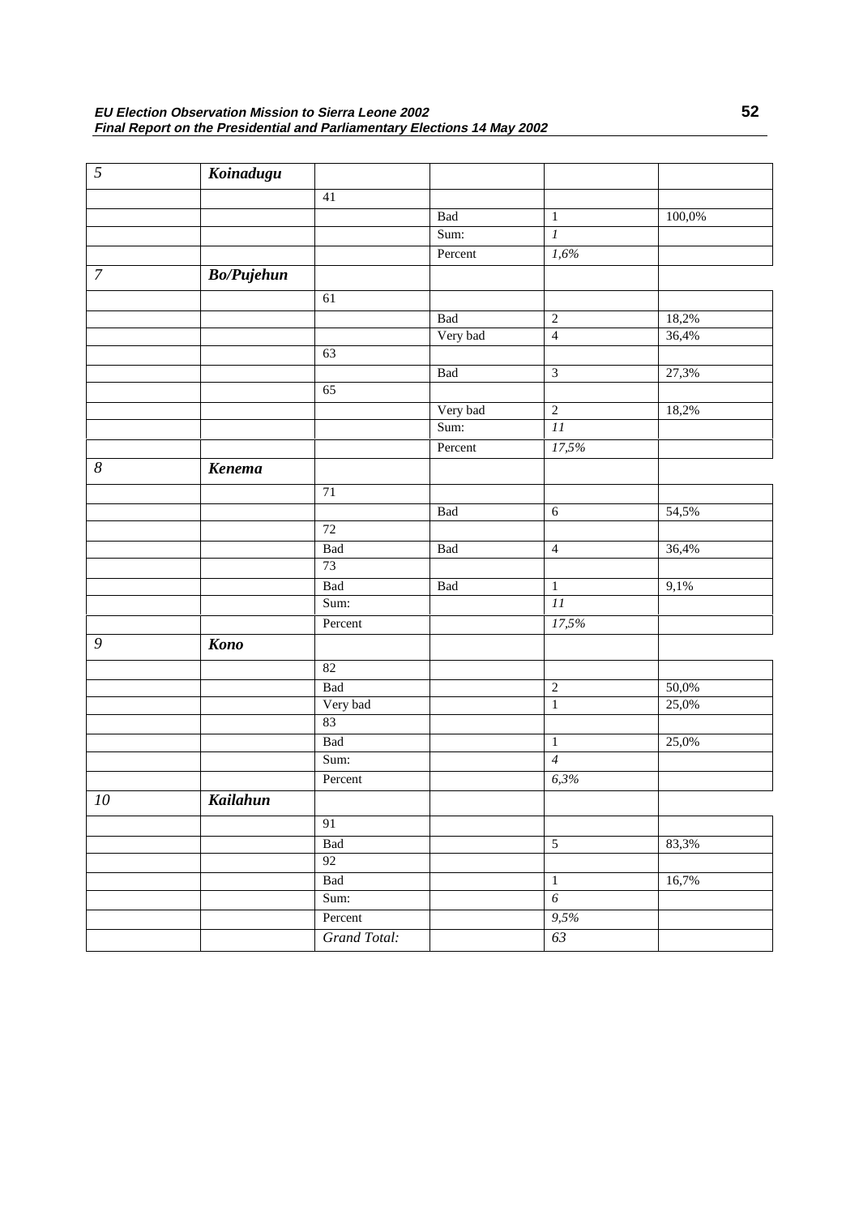| | | | | | |
|---|---|---|---|---|---|
| *5* | ***Koinadugu*** | | | | |
| | | 41 | | | |
| | | | Bad | 1 | 100,0% |
| | | | Sum: | *1* | |
| | | | Percent | *1,6%* | |
| *7* | ***Bo/Pujehun*** | | | | |
| | | 61 | | | |
| | | | Bad | 2 | 18,2% |
| | | | Very bad | 4 | 36,4% |
| | | 63 | | | |
| | | | Bad | 3 | 27,3% |
| | | 65 | | | |
| | | | Very bad | 2 | 18,2% |
| | | | Sum: | *11* | |
| | | | Percent | *17,5%* | |
| *8* | ***Kenema*** | | | | |
| | | 71 | | | |
| | | | Bad | 6 | 54,5% |
| | | 72 | | | |
| | | Bad | Bad | 4 | 36,4% |
| | | 73 | | | |
| | | Bad | Bad | 1 | 9,1% |
| | | Sum: | | *11* | |
| | | Percent | | *17,5%* | |
| *9* | ***Kono*** | | | | |
| | | 82 | | | |
| | | Bad | | 2 | 50,0% |
| | | Very bad | | 1 | 25,0% |
| | | 83 | | | |
| | | Bad | | 1 | 25,0% |
| | | Sum: | | *4* | |
| | | Percent | | *6,3%* | |
| *10* | ***Kailahun*** | | | | |
| | | 91 | | | |
| | | Bad | | 5 | 83,3% |
| | | 92 | | | |
| | | Bad | | 1 | 16,7% |
| | | Sum: | | *6* | |
| | | Percent | | *9,5%* | |
| | | *Grand Total:* | | *63* | |